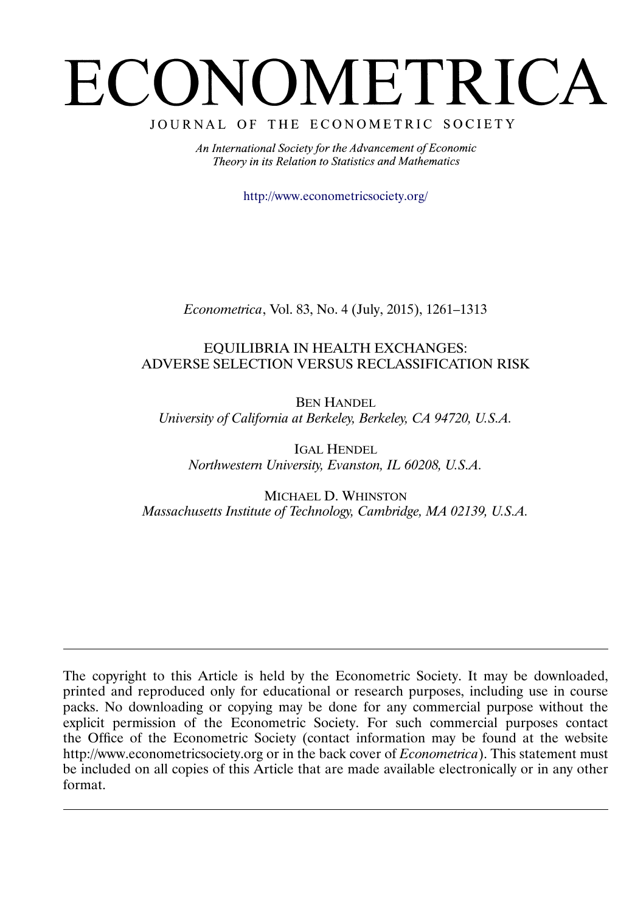# ECONOMETRICA

JOURNAL OF THE ECONOMETRIC SOCIETY

*An International Society for the Advancement of Economic Theory in its Relation to Statistics and Mathematics*

http://www.econometricsociety.org/

*Econometrica*, Vol. 83, No. 4 (July, 2015), 1261–1313

## EQUILIBRIA IN HEALTH EXCHANGES: ADVERSE SELECTION VERSUS RECLASSIFICATION RISK

BEN HANDEL
*University of California at Berkeley, Berkeley, CA 94720, U.S.A.*

IGAL HENDEL
*Northwestern University, Evanston, IL 60208, U.S.A.*

MICHAEL D. WHINSTON
*Massachusetts Institute of Technology, Cambridge, MA 02139, U.S.A.*

---

The copyright to this Article is held by the Econometric Society. It may be downloaded, printed and reproduced only for educational or research purposes, including use in course packs. No downloading or copying may be done for any commercial purpose without the explicit permission of the Econometric Society. For such commercial purposes contact the Office of the Econometric Society (contact information may be found at the website http://www.econometricsociety.org or in the back cover of *Econometrica*). This statement must be included on all copies of this Article that are made available electronically or in any other format.

---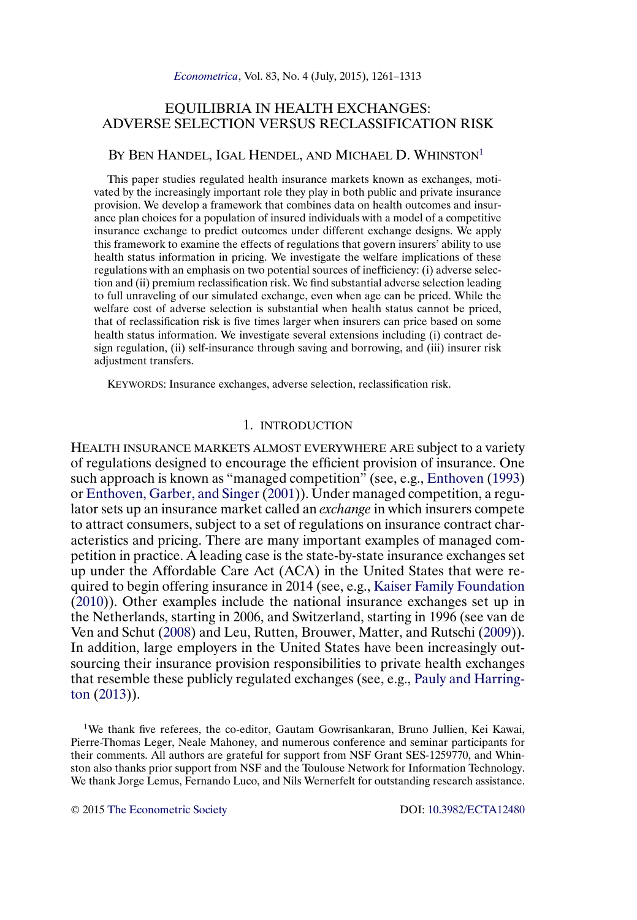# EQUILIBRIA IN HEALTH EXCHANGES: ADVERSE SELECTION VERSUS RECLASSIFICATION RISK

### BY BEN HANDEL, IGAL HENDEL, AND MICHAEL D. WHINSTON[1]

This paper studies regulated health insurance markets known as exchanges, motivated by the increasingly important role they play in both public and private insurance provision. We develop a framework that combines data on health outcomes and insurance plan choices for a population of insured individuals with a model of a competitive insurance exchange to predict outcomes under different exchange designs. We apply this framework to examine the effects of regulations that govern insurers' ability to use health status information in pricing. We investigate the welfare implications of these regulations with an emphasis on two potential sources of inefficiency: (i) adverse selection and (ii) premium reclassification risk. We find substantial adverse selection leading to full unraveling of our simulated exchange, even when age can be priced. While the welfare cost of adverse selection is substantial when health status cannot be priced, that of reclassification risk is five times larger when insurers can price based on some health status information. We investigate several extensions including (i) contract design regulation, (ii) self-insurance through saving and borrowing, and (iii) insurer risk adjustment transfers.

KEYWORDS: Insurance exchanges, adverse selection, reclassification risk.

## 1. INTRODUCTION

HEALTH INSURANCE MARKETS ALMOST EVERYWHERE ARE subject to a variety of regulations designed to encourage the efficient provision of insurance. One such approach is known as "managed competition" (see, e.g., Enthoven (1993) or Enthoven, Garber, and Singer (2001)). Under managed competition, a regulator sets up an insurance market called an *exchange* in which insurers compete to attract consumers, subject to a set of regulations on insurance contract characteristics and pricing. There are many important examples of managed competition in practice. A leading case is the state-by-state insurance exchanges set up under the Affordable Care Act (ACA) in the United States that were required to begin offering insurance in 2014 (see, e.g., Kaiser Family Foundation (2010)). Other examples include the national insurance exchanges set up in the Netherlands, starting in 2006, and Switzerland, starting in 1996 (see van de Ven and Schut (2008) and Leu, Rutten, Brouwer, Matter, and Rutschi (2009)). In addition, large employers in the United States have been increasingly outsourcing their insurance provision responsibilities to private health exchanges that resemble these publicly regulated exchanges (see, e.g., Pauly and Harrington (2013)).

[1] We thank five referees, the co-editor, Gautam Gowrisankaran, Bruno Jullien, Kei Kawai, Pierre-Thomas Leger, Neale Mahoney, and numerous conference and seminar participants for their comments. All authors are grateful for support from NSF Grant SES-1259770, and Whinston also thanks prior support from NSF and the Toulouse Network for Information Technology. We thank Jorge Lemus, Fernando Luco, and Nils Wernerfelt for outstanding research assistance.

© 2015 The Econometric Society DOI: 10.3982/ECTA12480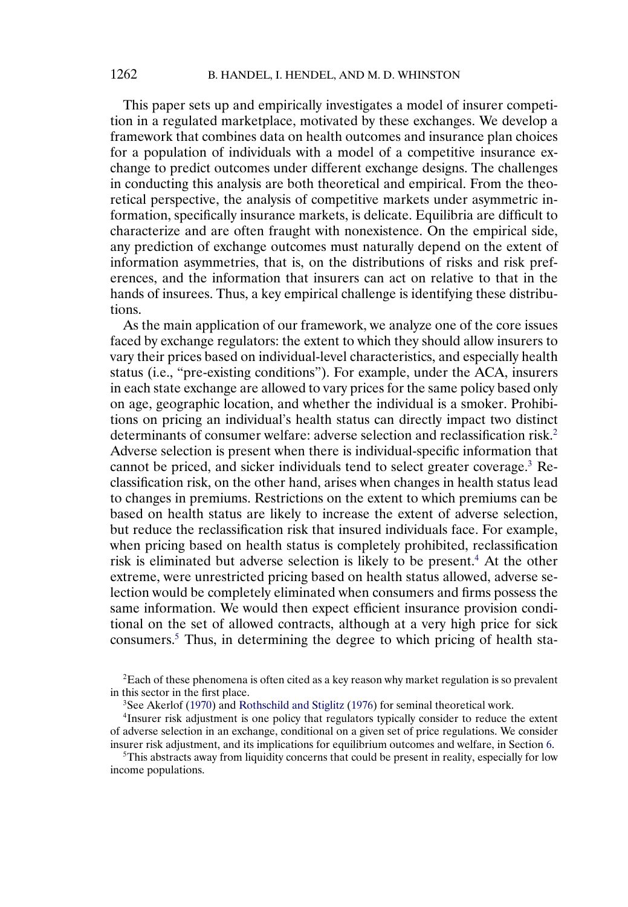This paper sets up and empirically investigates a model of insurer competition in a regulated marketplace, motivated by these exchanges. We develop a framework that combines data on health outcomes and insurance plan choices for a population of individuals with a model of a competitive insurance exchange to predict outcomes under different exchange designs. The challenges in conducting this analysis are both theoretical and empirical. From the theoretical perspective, the analysis of competitive markets under asymmetric information, specifically insurance markets, is delicate. Equilibria are difficult to characterize and are often fraught with nonexistence. On the empirical side, any prediction of exchange outcomes must naturally depend on the extent of information asymmetries, that is, on the distributions of risks and risk preferences, and the information that insurers can act on relative to that in the hands of insurees. Thus, a key empirical challenge is identifying these distributions.

As the main application of our framework, we analyze one of the core issues faced by exchange regulators: the extent to which they should allow insurers to vary their prices based on individual-level characteristics, and especially health status (i.e., "pre-existing conditions"). For example, under the ACA, insurers in each state exchange are allowed to vary prices for the same policy based only on age, geographic location, and whether the individual is a smoker. Prohibitions on pricing an individual's health status can directly impact two distinct determinants of consumer welfare: adverse selection and reclassification risk.[2] Adverse selection is present when there is individual-specific information that cannot be priced, and sicker individuals tend to select greater coverage.[3] Reclassification risk, on the other hand, arises when changes in health status lead to changes in premiums. Restrictions on the extent to which premiums can be based on health status are likely to increase the extent of adverse selection, but reduce the reclassification risk that insured individuals face. For example, when pricing based on health status is completely prohibited, reclassification risk is eliminated but adverse selection is likely to be present.[4] At the other extreme, were unrestricted pricing based on health status allowed, adverse selection would be completely eliminated when consumers and firms possess the same information. We would then expect efficient insurance provision conditional on the set of allowed contracts, although at a very high price for sick consumers.[5] Thus, in determining the degree to which pricing of health sta-

[2]Each of these phenomena is often cited as a key reason why market regulation is so prevalent in this sector in the first place.

[3]See Akerlof (1970) and Rothschild and Stiglitz (1976) for seminal theoretical work.

[4]Insurer risk adjustment is one policy that regulators typically consider to reduce the extent of adverse selection in an exchange, conditional on a given set of price regulations. We consider insurer risk adjustment, and its implications for equilibrium outcomes and welfare, in Section 6.

[5]This abstracts away from liquidity concerns that could be present in reality, especially for low income populations.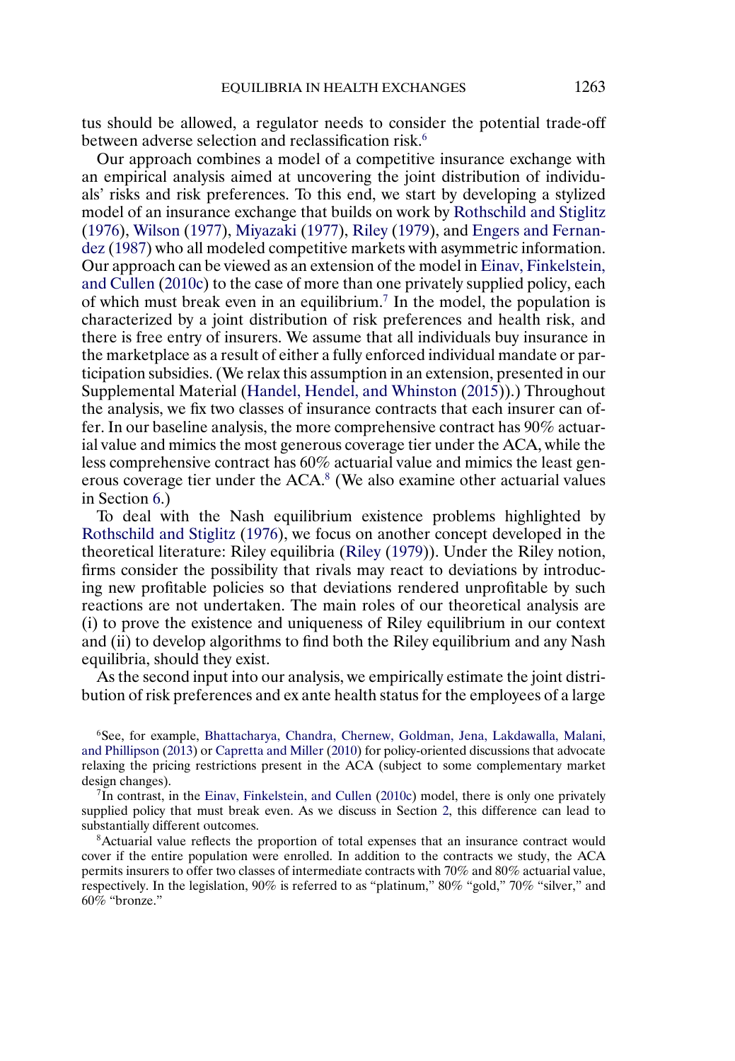tus should be allowed, a regulator needs to consider the potential trade-off between adverse selection and reclassification risk.[6]

Our approach combines a model of a competitive insurance exchange with an empirical analysis aimed at uncovering the joint distribution of individuals' risks and risk preferences. To this end, we start by developing a stylized model of an insurance exchange that builds on work by Rothschild and Stiglitz (1976), Wilson (1977), Miyazaki (1977), Riley (1979), and Engers and Fernandez (1987) who all modeled competitive markets with asymmetric information. Our approach can be viewed as an extension of the model in Einav, Finkelstein, and Cullen (2010c) to the case of more than one privately supplied policy, each of which must break even in an equilibrium.[7] In the model, the population is characterized by a joint distribution of risk preferences and health risk, and there is free entry of insurers. We assume that all individuals buy insurance in the marketplace as a result of either a fully enforced individual mandate or participation subsidies. (We relax this assumption in an extension, presented in our Supplemental Material (Handel, Hendel, and Whinston (2015)).) Throughout the analysis, we fix two classes of insurance contracts that each insurer can offer. In our baseline analysis, the more comprehensive contract has 90% actuarial value and mimics the most generous coverage tier under the ACA, while the less comprehensive contract has 60% actuarial value and mimics the least generous coverage tier under the ACA.[8] (We also examine other actuarial values in Section 6.)

To deal with the Nash equilibrium existence problems highlighted by Rothschild and Stiglitz (1976), we focus on another concept developed in the theoretical literature: Riley equilibria (Riley (1979)). Under the Riley notion, firms consider the possibility that rivals may react to deviations by introducing new profitable policies so that deviations rendered unprofitable by such reactions are not undertaken. The main roles of our theoretical analysis are (i) to prove the existence and uniqueness of Riley equilibrium in our context and (ii) to develop algorithms to find both the Riley equilibrium and any Nash equilibria, should they exist.

As the second input into our analysis, we empirically estimate the joint distribution of risk preferences and ex ante health status for the employees of a large

[6]See, for example, Bhattacharya, Chandra, Chernew, Goldman, Jena, Lakdawalla, Malani, and Phillipson (2013) or Capretta and Miller (2010) for policy-oriented discussions that advocate relaxing the pricing restrictions present in the ACA (subject to some complementary market design changes).

[7]In contrast, in the Einav, Finkelstein, and Cullen (2010c) model, there is only one privately supplied policy that must break even. As we discuss in Section 2, this difference can lead to substantially different outcomes.

[8]Actuarial value reflects the proportion of total expenses that an insurance contract would cover if the entire population were enrolled. In addition to the contracts we study, the ACA permits insurers to offer two classes of intermediate contracts with 70% and 80% actuarial value, respectively. In the legislation, 90% is referred to as "platinum," 80% "gold," 70% "silver," and 60% "bronze."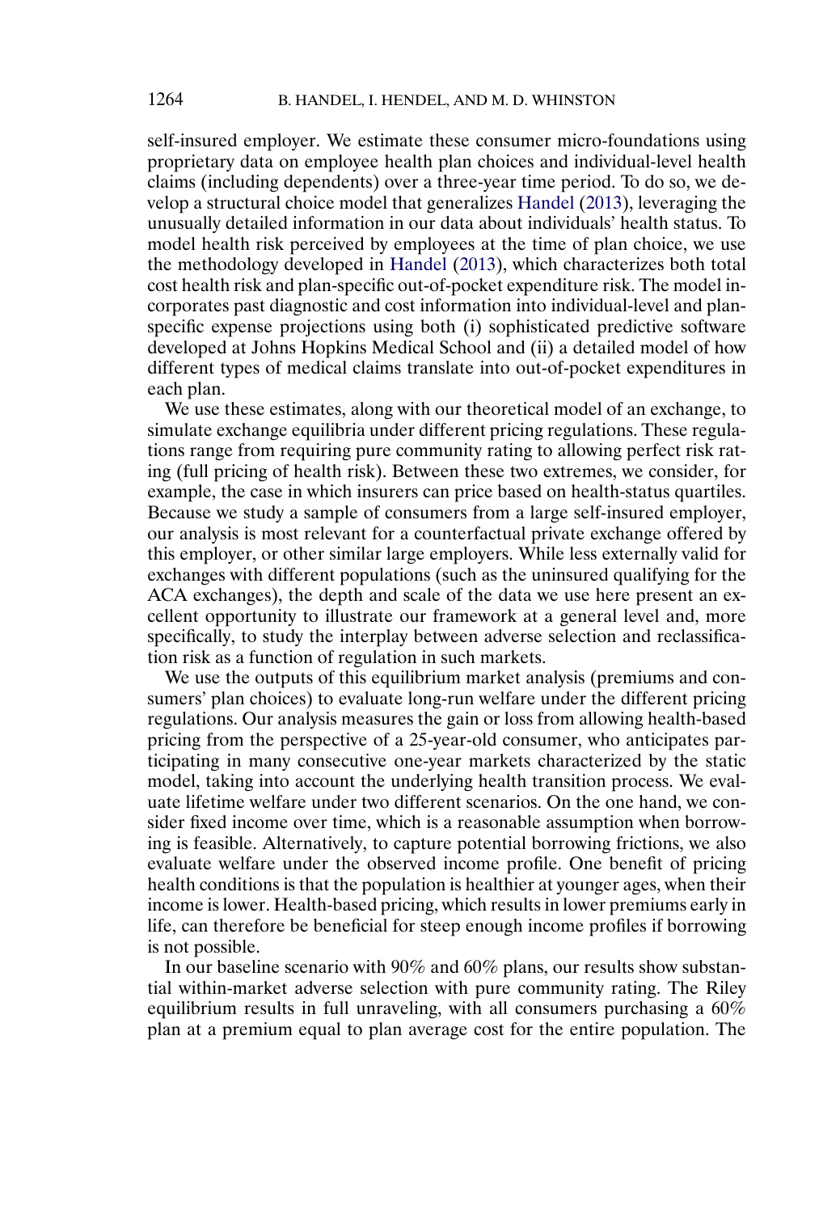self-insured employer. We estimate these consumer micro-foundations using proprietary data on employee health plan choices and individual-level health claims (including dependents) over a three-year time period. To do so, we develop a structural choice model that generalizes Handel (2013), leveraging the unusually detailed information in our data about individuals' health status. To model health risk perceived by employees at the time of plan choice, we use the methodology developed in Handel (2013), which characterizes both total cost health risk and plan-specific out-of-pocket expenditure risk. The model incorporates past diagnostic and cost information into individual-level and plan-specific expense projections using both (i) sophisticated predictive software developed at Johns Hopkins Medical School and (ii) a detailed model of how different types of medical claims translate into out-of-pocket expenditures in each plan.

We use these estimates, along with our theoretical model of an exchange, to simulate exchange equilibria under different pricing regulations. These regulations range from requiring pure community rating to allowing perfect risk rating (full pricing of health risk). Between these two extremes, we consider, for example, the case in which insurers can price based on health-status quartiles. Because we study a sample of consumers from a large self-insured employer, our analysis is most relevant for a counterfactual private exchange offered by this employer, or other similar large employers. While less externally valid for exchanges with different populations (such as the uninsured qualifying for the ACA exchanges), the depth and scale of the data we use here present an excellent opportunity to illustrate our framework at a general level and, more specifically, to study the interplay between adverse selection and reclassification risk as a function of regulation in such markets.

We use the outputs of this equilibrium market analysis (premiums and consumers' plan choices) to evaluate long-run welfare under the different pricing regulations. Our analysis measures the gain or loss from allowing health-based pricing from the perspective of a 25-year-old consumer, who anticipates participating in many consecutive one-year markets characterized by the static model, taking into account the underlying health transition process. We evaluate lifetime welfare under two different scenarios. On the one hand, we consider fixed income over time, which is a reasonable assumption when borrowing is feasible. Alternatively, to capture potential borrowing frictions, we also evaluate welfare under the observed income profile. One benefit of pricing health conditions is that the population is healthier at younger ages, when their income is lower. Health-based pricing, which results in lower premiums early in life, can therefore be beneficial for steep enough income profiles if borrowing is not possible.

In our baseline scenario with 90% and 60% plans, our results show substantial within-market adverse selection with pure community rating. The Riley equilibrium results in full unraveling, with all consumers purchasing a 60% plan at a premium equal to plan average cost for the entire population. The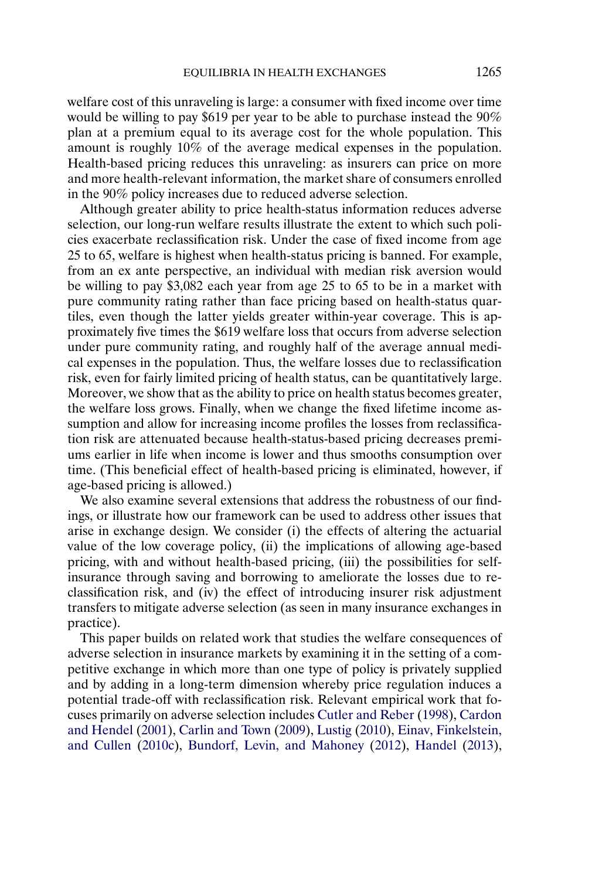welfare cost of this unraveling is large: a consumer with fixed income over time would be willing to pay \$619 per year to be able to purchase instead the 90% plan at a premium equal to its average cost for the whole population. This amount is roughly 10% of the average medical expenses in the population. Health-based pricing reduces this unraveling: as insurers can price on more and more health-relevant information, the market share of consumers enrolled in the 90% policy increases due to reduced adverse selection.

Although greater ability to price health-status information reduces adverse selection, our long-run welfare results illustrate the extent to which such policies exacerbate reclassification risk. Under the case of fixed income from age 25 to 65, welfare is highest when health-status pricing is banned. For example, from an ex ante perspective, an individual with median risk aversion would be willing to pay \$3,082 each year from age 25 to 65 to be in a market with pure community rating rather than face pricing based on health-status quartiles, even though the latter yields greater within-year coverage. This is approximately five times the \$619 welfare loss that occurs from adverse selection under pure community rating, and roughly half of the average annual medical expenses in the population. Thus, the welfare losses due to reclassification risk, even for fairly limited pricing of health status, can be quantitatively large. Moreover, we show that as the ability to price on health status becomes greater, the welfare loss grows. Finally, when we change the fixed lifetime income assumption and allow for increasing income profiles the losses from reclassification risk are attenuated because health-status-based pricing decreases premiums earlier in life when income is lower and thus smooths consumption over time. (This beneficial effect of health-based pricing is eliminated, however, if age-based pricing is allowed.)

We also examine several extensions that address the robustness of our findings, or illustrate how our framework can be used to address other issues that arise in exchange design. We consider (i) the effects of altering the actuarial value of the low coverage policy, (ii) the implications of allowing age-based pricing, with and without health-based pricing, (iii) the possibilities for self-insurance through saving and borrowing to ameliorate the losses due to reclassification risk, and (iv) the effect of introducing insurer risk adjustment transfers to mitigate adverse selection (as seen in many insurance exchanges in practice).

This paper builds on related work that studies the welfare consequences of adverse selection in insurance markets by examining it in the setting of a competitive exchange in which more than one type of policy is privately supplied and by adding in a long-term dimension whereby price regulation induces a potential trade-off with reclassification risk. Relevant empirical work that focuses primarily on adverse selection includes Cutler and Reber (1998), Cardon and Hendel (2001), Carlin and Town (2009), Lustig (2010), Einav, Finkelstein, and Cullen (2010c), Bundorf, Levin, and Mahoney (2012), Handel (2013),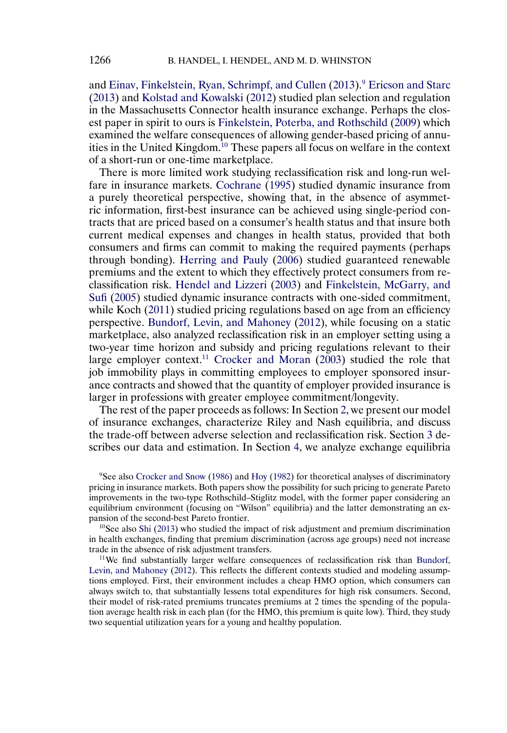and Einav, Finkelstein, Ryan, Schrimpf, and Cullen (2013).[9] Ericson and Starc (2013) and Kolstad and Kowalski (2012) studied plan selection and regulation in the Massachusetts Connector health insurance exchange. Perhaps the closest paper in spirit to ours is Finkelstein, Poterba, and Rothschild (2009) which examined the welfare consequences of allowing gender-based pricing of annuities in the United Kingdom.[10] These papers all focus on welfare in the context of a short-run or one-time marketplace.

There is more limited work studying reclassification risk and long-run welfare in insurance markets. Cochrane (1995) studied dynamic insurance from a purely theoretical perspective, showing that, in the absence of asymmetric information, first-best insurance can be achieved using single-period contracts that are priced based on a consumer's health status and that insure both current medical expenses and changes in health status, provided that both consumers and firms can commit to making the required payments (perhaps through bonding). Herring and Pauly (2006) studied guaranteed renewable premiums and the extent to which they effectively protect consumers from reclassification risk. Hendel and Lizzeri (2003) and Finkelstein, McGarry, and Sufi (2005) studied dynamic insurance contracts with one-sided commitment, while Koch (2011) studied pricing regulations based on age from an efficiency perspective. Bundorf, Levin, and Mahoney (2012), while focusing on a static marketplace, also analyzed reclassification risk in an employer setting using a two-year time horizon and subsidy and pricing regulations relevant to their large employer context.[11] Crocker and Moran (2003) studied the role that job immobility plays in committing employees to employer sponsored insurance contracts and showed that the quantity of employer provided insurance is larger in professions with greater employee commitment/longevity.

The rest of the paper proceeds as follows: In Section 2, we present our model of insurance exchanges, characterize Riley and Nash equilibria, and discuss the trade-off between adverse selection and reclassification risk. Section 3 describes our data and estimation. In Section 4, we analyze exchange equilibria

[9]See also Crocker and Snow (1986) and Hoy (1982) for theoretical analyses of discriminatory pricing in insurance markets. Both papers show the possibility for such pricing to generate Pareto improvements in the two-type Rothschild–Stiglitz model, with the former paper considering an equilibrium environment (focusing on "Wilson" equilibria) and the latter demonstrating an expansion of the second-best Pareto frontier.

[10]See also Shi (2013) who studied the impact of risk adjustment and premium discrimination in health exchanges, finding that premium discrimination (across age groups) need not increase trade in the absence of risk adjustment transfers.

[11]We find substantially larger welfare consequences of reclassification risk than Bundorf, Levin, and Mahoney (2012). This reflects the different contexts studied and modeling assumptions employed. First, their environment includes a cheap HMO option, which consumers can always switch to, that substantially lessens total expenditures for high risk consumers. Second, their model of risk-rated premiums truncates premiums at 2 times the spending of the population average health risk in each plan (for the HMO, this premium is quite low). Third, they study two sequential utilization years for a young and healthy population.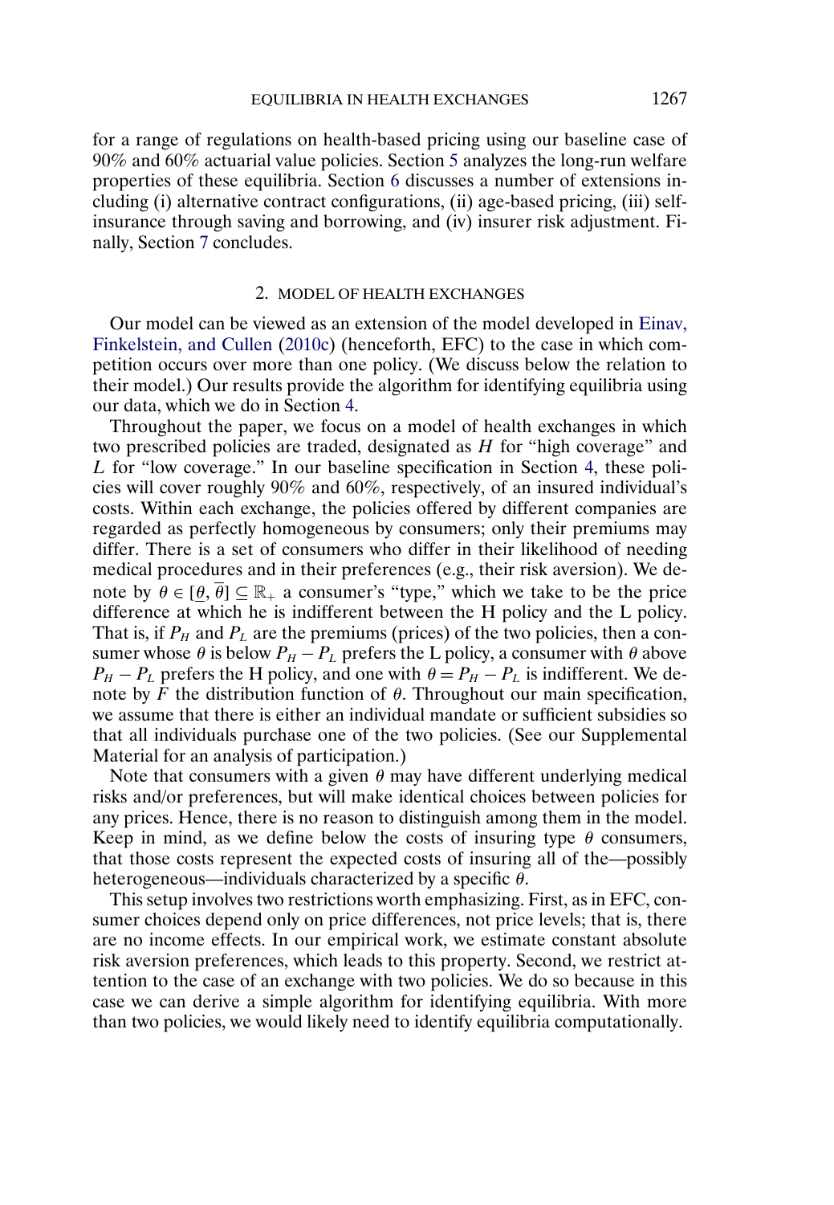for a range of regulations on health-based pricing using our baseline case of 90% and 60% actuarial value policies. Section 5 analyzes the long-run welfare properties of these equilibria. Section 6 discusses a number of extensions including (i) alternative contract configurations, (ii) age-based pricing, (iii) self-insurance through saving and borrowing, and (iv) insurer risk adjustment. Finally, Section 7 concludes.

## 2. MODEL OF HEALTH EXCHANGES

Our model can be viewed as an extension of the model developed in Einav, Finkelstein, and Cullen (2010c) (henceforth, EFC) to the case in which competition occurs over more than one policy. (We discuss below the relation to their model.) Our results provide the algorithm for identifying equilibria using our data, which we do in Section 4.

Throughout the paper, we focus on a model of health exchanges in which two prescribed policies are traded, designated as $H$ for "high coverage" and $L$ for "low coverage." In our baseline specification in Section 4, these policies will cover roughly 90% and 60%, respectively, of an insured individual's costs. Within each exchange, the policies offered by different companies are regarded as perfectly homogeneous by consumers; only their premiums may differ. There is a set of consumers who differ in their likelihood of needing medical procedures and in their preferences (e.g., their risk aversion). We denote by $\theta \in [\underline{\theta}, \overline{\theta}] \subseteq \mathbb{R}_+$ a consumer's "type," which we take to be the price difference at which he is indifferent between the H policy and the L policy. That is, if $P_H$ and $P_L$ are the premiums (prices) of the two policies, then a consumer whose $\theta$ is below $P_H - P_L$ prefers the L policy, a consumer with $\theta$ above $P_H - P_L$ prefers the H policy, and one with $\theta = P_H - P_L$ is indifferent. We denote by $F$ the distribution function of $\theta$. Throughout our main specification, we assume that there is either an individual mandate or sufficient subsidies so that all individuals purchase one of the two policies. (See our Supplemental Material for an analysis of participation.)

Note that consumers with a given $\theta$ may have different underlying medical risks and/or preferences, but will make identical choices between policies for any prices. Hence, there is no reason to distinguish among them in the model. Keep in mind, as we define below the costs of insuring type $\theta$ consumers, that those costs represent the expected costs of insuring all of the—possibly heterogeneous—individuals characterized by a specific $\theta$.

This setup involves two restrictions worth emphasizing. First, as in EFC, consumer choices depend only on price differences, not price levels; that is, there are no income effects. In our empirical work, we estimate constant absolute risk aversion preferences, which leads to this property. Second, we restrict attention to the case of an exchange with two policies. We do so because in this case we can derive a simple algorithm for identifying equilibria. With more than two policies, we would likely need to identify equilibria computationally.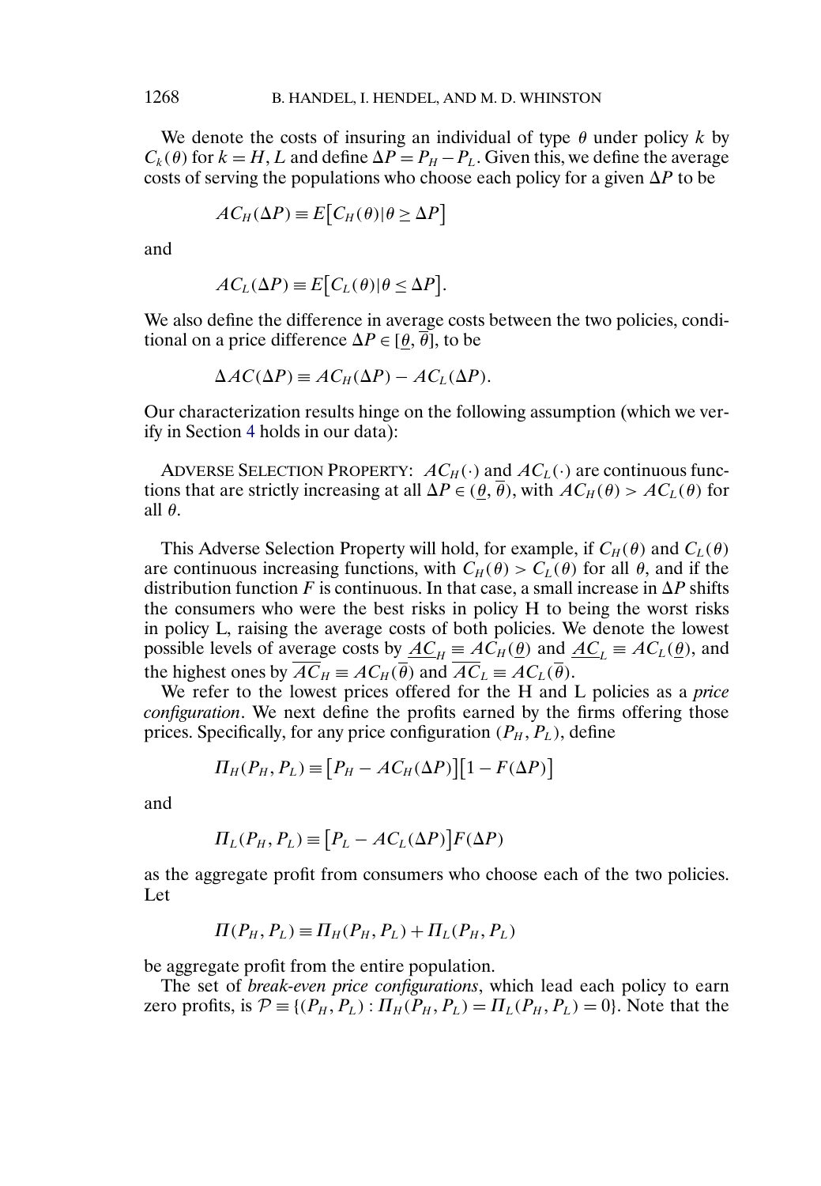We denote the costs of insuring an individual of type $\theta$ under policy $k$ by $C_k(\theta)$ for $k = H, L$ and define $\Delta P = P_H - P_L$. Given this, we define the average costs of serving the populations who choose each policy for a given $\Delta P$ to be

$$AC_H(\Delta P) \equiv E\big[C_H(\theta) | \theta \geq \Delta P\big]$$

and

$$AC_L(\Delta P) \equiv E\big[C_L(\theta) | \theta \leq \Delta P\big].$$

We also define the difference in average costs between the two policies, conditional on a price difference $\Delta P \in [\underline{\theta}, \overline{\theta}]$, to be

$$\Delta AC(\Delta P) \equiv AC_H(\Delta P) - AC_L(\Delta P).$$

Our characterization results hinge on the following assumption (which we verify in Section 4 holds in our data):

ADVERSE SELECTION PROPERTY: $AC_H(\cdot)$ and $AC_L(\cdot)$ are continuous functions that are strictly increasing at all $\Delta P \in (\underline{\theta}, \overline{\theta})$, with $AC_H(\theta) > AC_L(\theta)$ for all $\theta$.

This Adverse Selection Property will hold, for example, if $C_H(\theta)$ and $C_L(\theta)$ are continuous increasing functions, with $C_H(\theta) > C_L(\theta)$ for all $\theta$, and if the distribution function $F$ is continuous. In that case, a small increase in $\Delta P$ shifts the consumers who were the best risks in policy H to being the worst risks in policy L, raising the average costs of both policies. We denote the lowest possible levels of average costs by $\underline{AC}_H \equiv AC_H(\underline{\theta})$ and $\underline{AC}_L \equiv AC_L(\underline{\theta})$, and the highest ones by $\overline{AC}_H \equiv AC_H(\overline{\theta})$ and $\overline{AC}_L \equiv AC_L(\overline{\theta})$.

We refer to the lowest prices offered for the H and L policies as a *price configuration*. We next define the profits earned by the firms offering those prices. Specifically, for any price configuration $(P_H, P_L)$, define

$$\Pi_H(P_H, P_L) \equiv \big[P_H - AC_H(\Delta P)\big]\big[1 - F(\Delta P)\big]$$

and

$$\Pi_L(P_H, P_L) \equiv \big[P_L - AC_L(\Delta P)\big]F(\Delta P)$$

as the aggregate profit from consumers who choose each of the two policies. Let

$$\Pi(P_H, P_L) \equiv \Pi_H(P_H, P_L) + \Pi_L(P_H, P_L)$$

be aggregate profit from the entire population.

The set of *break-even price configurations*, which lead each policy to earn zero profits, is $\mathcal{P} \equiv \{(P_H, P_L) : \Pi_H(P_H, P_L) = \Pi_L(P_H, P_L) = 0\}$. Note that the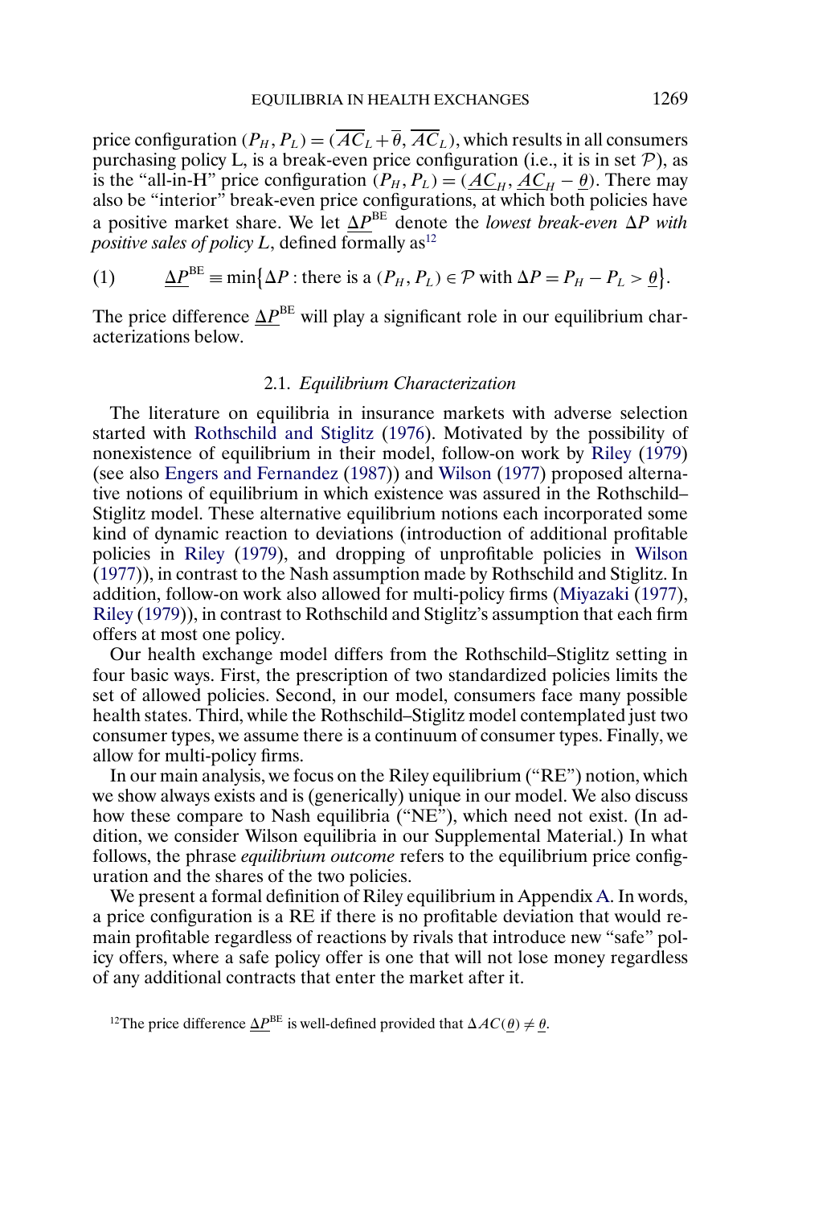price configuration $(P_H, P_L) = (\overline{AC}_L + \overline{\theta}, \overline{AC}_L)$, which results in all consumers purchasing policy L, is a break-even price configuration (i.e., it is in set $\mathcal{P}$), as is the "all-in-H" price configuration $(P_H, P_L) = (\underline{AC}_H, \underline{AC}_H - \underline{\theta})$. There may also be "interior" break-even price configurations, at which both policies have a positive market share. We let $\underline{\Delta P}^{\text{BE}}$ denote the *lowest break-even* $\Delta P$ *with positive sales of policy* $L$, defined formally as[12]

$$\underline{\Delta P}^{\text{BE}} \equiv \min\{\Delta P : \text{there is a } (P_H, P_L) \in \mathcal{P} \text{ with } \Delta P = P_H - P_L > \underline{\theta}\}. \tag{1}$$

The price difference $\underline{\Delta P}^{\text{BE}}$ will play a significant role in our equilibrium characterizations below.

### 2.1. *Equilibrium Characterization*

The literature on equilibria in insurance markets with adverse selection started with Rothschild and Stiglitz (1976). Motivated by the possibility of nonexistence of equilibrium in their model, follow-on work by Riley (1979) (see also Engers and Fernandez (1987)) and Wilson (1977) proposed alternative notions of equilibrium in which existence was assured in the Rothschild–Stiglitz model. These alternative equilibrium notions each incorporated some kind of dynamic reaction to deviations (introduction of additional profitable policies in Riley (1979), and dropping of unprofitable policies in Wilson (1977)), in contrast to the Nash assumption made by Rothschild and Stiglitz. In addition, follow-on work also allowed for multi-policy firms (Miyazaki (1977), Riley (1979)), in contrast to Rothschild and Stiglitz's assumption that each firm offers at most one policy.

Our health exchange model differs from the Rothschild–Stiglitz setting in four basic ways. First, the prescription of two standardized policies limits the set of allowed policies. Second, in our model, consumers face many possible health states. Third, while the Rothschild–Stiglitz model contemplated just two consumer types, we assume there is a continuum of consumer types. Finally, we allow for multi-policy firms.

In our main analysis, we focus on the Riley equilibrium ("RE") notion, which we show always exists and is (generically) unique in our model. We also discuss how these compare to Nash equilibria ("NE"), which need not exist. (In addition, we consider Wilson equilibria in our Supplemental Material.) In what follows, the phrase *equilibrium outcome* refers to the equilibrium price configuration and the shares of the two policies.

We present a formal definition of Riley equilibrium in Appendix A. In words, a price configuration is a RE if there is no profitable deviation that would remain profitable regardless of reactions by rivals that introduce new "safe" policy offers, where a safe policy offer is one that will not lose money regardless of any additional contracts that enter the market after it.

[12]The price difference $\underline{\Delta P}^{\text{BE}}$ is well-defined provided that $\Delta AC(\underline{\theta}) \neq \underline{\theta}$.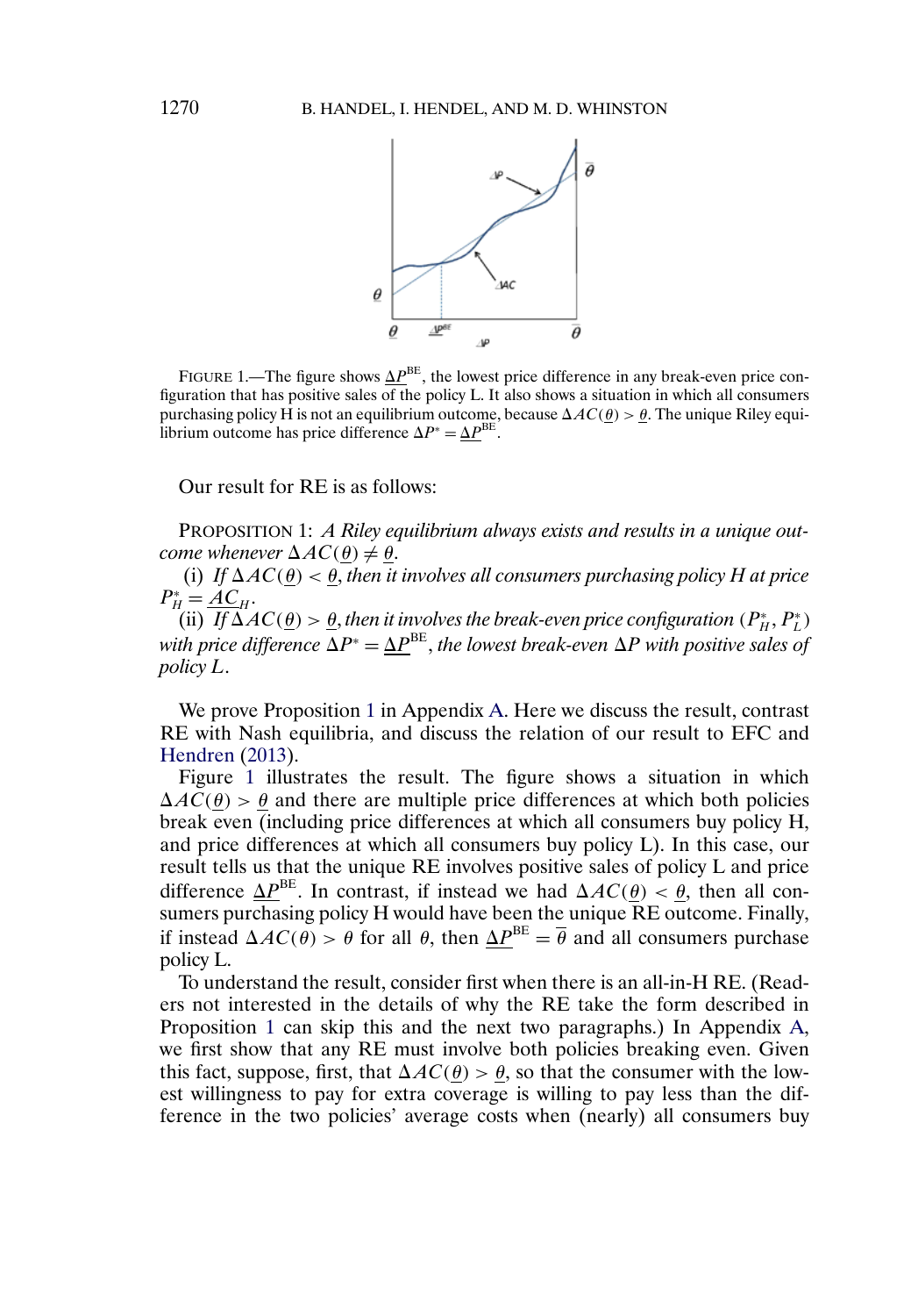FIGURE 1.—The figure shows $\underline{\Delta P}^{\text{BE}}$, the lowest price difference in any break-even price configuration that has positive sales of the policy L. It also shows a situation in which all consumers purchasing policy H is not an equilibrium outcome, because $\Delta AC(\underline{\theta}) > \underline{\theta}$. The unique Riley equilibrium outcome has price difference $\Delta P^* = \underline{\Delta P}^{\text{BE}}$.

Our result for RE is as follows:

PROPOSITION 1: *A Riley equilibrium always exists and results in a unique outcome whenever* $\Delta AC(\underline{\theta}) \neq \underline{\theta}$.

(i) *If* $\Delta AC(\underline{\theta}) < \underline{\theta}$, *then it involves all consumers purchasing policy H at price* $P_H^* = \underline{AC}_H$.

(ii) *If* $\Delta AC(\underline{\theta}) > \underline{\theta}$, *then it involves the break-even price configuration* $(P_H^*, P_L^*)$ *with price difference* $\Delta P^* = \underline{\Delta P}^{\text{BE}}$, *the lowest break-even* $\Delta P$ *with positive sales of policy L*.

We prove Proposition 1 in Appendix A. Here we discuss the result, contrast RE with Nash equilibria, and discuss the relation of our result to EFC and Hendren (2013).

Figure 1 illustrates the result. The figure shows a situation in which $\Delta AC(\underline{\theta}) > \underline{\theta}$ and there are multiple price differences at which both policies break even (including price differences at which all consumers buy policy H, and price differences at which all consumers buy policy L). In this case, our result tells us that the unique RE involves positive sales of policy L and price difference $\underline{\Delta P}^{\text{BE}}$. In contrast, if instead we had $\Delta AC(\underline{\theta}) < \underline{\theta}$, then all consumers purchasing policy H would have been the unique RE outcome. Finally, if instead $\Delta AC(\theta) > \theta$ for all $\theta$, then $\underline{\Delta P}^{\text{BE}} = \overline{\theta}$ and all consumers purchase policy L.

To understand the result, consider first when there is an all-in-H RE. (Readers not interested in the details of why the RE take the form described in Proposition 1 can skip this and the next two paragraphs.) In Appendix A, we first show that any RE must involve both policies breaking even. Given this fact, suppose, first, that $\Delta AC(\underline{\theta}) > \underline{\theta}$, so that the consumer with the lowest willingness to pay for extra coverage is willing to pay less than the difference in the two policies' average costs when (nearly) all consumers buy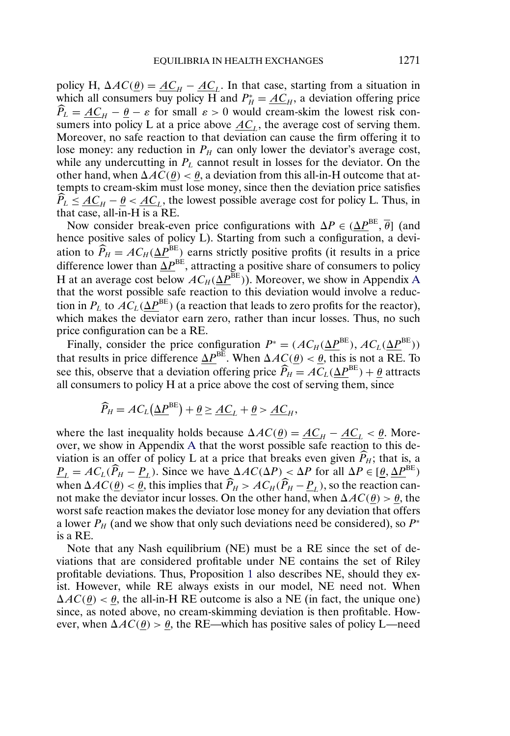policy H, $\Delta AC(\underline{\theta}) = \underline{AC}_H - \underline{AC}_L$. In that case, starting from a situation in which all consumers buy policy H and $P_H^* = \underline{AC}_H$, a deviation offering price $\widehat{P}_L = \underline{AC}_H - \underline{\theta} - \varepsilon$ for small $\varepsilon > 0$ would cream-skim the lowest risk consumers into policy L at a price above $\underline{AC}_L$, the average cost of serving them. Moreover, no safe reaction to that deviation can cause the firm offering it to lose money: any reduction in $P_H$ can only lower the deviator's average cost, while any undercutting in $P_L$ cannot result in losses for the deviator. On the other hand, when $\Delta AC(\underline{\theta}) < \underline{\theta}$, a deviation from this all-in-H outcome that attempts to cream-skim must lose money, since then the deviation price satisfies $\widehat{P}_L \leq \underline{AC}_H - \underline{\theta} < \underline{AC}_L$, the lowest possible average cost for policy L. Thus, in that case, all-in-H is a RE.

Now consider break-even price configurations with $\Delta P \in (\underline{\Delta P}^{\text{BE}}, \overline{\theta}]$ (and hence positive sales of policy L). Starting from such a configuration, a deviation to $\widehat{P}_H = AC_H(\underline{\Delta P}^{\text{BE}})$ earns strictly positive profits (it results in a price difference lower than $\underline{\Delta P}^{\text{BE}}$, attracting a positive share of consumers to policy H at an average cost below $AC_H(\underline{\Delta P}^{\text{BE}})$). Moreover, we show in Appendix A that the worst possible safe reaction to this deviation would involve a reduction in $P_L$ to $AC_L(\underline{\Delta P}^{\text{BE}})$ (a reaction that leads to zero profits for the reactor), which makes the deviator earn zero, rather than incur losses. Thus, no such price configuration can be a RE.

Finally, consider the price configuration $P^* = (AC_H(\underline{\Delta P}^{\text{BE}}), AC_L(\underline{\Delta P}^{\text{BE}}))$ that results in price difference $\underline{\Delta P}^{\text{BE}}$. When $\Delta AC(\underline{\theta}) < \underline{\theta}$, this is not a RE. To see this, observe that a deviation offering price $\widehat{P}_H = AC_L(\underline{\Delta P}^{\text{BE}}) + \underline{\theta}$ attracts all consumers to policy H at a price above the cost of serving them, since

$$\widehat{P}_H = AC_L(\underline{\Delta P}^{\text{BE}}) + \underline{\theta} \geq \underline{AC}_L + \underline{\theta} > \underline{AC}_H,$$

where the last inequality holds because $\Delta AC(\underline{\theta}) = \underline{AC}_H - \underline{AC}_L < \underline{\theta}$. Moreover, we show in Appendix A that the worst possible safe reaction to this deviation is an offer of policy L at a price that breaks even given $\widehat{P}_H$; that is, a $\underline{P}_L = AC_L(\widehat{P}_H - \underline{P}_L)$. Since we have $\Delta AC(\Delta P) < \Delta P$ for all $\Delta P \in [\underline{\theta}, \underline{\Delta P}^{\text{BE}})$ when $\Delta AC(\underline{\theta}) < \underline{\theta}$, this implies that $\widehat{P}_H > AC_H(\widehat{P}_H - \underline{P}_L)$, so the reaction cannot make the deviator incur losses. On the other hand, when $\Delta AC(\underline{\theta}) > \underline{\theta}$, the worst safe reaction makes the deviator lose money for any deviation that offers a lower $P_H$ (and we show that only such deviations need be considered), so $P^*$ is a RE.

Note that any Nash equilibrium (NE) must be a RE since the set of deviations that are considered profitable under NE contains the set of Riley profitable deviations. Thus, Proposition 1 also describes NE, should they exist. However, while RE always exists in our model, NE need not. When $\Delta AC(\underline{\theta}) < \underline{\theta}$, the all-in-H RE outcome is also a NE (in fact, the unique one) since, as noted above, no cream-skimming deviation is then profitable. However, when $\Delta AC(\underline{\theta}) > \underline{\theta}$, the RE—which has positive sales of policy L—need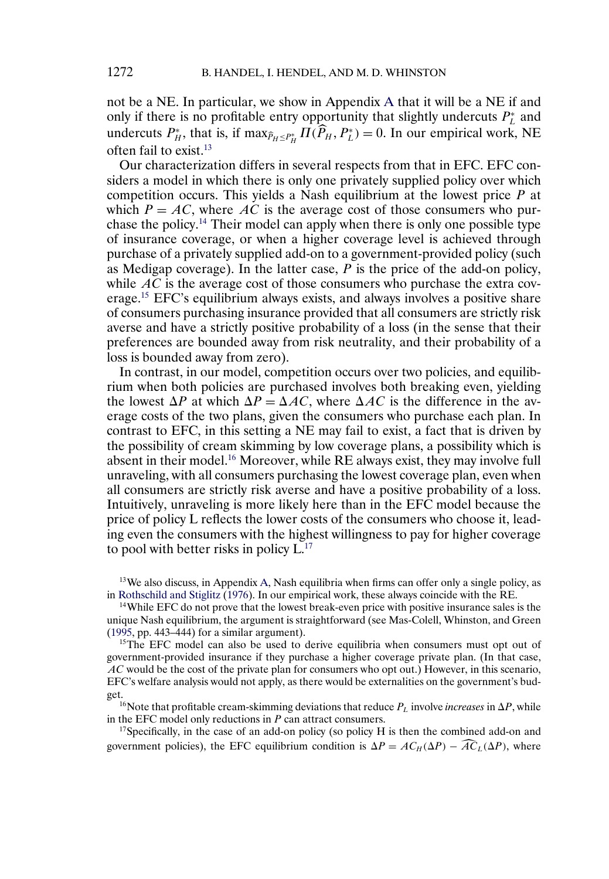not be a NE. In particular, we show in Appendix A that it will be a NE if and only if there is no profitable entry opportunity that slightly undercuts $P_L^*$ and undercuts $P_H^*$, that is, if $\max_{\widehat{P}_H \leq P_H^*} \Pi(\widehat{P}_H, P_L^*) = 0$. In our empirical work, NE often fail to exist.[13]

Our characterization differs in several respects from that in EFC. EFC considers a model in which there is only one privately supplied policy over which competition occurs. This yields a Nash equilibrium at the lowest price $P$ at which $P = AC$, where $AC$ is the average cost of those consumers who purchase the policy.[14] Their model can apply when there is only one possible type of insurance coverage, or when a higher coverage level is achieved through purchase of a privately supplied add-on to a government-provided policy (such as Medigap coverage). In the latter case, $P$ is the price of the add-on policy, while $AC$ is the average cost of those consumers who purchase the extra coverage.[15] EFC's equilibrium always exists, and always involves a positive share of consumers purchasing insurance provided that all consumers are strictly risk averse and have a strictly positive probability of a loss (in the sense that their preferences are bounded away from risk neutrality, and their probability of a loss is bounded away from zero).

In contrast, in our model, competition occurs over two policies, and equilibrium when both policies are purchased involves both breaking even, yielding the lowest $\Delta P$ at which $\Delta P = \Delta AC$, where $\Delta AC$ is the difference in the average costs of the two plans, given the consumers who purchase each plan. In contrast to EFC, in this setting a NE may fail to exist, a fact that is driven by the possibility of cream skimming by low coverage plans, a possibility which is absent in their model.[16] Moreover, while RE always exist, they may involve full unraveling, with all consumers purchasing the lowest coverage plan, even when all consumers are strictly risk averse and have a positive probability of a loss. Intuitively, unraveling is more likely here than in the EFC model because the price of policy L reflects the lower costs of the consumers who choose it, leading even the consumers with the highest willingness to pay for higher coverage to pool with better risks in policy L.[17]

[13] We also discuss, in Appendix A, Nash equilibria when firms can offer only a single policy, as in Rothschild and Stiglitz (1976). In our empirical work, these always coincide with the RE.

[14] While EFC do not prove that the lowest break-even price with positive insurance sales is the unique Nash equilibrium, the argument is straightforward (see Mas-Colell, Whinston, and Green (1995, pp. 443–444) for a similar argument).

[15] The EFC model can also be used to derive equilibria when consumers must opt out of government-provided insurance if they purchase a higher coverage private plan. (In that case, $AC$ would be the cost of the private plan for consumers who opt out.) However, in this scenario, EFC's welfare analysis would not apply, as there would be externalities on the government's budget.

[16] Note that profitable cream-skimming deviations that reduce $P_L$ involve *increases* in $\Delta P$, while in the EFC model only reductions in $P$ can attract consumers.

[17] Specifically, in the case of an add-on policy (so policy H is then the combined add-on and government policies), the EFC equilibrium condition is $\Delta P = AC_H(\Delta P) - \widehat{AC}_L(\Delta P)$, where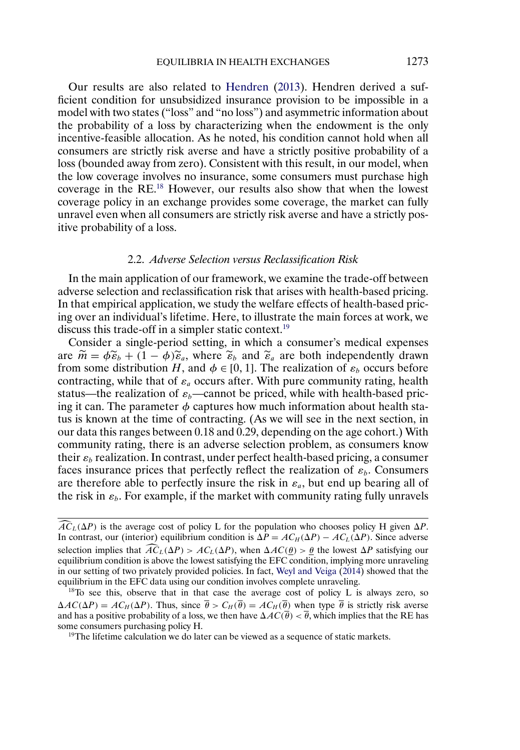Our results are also related to Hendren (2013). Hendren derived a sufficient condition for unsubsidized insurance provision to be impossible in a model with two states ("loss" and "no loss") and asymmetric information about the probability of a loss by characterizing when the endowment is the only incentive-feasible allocation. As he noted, his condition cannot hold when all consumers are strictly risk averse and have a strictly positive probability of a loss (bounded away from zero). Consistent with this result, in our model, when the low coverage involves no insurance, some consumers must purchase high coverage in the RE.[18] However, our results also show that when the lowest coverage policy in an exchange provides some coverage, the market can fully unravel even when all consumers are strictly risk averse and have a strictly positive probability of a loss.

### 2.2. *Adverse Selection versus Reclassification Risk*

In the main application of our framework, we examine the trade-off between adverse selection and reclassification risk that arises with health-based pricing. In that empirical application, we study the welfare effects of health-based pricing over an individual's lifetime. Here, to illustrate the main forces at work, we discuss this trade-off in a simpler static context.[19]

Consider a single-period setting, in which a consumer's medical expenses are $\widetilde{m} = \phi\widetilde{\varepsilon}_b + (1 - \phi)\widetilde{\varepsilon}_a$, where $\widetilde{\varepsilon}_b$ and $\widetilde{\varepsilon}_a$ are both independently drawn from some distribution $H$, and $\phi \in [0, 1]$. The realization of $\varepsilon_b$ occurs before contracting, while that of $\varepsilon_a$ occurs after. With pure community rating, health status—the realization of $\varepsilon_b$—cannot be priced, while with health-based pricing it can. The parameter $\phi$ captures how much information about health status is known at the time of contracting. (As we will see in the next section, in our data this ranges between 0.18 and 0.29, depending on the age cohort.) With community rating, there is an adverse selection problem, as consumers know their $\varepsilon_b$ realization. In contrast, under perfect health-based pricing, a consumer faces insurance prices that perfectly reflect the realization of $\varepsilon_b$. Consumers are therefore able to perfectly insure the risk in $\varepsilon_a$, but end up bearing all of the risk in $\varepsilon_b$. For example, if the market with community rating fully unravels

---

$\widehat{AC}_L(\Delta P)$ is the average cost of policy L for the population who chooses policy H given $\Delta P$. In contrast, our (interior) equilibrium condition is $\Delta P = AC_H(\Delta P) - AC_L(\Delta P)$. Since adverse selection implies that $\widehat{AC}_L(\Delta P) > AC_L(\Delta P)$, when $\Delta AC(\underline{\theta}) > \underline{\theta}$ the lowest $\Delta P$ satisfying our equilibrium condition is above the lowest satisfying the EFC condition, implying more unraveling in our setting of two privately provided policies. In fact, Weyl and Veiga (2014) showed that the equilibrium in the EFC data using our condition involves complete unraveling.

[18] To see this, observe that in that case the average cost of policy L is always zero, so $\Delta AC(\Delta P) = AC_H(\Delta P)$. Thus, since $\overline{\theta} > C_H(\overline{\theta}) = AC_H(\overline{\theta})$ when type $\overline{\theta}$ is strictly risk averse and has a positive probability of a loss, we then have $\Delta AC(\overline{\theta}) < \overline{\theta}$, which implies that the RE has some consumers purchasing policy H.

[19] The lifetime calculation we do later can be viewed as a sequence of static markets.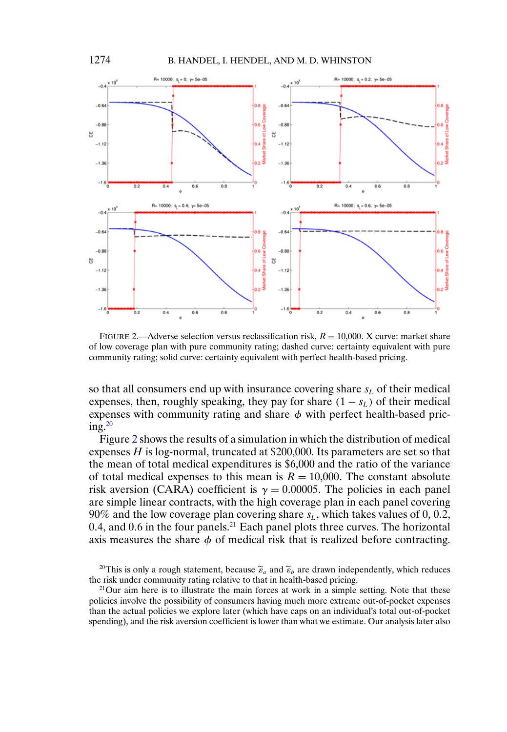FIGURE 2.—Adverse selection versus reclassification risk, $R = 10{,}000$. X curve: market share of low coverage plan with pure community rating; dashed curve: certainty equivalent with pure community rating; solid curve: certainty equivalent with perfect health-based pricing.

so that all consumers end up with insurance covering share $s_L$ of their medical expenses, then, roughly speaking, they pay for share $(1 - s_L)$ of their medical expenses with community rating and share $\phi$ with perfect health-based pricing.[20]

Figure 2 shows the results of a simulation in which the distribution of medical expenses $H$ is log-normal, truncated at \$200,000. Its parameters are set so that the mean of total medical expenditures is \$6,000 and the ratio of the variance of total medical expenses to this mean is $R = 10{,}000$. The constant absolute risk aversion (CARA) coefficient is $\gamma = 0.00005$. The policies in each panel are simple linear contracts, with the high coverage plan in each panel covering 90% and the low coverage plan covering share $s_L$, which takes values of 0, 0.2, 0.4, and 0.6 in the four panels.[21] Each panel plots three curves. The horizontal axis measures the share $\phi$ of medical risk that is realized before contracting.

[20]This is only a rough statement, because $\tilde{\varepsilon}_a$ and $\tilde{\varepsilon}_b$ are drawn independently, which reduces the risk under community rating relative to that in health-based pricing.

[21]Our aim here is to illustrate the main forces at work in a simple setting. Note that these policies involve the possibility of consumers having much more extreme out-of-pocket expenses than the actual policies we explore later (which have caps on an individual's total out-of-pocket spending), and the risk aversion coefficient is lower than what we estimate. Our analysis later also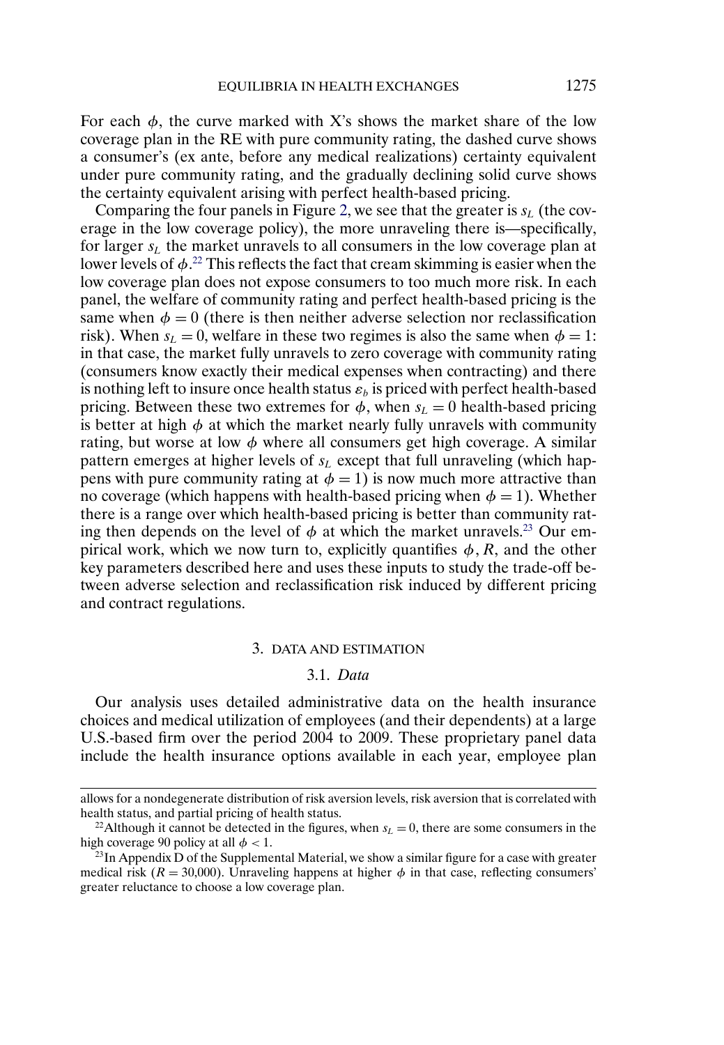For each $\phi$, the curve marked with X's shows the market share of the low coverage plan in the RE with pure community rating, the dashed curve shows a consumer's (ex ante, before any medical realizations) certainty equivalent under pure community rating, and the gradually declining solid curve shows the certainty equivalent arising with perfect health-based pricing.

Comparing the four panels in Figure 2, we see that the greater is $s_L$ (the coverage in the low coverage policy), the more unraveling there is—specifically, for larger $s_L$ the market unravels to all consumers in the low coverage plan at lower levels of $\phi$.[22] This reflects the fact that cream skimming is easier when the low coverage plan does not expose consumers to too much more risk. In each panel, the welfare of community rating and perfect health-based pricing is the same when $\phi = 0$ (there is then neither adverse selection nor reclassification risk). When $s_L = 0$, welfare in these two regimes is also the same when $\phi = 1$: in that case, the market fully unravels to zero coverage with community rating (consumers know exactly their medical expenses when contracting) and there is nothing left to insure once health status $\varepsilon_b$ is priced with perfect health-based pricing. Between these two extremes for $\phi$, when $s_L = 0$ health-based pricing is better at high $\phi$ at which the market nearly fully unravels with community rating, but worse at low $\phi$ where all consumers get high coverage. A similar pattern emerges at higher levels of $s_L$ except that full unraveling (which happens with pure community rating at $\phi = 1$) is now much more attractive than no coverage (which happens with health-based pricing when $\phi = 1$). Whether there is a range over which health-based pricing is better than community rating then depends on the level of $\phi$ at which the market unravels.[23] Our empirical work, which we now turn to, explicitly quantifies $\phi$, $R$, and the other key parameters described here and uses these inputs to study the trade-off between adverse selection and reclassification risk induced by different pricing and contract regulations.

## 3. DATA AND ESTIMATION

### 3.1. *Data*

Our analysis uses detailed administrative data on the health insurance choices and medical utilization of employees (and their dependents) at a large U.S.-based firm over the period 2004 to 2009. These proprietary panel data include the health insurance options available in each year, employee plan

---

allows for a nondegenerate distribution of risk aversion levels, risk aversion that is correlated with health status, and partial pricing of health status.

[22] Although it cannot be detected in the figures, when $s_L = 0$, there are some consumers in the high coverage 90 policy at all $\phi < 1$.

[23] In Appendix D of the Supplemental Material, we show a similar figure for a case with greater medical risk ($R = 30{,}000$). Unraveling happens at higher $\phi$ in that case, reflecting consumers' greater reluctance to choose a low coverage plan.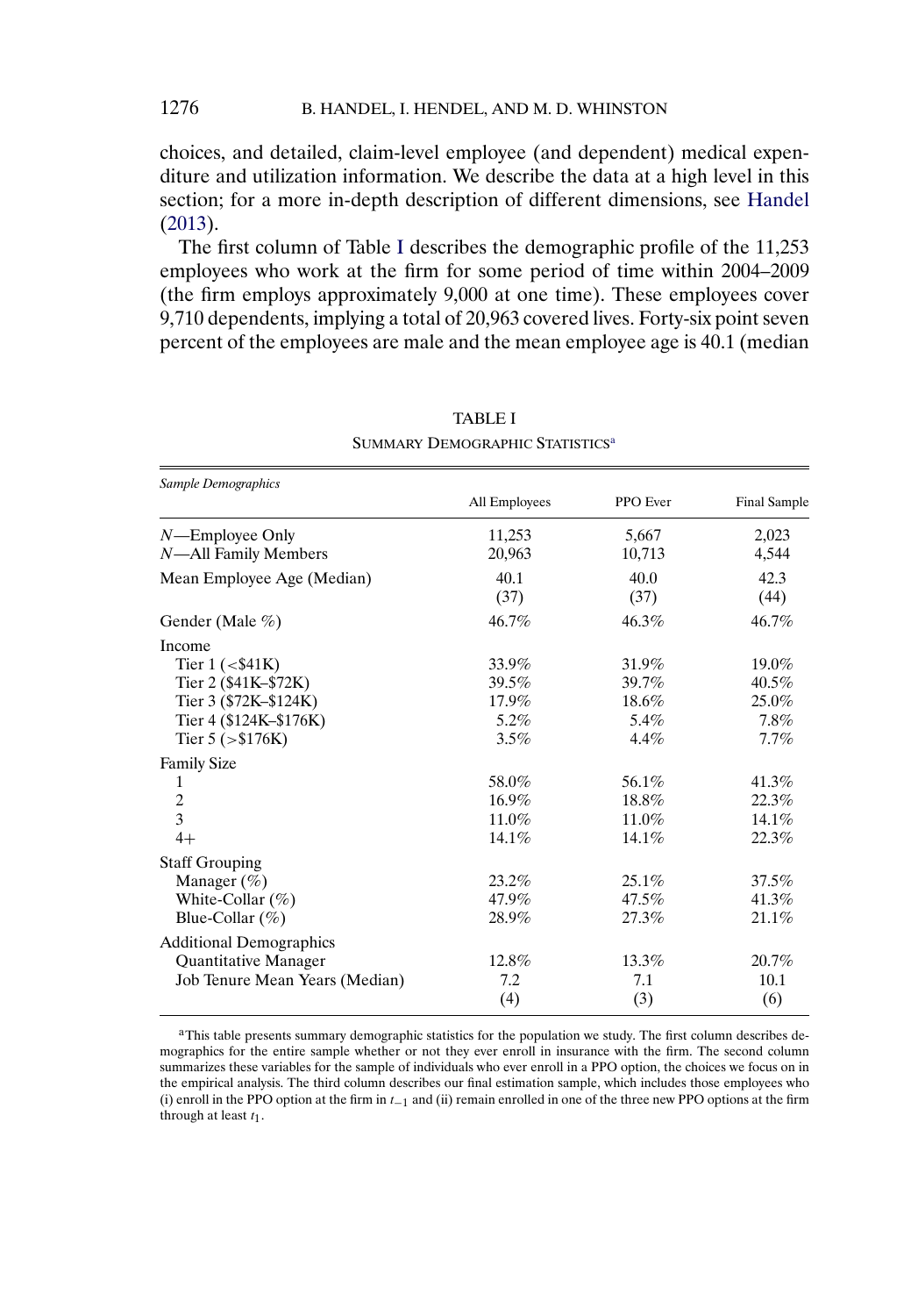choices, and detailed, claim-level employee (and dependent) medical expenditure and utilization information. We describe the data at a high level in this section; for a more in-depth description of different dimensions, see Handel (2013).

The first column of Table I describes the demographic profile of the 11,253 employees who work at the firm for some period of time within 2004–2009 (the firm employs approximately 9,000 at one time). These employees cover 9,710 dependents, implying a total of 20,963 covered lives. Forty-six point seven percent of the employees are male and the mean employee age is 40.1 (median

TABLE I

SUMMARY DEMOGRAPHIC STATISTICS[a]

| *Sample Demographics* | All Employees | PPO Ever | Final Sample |
|---|---|---|---|
| *N*—Employee Only | 11,253 | 5,667 | 2,023 |
| *N*—All Family Members | 20,963 | 10,713 | 4,544 |
| Mean Employee Age (Median) | 40.1 | 40.0 | 42.3 |
| | (37) | (37) | (44) |
| Gender (Male %) | 46.7% | 46.3% | 46.7% |
| Income | | | |
| Tier 1 (<$41K) | 33.9% | 31.9% | 19.0% |
| Tier 2 ($41K–$72K) | 39.5% | 39.7% | 40.5% |
| Tier 3 ($72K–$124K) | 17.9% | 18.6% | 25.0% |
| Tier 4 ($124K–$176K) | 5.2% | 5.4% | 7.8% |
| Tier 5 (>$176K) | 3.5% | 4.4% | 7.7% |
| Family Size | | | |
| 1 | 58.0% | 56.1% | 41.3% |
| 2 | 16.9% | 18.8% | 22.3% |
| 3 | 11.0% | 11.0% | 14.1% |
| 4+ | 14.1% | 14.1% | 22.3% |
| Staff Grouping | | | |
| Manager (%) | 23.2% | 25.1% | 37.5% |
| White-Collar (%) | 47.9% | 47.5% | 41.3% |
| Blue-Collar (%) | 28.9% | 27.3% | 21.1% |
| Additional Demographics | | | |
| Quantitative Manager | 12.8% | 13.3% | 20.7% |
| Job Tenure Mean Years (Median) | 7.2 | 7.1 | 10.1 |
| | (4) | (3) | (6) |

[a]This table presents summary demographic statistics for the population we study. The first column describes demographics for the entire sample whether or not they ever enroll in insurance with the firm. The second column summarizes these variables for the sample of individuals who ever enroll in a PPO option, the choices we focus on in the empirical analysis. The third column describes our final estimation sample, which includes those employees who (i) enroll in the PPO option at the firm in $t_{-1}$ and (ii) remain enrolled in one of the three new PPO options at the firm through at least $t_1$.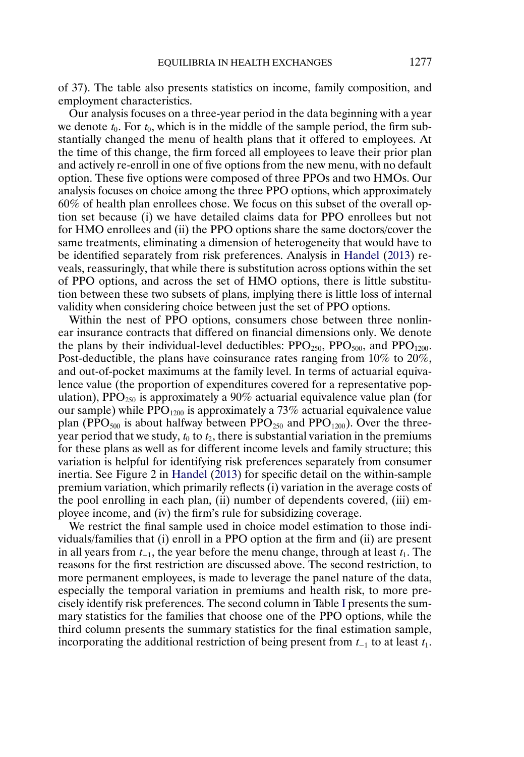of 37). The table also presents statistics on income, family composition, and employment characteristics.

Our analysis focuses on a three-year period in the data beginning with a year we denote $t_0$. For $t_0$, which is in the middle of the sample period, the firm substantially changed the menu of health plans that it offered to employees. At the time of this change, the firm forced all employees to leave their prior plan and actively re-enroll in one of five options from the new menu, with no default option. These five options were composed of three PPOs and two HMOs. Our analysis focuses on choice among the three PPO options, which approximately 60% of health plan enrollees chose. We focus on this subset of the overall option set because (i) we have detailed claims data for PPO enrollees but not for HMO enrollees and (ii) the PPO options share the same doctors/cover the same treatments, eliminating a dimension of heterogeneity that would have to be identified separately from risk preferences. Analysis in Handel (2013) reveals, reassuringly, that while there is substitution across options within the set of PPO options, and across the set of HMO options, there is little substitution between these two subsets of plans, implying there is little loss of internal validity when considering choice between just the set of PPO options.

Within the nest of PPO options, consumers chose between three nonlinear insurance contracts that differed on financial dimensions only. We denote the plans by their individual-level deductibles: $PPO_{250}$, $PPO_{500}$, and $PPO_{1200}$. Post-deductible, the plans have coinsurance rates ranging from 10% to 20%, and out-of-pocket maximums at the family level. In terms of actuarial equivalence value (the proportion of expenditures covered for a representative population), $PPO_{250}$ is approximately a 90% actuarial equivalence value plan (for our sample) while $PPO_{1200}$ is approximately a 73% actuarial equivalence value plan ($PPO_{500}$ is about halfway between $PPO_{250}$ and $PPO_{1200}$). Over the three-year period that we study, $t_0$ to $t_2$, there is substantial variation in the premiums for these plans as well as for different income levels and family structure; this variation is helpful for identifying risk preferences separately from consumer inertia. See Figure 2 in Handel (2013) for specific detail on the within-sample premium variation, which primarily reflects (i) variation in the average costs of the pool enrolling in each plan, (ii) number of dependents covered, (iii) employee income, and (iv) the firm's rule for subsidizing coverage.

We restrict the final sample used in choice model estimation to those individuals/families that (i) enroll in a PPO option at the firm and (ii) are present in all years from $t_{-1}$, the year before the menu change, through at least $t_1$. The reasons for the first restriction are discussed above. The second restriction, to more permanent employees, is made to leverage the panel nature of the data, especially the temporal variation in premiums and health risk, to more precisely identify risk preferences. The second column in Table I presents the summary statistics for the families that choose one of the PPO options, while the third column presents the summary statistics for the final estimation sample, incorporating the additional restriction of being present from $t_{-1}$ to at least $t_1$.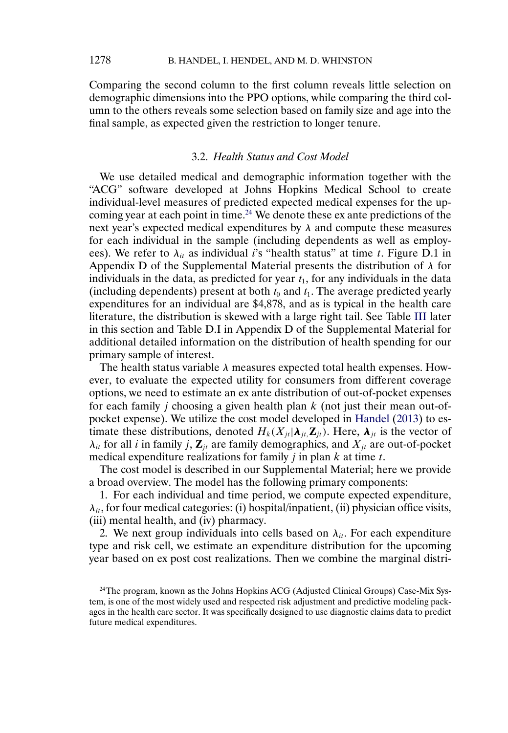Comparing the second column to the first column reveals little selection on demographic dimensions into the PPO options, while comparing the third column to the others reveals some selection based on family size and age into the final sample, as expected given the restriction to longer tenure.

### 3.2. *Health Status and Cost Model*

We use detailed medical and demographic information together with the "ACG" software developed at Johns Hopkins Medical School to create individual-level measures of predicted expected medical expenses for the upcoming year at each point in time.[24] We denote these ex ante predictions of the next year's expected medical expenditures by $\lambda$ and compute these measures for each individual in the sample (including dependents as well as employees). We refer to $\lambda_{it}$ as individual $i$'s "health status" at time $t$. Figure D.1 in Appendix D of the Supplemental Material presents the distribution of $\lambda$ for individuals in the data, as predicted for year $t_1$, for any individuals in the data (including dependents) present at both $t_0$ and $t_1$. The average predicted yearly expenditures for an individual are \$4,878, and as is typical in the health care literature, the distribution is skewed with a large right tail. See Table III later in this section and Table D.I in Appendix D of the Supplemental Material for additional detailed information on the distribution of health spending for our primary sample of interest.

The health status variable $\lambda$ measures expected total health expenses. However, to evaluate the expected utility for consumers from different coverage options, we need to estimate an ex ante distribution of out-of-pocket expenses for each family $j$ choosing a given health plan $k$ (not just their mean out-of-pocket expense). We utilize the cost model developed in Handel (2013) to estimate these distributions, denoted $H_k(X_{jt}|\boldsymbol{\lambda}_{jt}, \mathbf{Z}_{jt})$. Here, $\boldsymbol{\lambda}_{jt}$ is the vector of $\lambda_{it}$ for all $i$ in family $j$, $\mathbf{Z}_{jt}$ are family demographics, and $X_{jt}$ are out-of-pocket medical expenditure realizations for family $j$ in plan $k$ at time $t$.

The cost model is described in our Supplemental Material; here we provide a broad overview. The model has the following primary components:

1. For each individual and time period, we compute expected expenditure, $\lambda_{it}$, for four medical categories: (i) hospital/inpatient, (ii) physician office visits, (iii) mental health, and (iv) pharmacy.

2. We next group individuals into cells based on $\lambda_{it}$. For each expenditure type and risk cell, we estimate an expenditure distribution for the upcoming year based on ex post cost realizations. Then we combine the marginal distri-

[24] The program, known as the Johns Hopkins ACG (Adjusted Clinical Groups) Case-Mix System, is one of the most widely used and respected risk adjustment and predictive modeling packages in the health care sector. It was specifically designed to use diagnostic claims data to predict future medical expenditures.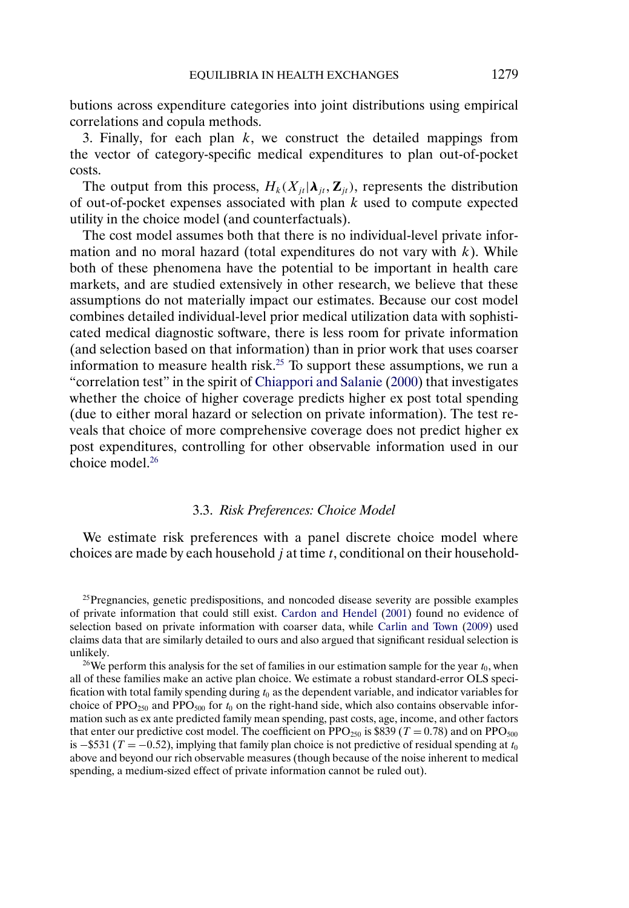butions across expenditure categories into joint distributions using empirical correlations and copula methods.

3. Finally, for each plan $k$, we construct the detailed mappings from the vector of category-specific medical expenditures to plan out-of-pocket costs.

The output from this process, $H_k(X_{jt}|\boldsymbol{\lambda}_{jt}, \mathbf{Z}_{jt})$, represents the distribution of out-of-pocket expenses associated with plan $k$ used to compute expected utility in the choice model (and counterfactuals).

The cost model assumes both that there is no individual-level private information and no moral hazard (total expenditures do not vary with $k$). While both of these phenomena have the potential to be important in health care markets, and are studied extensively in other research, we believe that these assumptions do not materially impact our estimates. Because our cost model combines detailed individual-level prior medical utilization data with sophisticated medical diagnostic software, there is less room for private information (and selection based on that information) than in prior work that uses coarser information to measure health risk.[25] To support these assumptions, we run a "correlation test" in the spirit of Chiappori and Salanie (2000) that investigates whether the choice of higher coverage predicts higher ex post total spending (due to either moral hazard or selection on private information). The test reveals that choice of more comprehensive coverage does not predict higher ex post expenditures, controlling for other observable information used in our choice model.[26]

### 3.3. *Risk Preferences: Choice Model*

We estimate risk preferences with a panel discrete choice model where choices are made by each household $j$ at time $t$, conditional on their household-

[25] Pregnancies, genetic predispositions, and noncoded disease severity are possible examples of private information that could still exist. Cardon and Hendel (2001) found no evidence of selection based on private information with coarser data, while Carlin and Town (2009) used claims data that are similarly detailed to ours and also argued that significant residual selection is unlikely.

[26] We perform this analysis for the set of families in our estimation sample for the year $t_0$, when all of these families make an active plan choice. We estimate a robust standard-error OLS specification with total family spending during $t_0$ as the dependent variable, and indicator variables for choice of $\text{PPO}_{250}$ and $\text{PPO}_{500}$ for $t_0$ on the right-hand side, which also contains observable information such as ex ante predicted family mean spending, past costs, age, income, and other factors that enter our predictive cost model. The coefficient on $\text{PPO}_{250}$ is \$839 ($T = 0.78$) and on $\text{PPO}_{500}$ is $-$\$531 ($T = -0.52$), implying that family plan choice is not predictive of residual spending at $t_0$ above and beyond our rich observable measures (though because of the noise inherent to medical spending, a medium-sized effect of private information cannot be ruled out).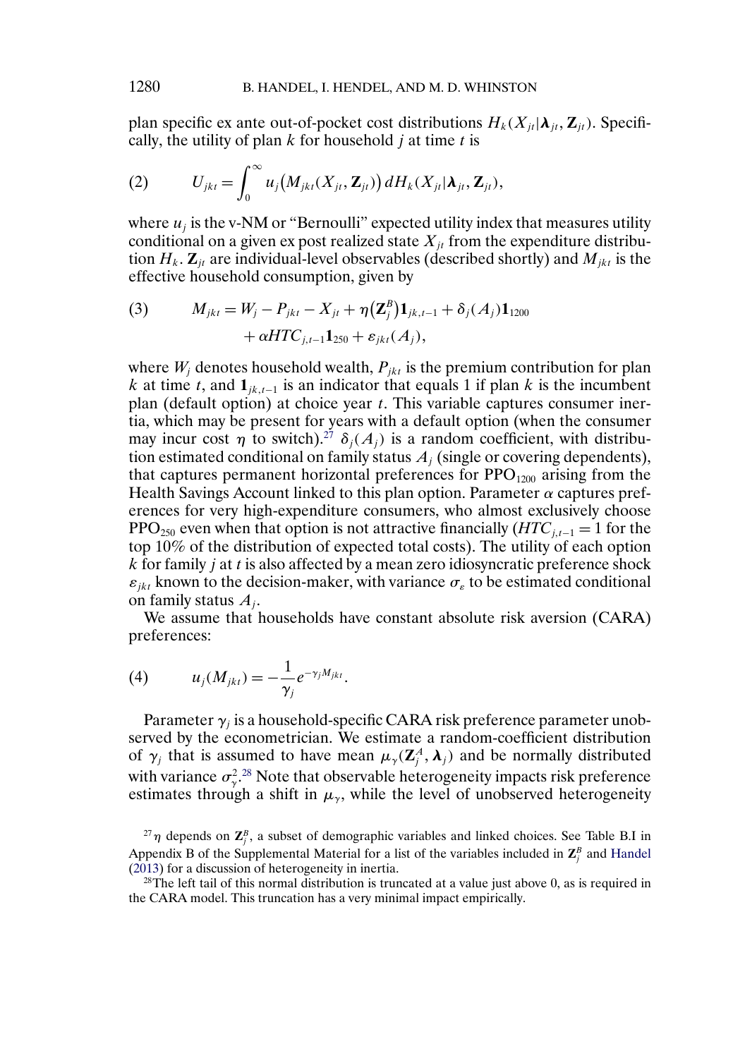plan specific ex ante out-of-pocket cost distributions $H_k(X_{jt}|\boldsymbol{\lambda}_{jt}, \mathbf{Z}_{jt})$. Specifically, the utility of plan $k$ for household $j$ at time $t$ is

$$U_{jkt} = \int_0^\infty u_j\big(M_{jkt}(X_{jt}, \mathbf{Z}_{jt})\big)\, dH_k(X_{jt}|\boldsymbol{\lambda}_{jt}, \mathbf{Z}_{jt}), \tag{2}$$

where $u_j$ is the v-NM or "Bernoulli" expected utility index that measures utility conditional on a given ex post realized state $X_{jt}$ from the expenditure distribution $H_k$. $\mathbf{Z}_{jt}$ are individual-level observables (described shortly) and $M_{jkt}$ is the effective household consumption, given by

$$\begin{aligned} M_{jkt} = {} & W_j - P_{jkt} - X_{jt} + \eta\big(\mathbf{Z}_j^B\big)\mathbf{1}_{jk,t-1} + \delta_j(A_j)\mathbf{1}_{1200} \\ & + \alpha HTC_{j,t-1}\mathbf{1}_{250} + \varepsilon_{jkt}(A_j), \end{aligned} \tag{3}$$

where $W_j$ denotes household wealth, $P_{jkt}$ is the premium contribution for plan $k$ at time $t$, and $\mathbf{1}_{jk,t-1}$ is an indicator that equals 1 if plan $k$ is the incumbent plan (default option) at choice year $t$. This variable captures consumer inertia, which may be present for years with a default option (when the consumer may incur cost $\eta$ to switch).[27] $\delta_j(A_j)$ is a random coefficient, with distribution estimated conditional on family status $A_j$ (single or covering dependents), that captures permanent horizontal preferences for $\text{PPO}_{1200}$ arising from the Health Savings Account linked to this plan option. Parameter $\alpha$ captures preferences for very high-expenditure consumers, who almost exclusively choose $\text{PPO}_{250}$ even when that option is not attractive financially ($HTC_{j,t-1} = 1$ for the top 10% of the distribution of expected total costs). The utility of each option $k$ for family $j$ at $t$ is also affected by a mean zero idiosyncratic preference shock $\varepsilon_{jkt}$ known to the decision-maker, with variance $\sigma_\varepsilon$ to be estimated conditional on family status $A_j$.

We assume that households have constant absolute risk aversion (CARA) preferences:

$$u_j(M_{jkt}) = -\frac{1}{\gamma_j}e^{-\gamma_j M_{jkt}}. \tag{4}$$

Parameter $\gamma_j$ is a household-specific CARA risk preference parameter unobserved by the econometrician. We estimate a random-coefficient distribution of $\gamma_j$ that is assumed to have mean $\mu_\gamma(\mathbf{Z}_j^A, \boldsymbol{\lambda}_j)$ and be normally distributed with variance $\sigma_\gamma^2$.[28] Note that observable heterogeneity impacts risk preference estimates through a shift in $\mu_\gamma$, while the level of unobserved heterogeneity

[27] $\eta$ depends on $\mathbf{Z}_j^B$, a subset of demographic variables and linked choices. See Table B.I in Appendix B of the Supplemental Material for a list of the variables included in $\mathbf{Z}_j^B$ and Handel (2013) for a discussion of heterogeneity in inertia.

[28] The left tail of this normal distribution is truncated at a value just above 0, as is required in the CARA model. This truncation has a very minimal impact empirically.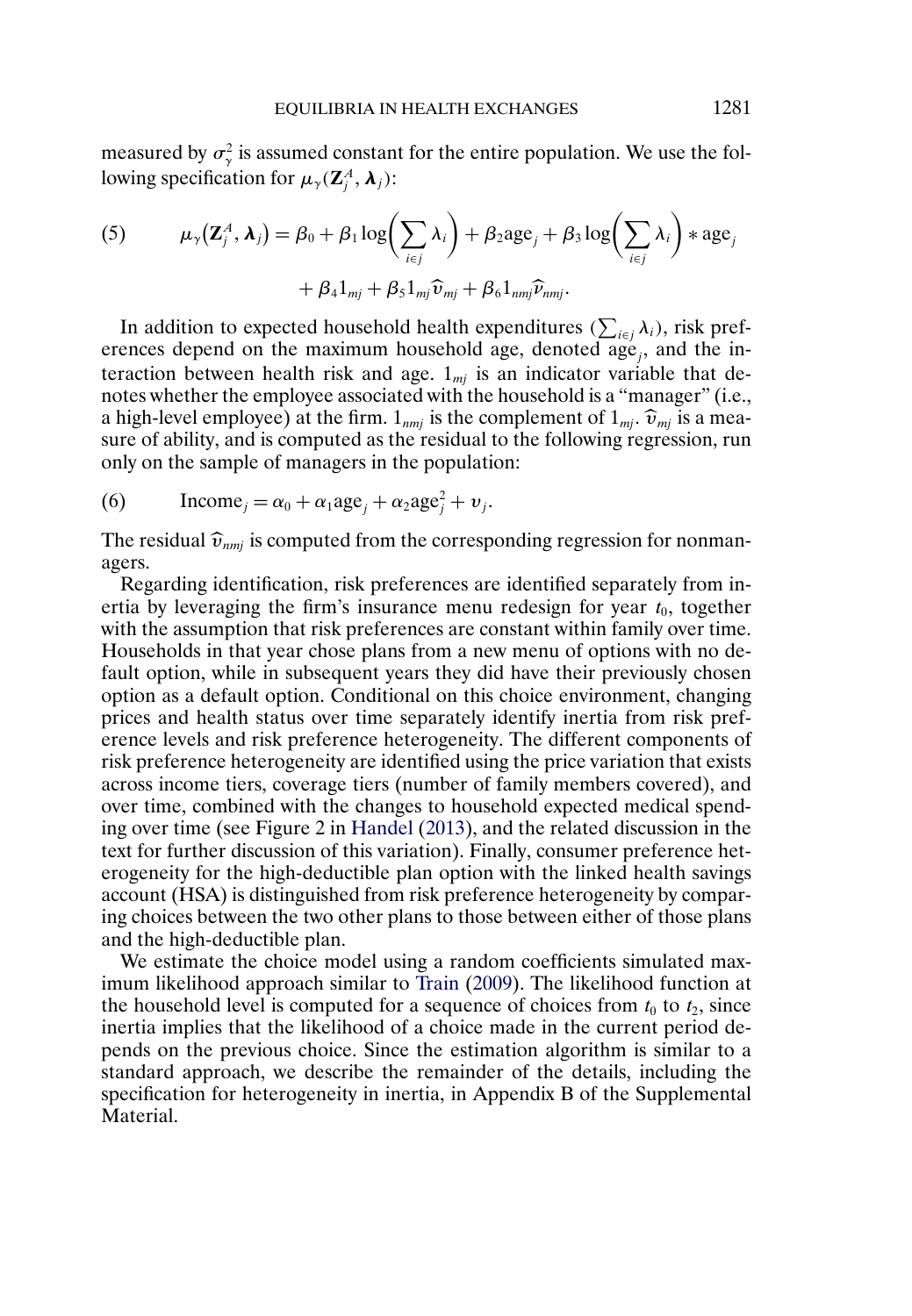measured by $\sigma_\gamma^2$ is assumed constant for the entire population. We use the following specification for $\mu_\gamma(\mathbf{Z}_j^A, \boldsymbol{\lambda}_j)$:

$$\mu_\gamma(\mathbf{Z}_j^A, \boldsymbol{\lambda}_j) = \beta_0 + \beta_1 \log\left(\sum_{i \in j} \lambda_i\right) + \beta_2 \text{age}_j + \beta_3 \log\left(\sum_{i \in j} \lambda_i\right) * \text{age}_j + \beta_4 1_{mj} + \beta_5 1_{mj} \widehat{\upsilon}_{mj} + \beta_6 1_{nmj} \widehat{\upsilon}_{nmj}. \tag{5}$$

In addition to expected household health expenditures ($\sum_{i \in j} \lambda_i$), risk preferences depend on the maximum household age, denoted $\text{age}_j$, and the interaction between health risk and age. $1_{mj}$ is an indicator variable that denotes whether the employee associated with the household is a "manager" (i.e., a high-level employee) at the firm. $1_{nmj}$ is the complement of $1_{mj}$. $\widehat{\upsilon}_{mj}$ is a measure of ability, and is computed as the residual to the following regression, run only on the sample of managers in the population:

$$\text{Income}_j = \alpha_0 + \alpha_1 \text{age}_j + \alpha_2 \text{age}_j^2 + \upsilon_j. \tag{6}$$

The residual $\widehat{\upsilon}_{nmj}$ is computed from the corresponding regression for nonmanagers.

Regarding identification, risk preferences are identified separately from inertia by leveraging the firm's insurance menu redesign for year $t_0$, together with the assumption that risk preferences are constant within family over time. Households in that year chose plans from a new menu of options with no default option, while in subsequent years they did have their previously chosen option as a default option. Conditional on this choice environment, changing prices and health status over time separately identify inertia from risk preference levels and risk preference heterogeneity. The different components of risk preference heterogeneity are identified using the price variation that exists across income tiers, coverage tiers (number of family members covered), and over time, combined with the changes to household expected medical spending over time (see Figure 2 in Handel (2013), and the related discussion in the text for further discussion of this variation). Finally, consumer preference heterogeneity for the high-deductible plan option with the linked health savings account (HSA) is distinguished from risk preference heterogeneity by comparing choices between the two other plans to those between either of those plans and the high-deductible plan.

We estimate the choice model using a random coefficients simulated maximum likelihood approach similar to Train (2009). The likelihood function at the household level is computed for a sequence of choices from $t_0$ to $t_2$, since inertia implies that the likelihood of a choice made in the current period depends on the previous choice. Since the estimation algorithm is similar to a standard approach, we describe the remainder of the details, including the specification for heterogeneity in inertia, in Appendix B of the Supplemental Material.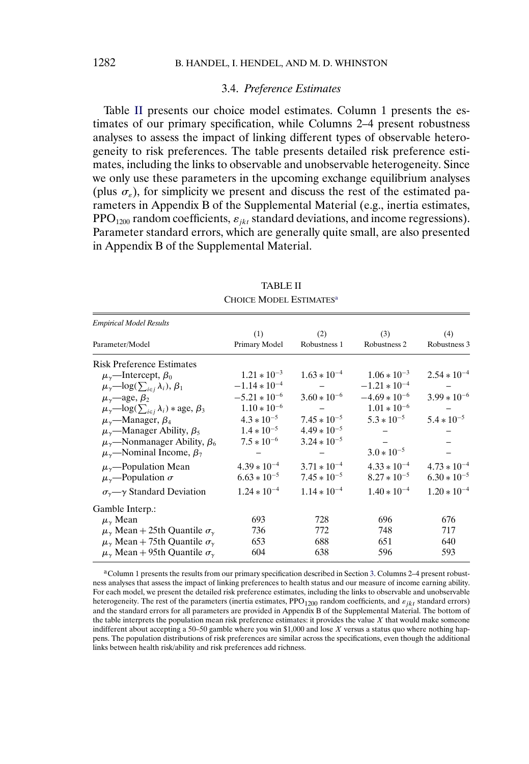### 3.4. *Preference Estimates*

Table II presents our choice model estimates. Column 1 presents the estimates of our primary specification, while Columns 2–4 present robustness analyses to assess the impact of linking different types of observable heterogeneity to risk preferences. The table presents detailed risk preference estimates, including the links to observable and unobservable heterogeneity. Since we only use these parameters in the upcoming exchange equilibrium analyses (plus $\sigma_\varepsilon$), for simplicity we present and discuss the rest of the estimated parameters in Appendix B of the Supplemental Material (e.g., inertia estimates, $PPO_{1200}$ random coefficients, $\varepsilon_{jkt}$ standard deviations, and income regressions). Parameter standard errors, which are generally quite small, are also presented in Appendix B of the Supplemental Material.

TABLE II

CHOICE MODEL ESTIMATES[a]

| *Empirical Model Results* | | | | |
|---|---|---|---|---|
| Parameter/Model | (1) Primary Model | (2) Robustness 1 | (3) Robustness 2 | (4) Robustness 3 |
| Risk Preference Estimates | | | | |
| $\mu_\gamma$—Intercept, $\beta_0$ | $1.21 * 10^{-3}$ | $1.63 * 10^{-4}$ | $1.06 * 10^{-3}$ | $2.54 * 10^{-4}$ |
| $\mu_\gamma$—$\log(\sum_{i\in j}\lambda_i)$, $\beta_1$ | $-1.14 * 10^{-4}$ | – | $-1.21 * 10^{-4}$ | – |
| $\mu_\gamma$—age, $\beta_2$ | $-5.21 * 10^{-6}$ | $3.60 * 10^{-6}$ | $-4.69 * 10^{-6}$ | $3.99 * 10^{-6}$ |
| $\mu_\gamma$—$\log(\sum_{i\in j}\lambda_i) * \text{age}$, $\beta_3$ | $1.10 * 10^{-6}$ | – | $1.01 * 10^{-6}$ | – |
| $\mu_\gamma$—Manager, $\beta_4$ | $4.3 * 10^{-5}$ | $7.45 * 10^{-5}$ | $5.3 * 10^{-5}$ | $5.4 * 10^{-5}$ |
| $\mu_\gamma$—Manager Ability, $\beta_5$ | $1.4 * 10^{-5}$ | $4.49 * 10^{-5}$ | – | – |
| $\mu_\gamma$—Nonmanager Ability, $\beta_6$ | $7.5 * 10^{-6}$ | $3.24 * 10^{-5}$ | – | – |
| $\mu_\gamma$—Nominal Income, $\beta_7$ | – | – | $3.0 * 10^{-5}$ | – |
| $\mu_\gamma$—Population Mean | $4.39 * 10^{-4}$ | $3.71 * 10^{-4}$ | $4.33 * 10^{-4}$ | $4.73 * 10^{-4}$ |
| $\mu_\gamma$—Population $\sigma$ | $6.63 * 10^{-5}$ | $7.45 * 10^{-5}$ | $8.27 * 10^{-5}$ | $6.30 * 10^{-5}$ |
| $\sigma_\gamma$—$\gamma$ Standard Deviation | $1.24 * 10^{-4}$ | $1.14 * 10^{-4}$ | $1.40 * 10^{-4}$ | $1.20 * 10^{-4}$ |
| Gamble Interp.: | | | | |
| $\mu_\gamma$ Mean | 693 | 728 | 696 | 676 |
| $\mu_\gamma$ Mean + 25th Quantile $\sigma_\gamma$ | 736 | 772 | 748 | 717 |
| $\mu_\gamma$ Mean + 75th Quantile $\sigma_\gamma$ | 653 | 688 | 651 | 640 |
| $\mu_\gamma$ Mean + 95th Quantile $\sigma_\gamma$ | 604 | 638 | 596 | 593 |

[a]Column 1 presents the results from our primary specification described in Section 3. Columns 2–4 present robustness analyses that assess the impact of linking preferences to health status and our measure of income earning ability. For each model, we present the detailed risk preference estimates, including the links to observable and unobservable heterogeneity. The rest of the parameters (inertia estimates, $PPO_{1200}$ random coefficients, and $\varepsilon_{jkt}$ standard errors) and the standard errors for all parameters are provided in Appendix B of the Supplemental Material. The bottom of the table interprets the population mean risk preference estimates: it provides the value $X$ that would make someone indifferent about accepting a 50–50 gamble where you win \$1,000 and lose $X$ versus a status quo where nothing happens. The population distributions of risk preferences are similar across the specifications, even though the additional links between health risk/ability and risk preferences add richness.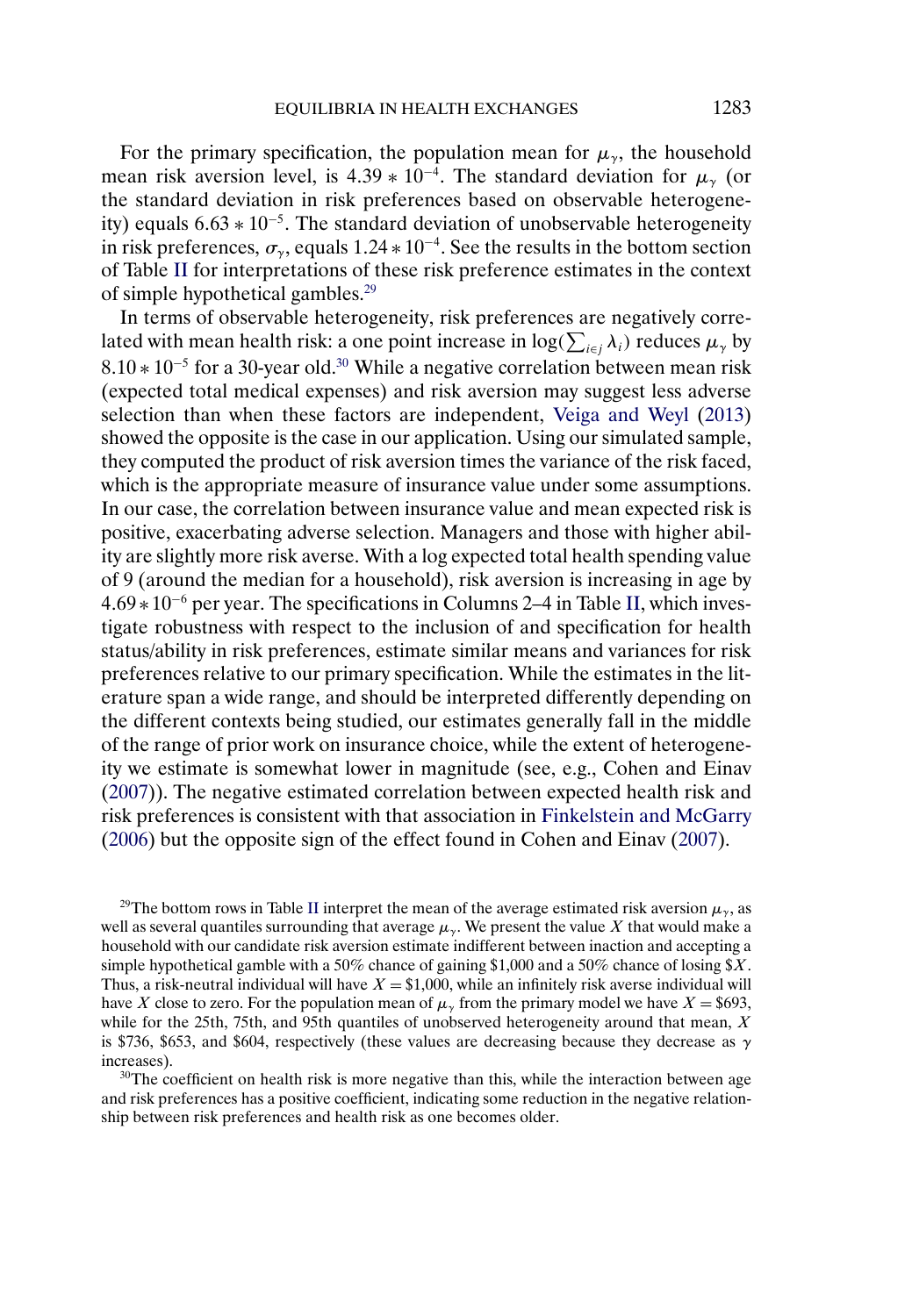For the primary specification, the population mean for $\mu_\gamma$, the household mean risk aversion level, is $4.39 * 10^{-4}$. The standard deviation for $\mu_\gamma$ (or the standard deviation in risk preferences based on observable heterogeneity) equals $6.63 * 10^{-5}$. The standard deviation of unobservable heterogeneity in risk preferences, $\sigma_\gamma$, equals $1.24 * 10^{-4}$. See the results in the bottom section of Table II for interpretations of these risk preference estimates in the context of simple hypothetical gambles.[29]

In terms of observable heterogeneity, risk preferences are negatively correlated with mean health risk: a one point increase in $\log(\sum_{i \in j} \lambda_i)$ reduces $\mu_\gamma$ by $8.10 * 10^{-5}$ for a 30-year old.[30] While a negative correlation between mean risk (expected total medical expenses) and risk aversion may suggest less adverse selection than when these factors are independent, Veiga and Weyl (2013) showed the opposite is the case in our application. Using our simulated sample, they computed the product of risk aversion times the variance of the risk faced, which is the appropriate measure of insurance value under some assumptions. In our case, the correlation between insurance value and mean expected risk is positive, exacerbating adverse selection. Managers and those with higher ability are slightly more risk averse. With a log expected total health spending value of 9 (around the median for a household), risk aversion is increasing in age by $4.69 * 10^{-6}$ per year. The specifications in Columns 2–4 in Table II, which investigate robustness with respect to the inclusion of and specification for health status/ability in risk preferences, estimate similar means and variances for risk preferences relative to our primary specification. While the estimates in the literature span a wide range, and should be interpreted differently depending on the different contexts being studied, our estimates generally fall in the middle of the range of prior work on insurance choice, while the extent of heterogeneity we estimate is somewhat lower in magnitude (see, e.g., Cohen and Einav (2007)). The negative estimated correlation between expected health risk and risk preferences is consistent with that association in Finkelstein and McGarry (2006) but the opposite sign of the effect found in Cohen and Einav (2007).

[29]The bottom rows in Table II interpret the mean of the average estimated risk aversion $\mu_\gamma$, as well as several quantiles surrounding that average $\mu_\gamma$. We present the value $X$ that would make a household with our candidate risk aversion estimate indifferent between inaction and accepting a simple hypothetical gamble with a 50% chance of gaining \$1,000 and a 50% chance of losing \$$X$. Thus, a risk-neutral individual will have $X = \$1{,}000$, while an infinitely risk averse individual will have $X$ close to zero. For the population mean of $\mu_\gamma$ from the primary model we have $X = \$693$, while for the 25th, 75th, and 95th quantiles of unobserved heterogeneity around that mean, $X$ is \$736, \$653, and \$604, respectively (these values are decreasing because they decrease as $\gamma$ increases).

[30]The coefficient on health risk is more negative than this, while the interaction between age and risk preferences has a positive coefficient, indicating some reduction in the negative relationship between risk preferences and health risk as one becomes older.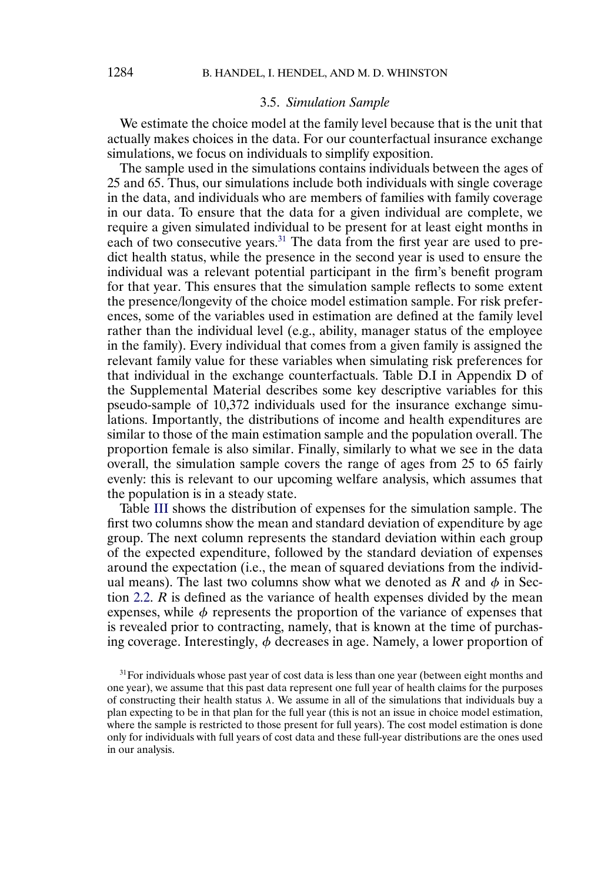### 3.5. *Simulation Sample*

We estimate the choice model at the family level because that is the unit that actually makes choices in the data. For our counterfactual insurance exchange simulations, we focus on individuals to simplify exposition.

The sample used in the simulations contains individuals between the ages of 25 and 65. Thus, our simulations include both individuals with single coverage in the data, and individuals who are members of families with family coverage in our data. To ensure that the data for a given individual are complete, we require a given simulated individual to be present for at least eight months in each of two consecutive years.[31] The data from the first year are used to predict health status, while the presence in the second year is used to ensure the individual was a relevant potential participant in the firm's benefit program for that year. This ensures that the simulation sample reflects to some extent the presence/longevity of the choice model estimation sample. For risk preferences, some of the variables used in estimation are defined at the family level rather than the individual level (e.g., ability, manager status of the employee in the family). Every individual that comes from a given family is assigned the relevant family value for these variables when simulating risk preferences for that individual in the exchange counterfactuals. Table D.I in Appendix D of the Supplemental Material describes some key descriptive variables for this pseudo-sample of 10,372 individuals used for the insurance exchange simulations. Importantly, the distributions of income and health expenditures are similar to those of the main estimation sample and the population overall. The proportion female is also similar. Finally, similarly to what we see in the data overall, the simulation sample covers the range of ages from 25 to 65 fairly evenly: this is relevant to our upcoming welfare analysis, which assumes that the population is in a steady state.

Table III shows the distribution of expenses for the simulation sample. The first two columns show the mean and standard deviation of expenditure by age group. The next column represents the standard deviation within each group of the expected expenditure, followed by the standard deviation of expenses around the expectation (i.e., the mean of squared deviations from the individual means). The last two columns show what we denoted as $R$ and $\phi$ in Section 2.2. $R$ is defined as the variance of health expenses divided by the mean expenses, while $\phi$ represents the proportion of the variance of expenses that is revealed prior to contracting, namely, that is known at the time of purchasing coverage. Interestingly, $\phi$ decreases in age. Namely, a lower proportion of

[31] For individuals whose past year of cost data is less than one year (between eight months and one year), we assume that this past data represent one full year of health claims for the purposes of constructing their health status $\lambda$. We assume in all of the simulations that individuals buy a plan expecting to be in that plan for the full year (this is not an issue in choice model estimation, where the sample is restricted to those present for full years). The cost model estimation is done only for individuals with full years of cost data and these full-year distributions are the ones used in our analysis.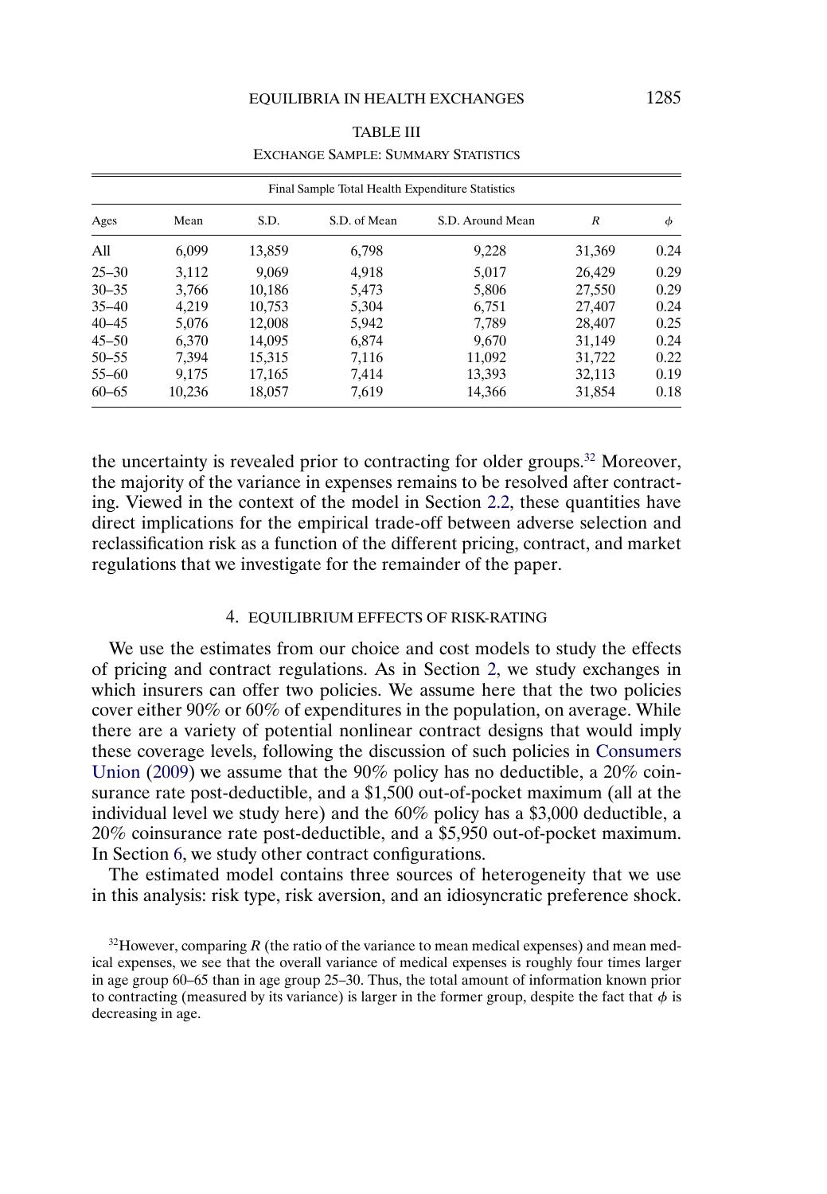TABLE III

EXCHANGE SAMPLE: SUMMARY STATISTICS

| Final Sample Total Health Expenditure Statistics | | | | | | |
|---|---|---|---|---|---|---|
| Ages | Mean | S.D. | S.D. of Mean | S.D. Around Mean | $R$ | $\phi$ |
| All | 6,099 | 13,859 | 6,798 | 9,228 | 31,369 | 0.24 |
| 25–30 | 3,112 | 9,069 | 4,918 | 5,017 | 26,429 | 0.29 |
| 30–35 | 3,766 | 10,186 | 5,473 | 5,806 | 27,550 | 0.29 |
| 35–40 | 4,219 | 10,753 | 5,304 | 6,751 | 27,407 | 0.24 |
| 40–45 | 5,076 | 12,008 | 5,942 | 7,789 | 28,407 | 0.25 |
| 45–50 | 6,370 | 14,095 | 6,874 | 9,670 | 31,149 | 0.24 |
| 50–55 | 7,394 | 15,315 | 7,116 | 11,092 | 31,722 | 0.22 |
| 55–60 | 9,175 | 17,165 | 7,414 | 13,393 | 32,113 | 0.19 |
| 60–65 | 10,236 | 18,057 | 7,619 | 14,366 | 31,854 | 0.18 |

the uncertainty is revealed prior to contracting for older groups.[32] Moreover, the majority of the variance in expenses remains to be resolved after contracting. Viewed in the context of the model in Section 2.2, these quantities have direct implications for the empirical trade-off between adverse selection and reclassification risk as a function of the different pricing, contract, and market regulations that we investigate for the remainder of the paper.

## 4. EQUILIBRIUM EFFECTS OF RISK-RATING

We use the estimates from our choice and cost models to study the effects of pricing and contract regulations. As in Section 2, we study exchanges in which insurers can offer two policies. We assume here that the two policies cover either 90% or 60% of expenditures in the population, on average. While there are a variety of potential nonlinear contract designs that would imply these coverage levels, following the discussion of such policies in Consumers Union (2009) we assume that the 90% policy has no deductible, a 20% coinsurance rate post-deductible, and a $1,500 out-of-pocket maximum (all at the individual level we study here) and the 60% policy has a $3,000 deductible, a 20% coinsurance rate post-deductible, and a $5,950 out-of-pocket maximum. In Section 6, we study other contract configurations.

The estimated model contains three sources of heterogeneity that we use in this analysis: risk type, risk aversion, and an idiosyncratic preference shock.

[32]However, comparing $R$ (the ratio of the variance to mean medical expenses) and mean medical expenses, we see that the overall variance of medical expenses is roughly four times larger in age group 60–65 than in age group 25–30. Thus, the total amount of information known prior to contracting (measured by its variance) is larger in the former group, despite the fact that $\phi$ is decreasing in age.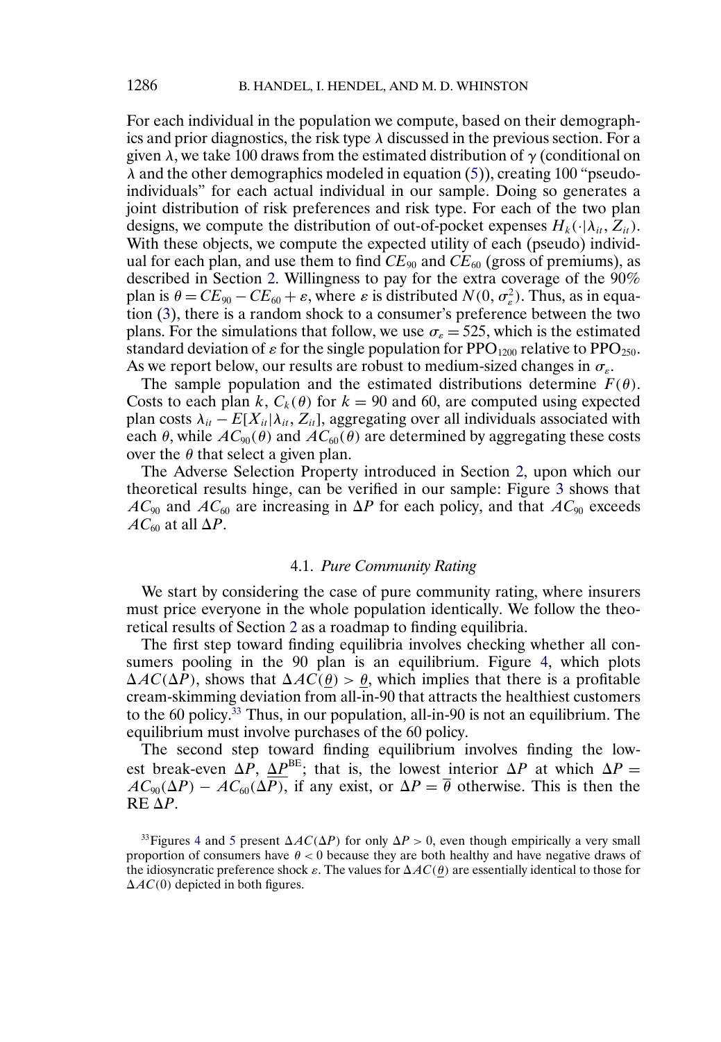For each individual in the population we compute, based on their demographics and prior diagnostics, the risk type $\lambda$ discussed in the previous section. For a given $\lambda$, we take 100 draws from the estimated distribution of $\gamma$ (conditional on $\lambda$ and the other demographics modeled in equation (5)), creating 100 "pseudo-individuals" for each actual individual in our sample. Doing so generates a joint distribution of risk preferences and risk type. For each of the two plan designs, we compute the distribution of out-of-pocket expenses $H_k(\cdot|\lambda_{it}, Z_{it})$. With these objects, we compute the expected utility of each (pseudo) individual for each plan, and use them to find $CE_{90}$ and $CE_{60}$ (gross of premiums), as described in Section 2. Willingness to pay for the extra coverage of the 90% plan is $\theta = CE_{90} - CE_{60} + \varepsilon$, where $\varepsilon$ is distributed $N(0, \sigma_\varepsilon^2)$. Thus, as in equation (3), there is a random shock to a consumer's preference between the two plans. For the simulations that follow, we use $\sigma_\varepsilon = 525$, which is the estimated standard deviation of $\varepsilon$ for the single population for $PPO_{1200}$ relative to $PPO_{250}$. As we report below, our results are robust to medium-sized changes in $\sigma_\varepsilon$.

The sample population and the estimated distributions determine $F(\theta)$. Costs to each plan $k$, $C_k(\theta)$ for $k = 90$ and 60, are computed using expected plan costs $\lambda_{it} - E[X_{it}|\lambda_{it}, Z_{it}]$, aggregating over all individuals associated with each $\theta$, while $AC_{90}(\theta)$ and $AC_{60}(\theta)$ are determined by aggregating these costs over the $\theta$ that select a given plan.

The Adverse Selection Property introduced in Section 2, upon which our theoretical results hinge, can be verified in our sample: Figure 3 shows that $AC_{90}$ and $AC_{60}$ are increasing in $\Delta P$ for each policy, and that $AC_{90}$ exceeds $AC_{60}$ at all $\Delta P$.

### 4.1. *Pure Community Rating*

We start by considering the case of pure community rating, where insurers must price everyone in the whole population identically. We follow the theoretical results of Section 2 as a roadmap to finding equilibria.

The first step toward finding equilibria involves checking whether all consumers pooling in the 90 plan is an equilibrium. Figure 4, which plots $\Delta AC(\Delta P)$, shows that $\Delta AC(\underline{\theta}) > \underline{\theta}$, which implies that there is a profitable cream-skimming deviation from all-in-90 that attracts the healthiest customers to the 60 policy.[33] Thus, in our population, all-in-90 is not an equilibrium. The equilibrium must involve purchases of the 60 policy.

The second step toward finding equilibrium involves finding the lowest break-even $\Delta P$, $\underline{\Delta P}^{BE}$; that is, the lowest interior $\Delta P$ at which $\Delta P = AC_{90}(\Delta P) - AC_{60}(\Delta P)$, if any exist, or $\Delta P = \overline{\theta}$ otherwise. This is then the RE $\Delta P$.

[33]Figures 4 and 5 present $\Delta AC(\Delta P)$ for only $\Delta P > 0$, even though empirically a very small proportion of consumers have $\theta < 0$ because they are both healthy and have negative draws of the idiosyncratic preference shock $\varepsilon$. The values for $\Delta AC(\underline{\theta})$ are essentially identical to those for $\Delta AC(0)$ depicted in both figures.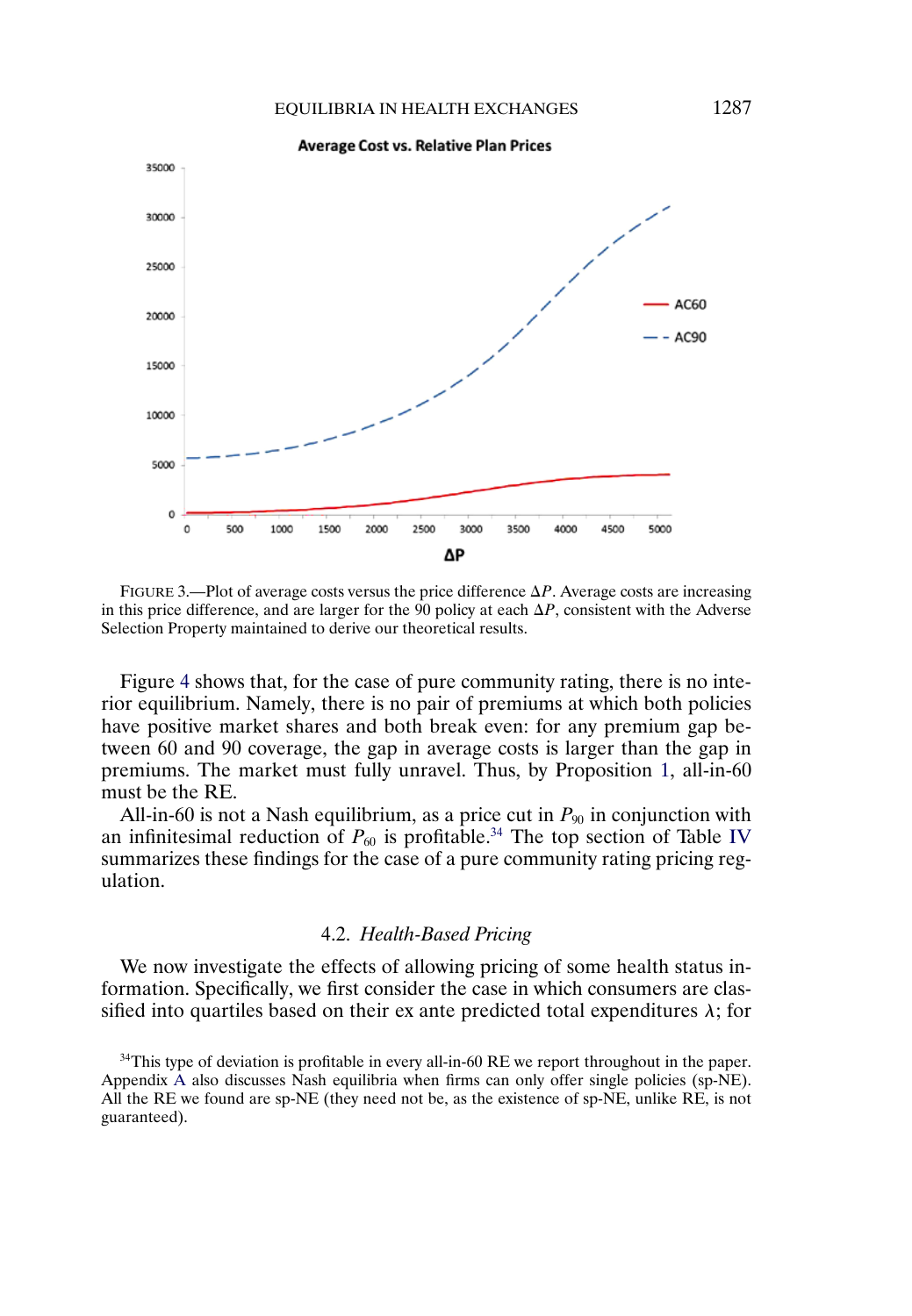FIGURE 3.—Plot of average costs versus the price difference $\Delta P$. Average costs are increasing in this price difference, and are larger for the 90 policy at each $\Delta P$, consistent with the Adverse Selection Property maintained to derive our theoretical results.

Figure 4 shows that, for the case of pure community rating, there is no interior equilibrium. Namely, there is no pair of premiums at which both policies have positive market shares and both break even: for any premium gap between 60 and 90 coverage, the gap in average costs is larger than the gap in premiums. The market must fully unravel. Thus, by Proposition 1, all-in-60 must be the RE.

All-in-60 is not a Nash equilibrium, as a price cut in $P_{90}$ in conjunction with an infinitesimal reduction of $P_{60}$ is profitable.[34] The top section of Table IV summarizes these findings for the case of a pure community rating pricing regulation.

### 4.2. *Health-Based Pricing*

We now investigate the effects of allowing pricing of some health status information. Specifically, we first consider the case in which consumers are classified into quartiles based on their ex ante predicted total expenditures $\lambda$; for

[34]This type of deviation is profitable in every all-in-60 RE we report throughout in the paper. Appendix A also discusses Nash equilibria when firms can only offer single policies (sp-NE). All the RE we found are sp-NE (they need not be, as the existence of sp-NE, unlike RE, is not guaranteed).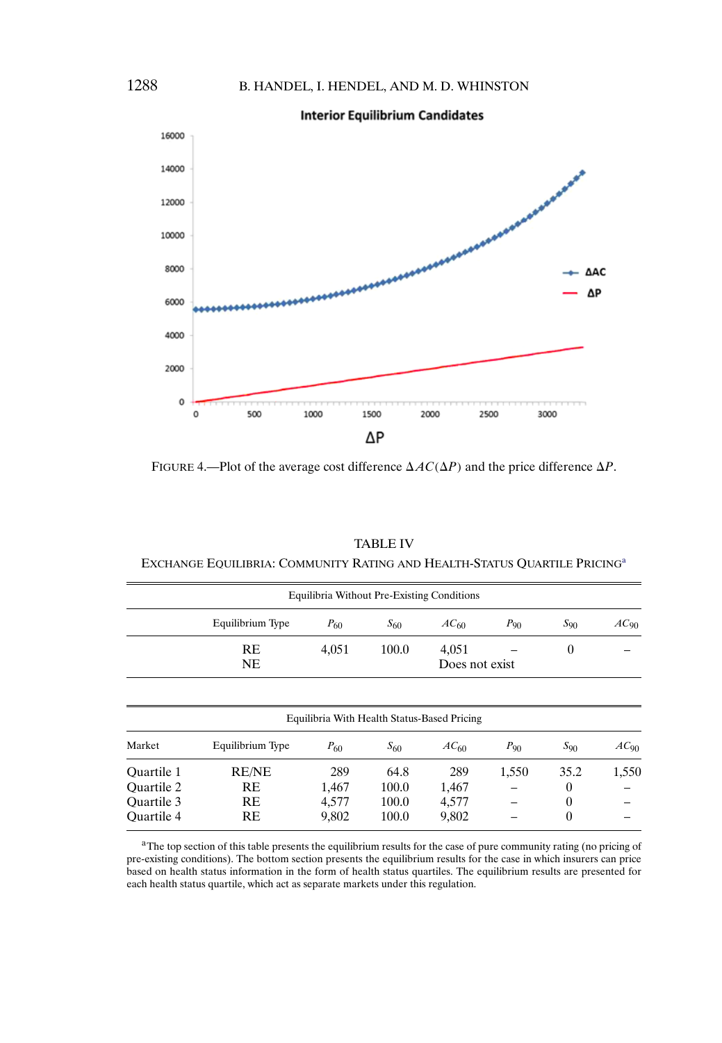FIGURE 4.—Plot of the average cost difference $\Delta AC(\Delta P)$ and the price difference $\Delta P$.

TABLE IV

EXCHANGE EQUILIBRIA: COMMUNITY RATING AND HEALTH-STATUS QUARTILE PRICING[a]

| Equilibria Without Pre-Existing Conditions | | | | | | | |
|---|---|---|---|---|---|---|---|
| | Equilibrium Type | $P_{60}$ | $S_{60}$ | $AC_{60}$ | $P_{90}$ | $S_{90}$ | $AC_{90}$ |
| | RE | 4,051 | 100.0 | 4,051 | – | 0 | – |
| | NE | | | Does not exist | | | |

| Equilibria With Health Status-Based Pricing | | | | | | | |
|---|---|---|---|---|---|---|---|
| Market | Equilibrium Type | $P_{60}$ | $S_{60}$ | $AC_{60}$ | $P_{90}$ | $S_{90}$ | $AC_{90}$ |
| Quartile 1 | RE/NE | 289 | 64.8 | 289 | 1,550 | 35.2 | 1,550 |
| Quartile 2 | RE | 1,467 | 100.0 | 1,467 | – | 0 | – |
| Quartile 3 | RE | 4,577 | 100.0 | 4,577 | – | 0 | – |
| Quartile 4 | RE | 9,802 | 100.0 | 9,802 | – | 0 | – |

[a]The top section of this table presents the equilibrium results for the case of pure community rating (no pricing of pre-existing conditions). The bottom section presents the equilibrium results for the case in which insurers can price based on health status information in the form of health status quartiles. The equilibrium results are presented for each health status quartile, which act as separate markets under this regulation.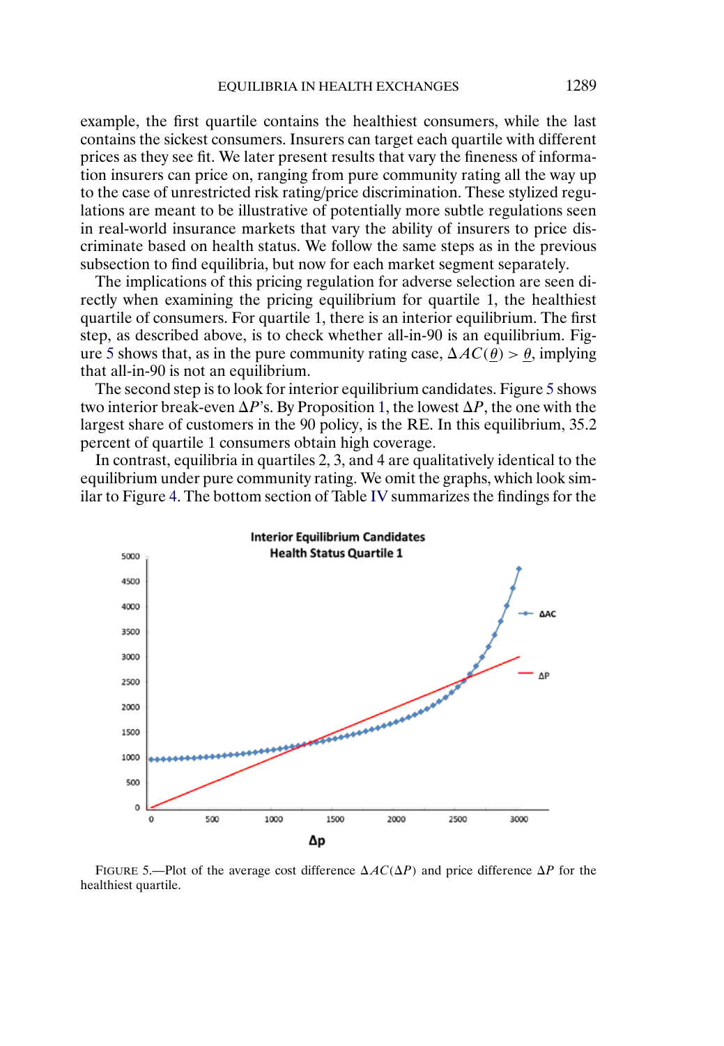example, the first quartile contains the healthiest consumers, while the last contains the sickest consumers. Insurers can target each quartile with different prices as they see fit. We later present results that vary the fineness of information insurers can price on, ranging from pure community rating all the way up to the case of unrestricted risk rating/price discrimination. These stylized regulations are meant to be illustrative of potentially more subtle regulations seen in real-world insurance markets that vary the ability of insurers to price discriminate based on health status. We follow the same steps as in the previous subsection to find equilibria, but now for each market segment separately.

The implications of this pricing regulation for adverse selection are seen directly when examining the pricing equilibrium for quartile 1, the healthiest quartile of consumers. For quartile 1, there is an interior equilibrium. The first step, as described above, is to check whether all-in-90 is an equilibrium. Figure 5 shows that, as in the pure community rating case, $\Delta AC(\underline{\theta}) > \underline{\theta}$, implying that all-in-90 is not an equilibrium.

The second step is to look for interior equilibrium candidates. Figure 5 shows two interior break-even $\Delta P$'s. By Proposition 1, the lowest $\Delta P$, the one with the largest share of customers in the 90 policy, is the RE. In this equilibrium, 35.2 percent of quartile 1 consumers obtain high coverage.

In contrast, equilibria in quartiles 2, 3, and 4 are qualitatively identical to the equilibrium under pure community rating. We omit the graphs, which look similar to Figure 4. The bottom section of Table IV summarizes the findings for the

FIGURE 5.—Plot of the average cost difference $\Delta AC(\Delta P)$ and price difference $\Delta P$ for the healthiest quartile.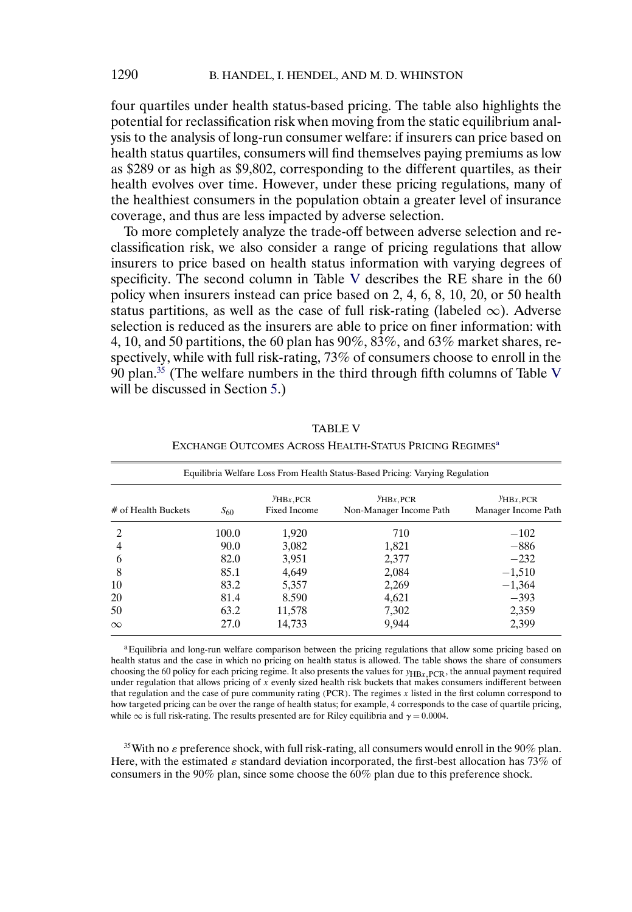four quartiles under health status-based pricing. The table also highlights the potential for reclassification risk when moving from the static equilibrium analysis to the analysis of long-run consumer welfare: if insurers can price based on health status quartiles, consumers will find themselves paying premiums as low as \$289 or as high as \$9,802, corresponding to the different quartiles, as their health evolves over time. However, under these pricing regulations, many of the healthiest consumers in the population obtain a greater level of insurance coverage, and thus are less impacted by adverse selection.

To more completely analyze the trade-off between adverse selection and reclassification risk, we also consider a range of pricing regulations that allow insurers to price based on health status information with varying degrees of specificity. The second column in Table V describes the RE share in the 60 policy when insurers instead can price based on 2, 4, 6, 8, 10, 20, or 50 health status partitions, as well as the case of full risk-rating (labeled $\infty$). Adverse selection is reduced as the insurers are able to price on finer information: with 4, 10, and 50 partitions, the 60 plan has 90%, 83%, and 63% market shares, respectively, while with full risk-rating, 73% of consumers choose to enroll in the 90 plan.[35] (The welfare numbers in the third through fifth columns of Table V will be discussed in Section 5.)

TABLE V

EXCHANGE OUTCOMES ACROSS HEALTH-STATUS PRICING REGIMES[a]

| Equilibria Welfare Loss From Health Status-Based Pricing: Varying Regulation | | | | |
|---|---|---|---|---|
| # of Health Buckets | $S_{60}$ | $y_{\mathrm{HB}x,\mathrm{PCR}}$ Fixed Income | $y_{\mathrm{HB}x,\mathrm{PCR}}$ Non-Manager Income Path | $y_{\mathrm{HB}x,\mathrm{PCR}}$ Manager Income Path |
| 2 | 100.0 | 1,920 | 710 | −102 |
| 4 | 90.0 | 3,082 | 1,821 | −886 |
| 6 | 82.0 | 3,951 | 2,377 | −232 |
| 8 | 85.1 | 4,649 | 2,084 | −1,510 |
| 10 | 83.2 | 5,357 | 2,269 | −1,364 |
| 20 | 81.4 | 8.590 | 4,621 | −393 |
| 50 | 63.2 | 11,578 | 7,302 | 2,359 |
| $\infty$ | 27.0 | 14,733 | 9,944 | 2,399 |

[a]Equilibria and long-run welfare comparison between the pricing regulations that allow some pricing based on health status and the case in which no pricing on health status is allowed. The table shows the share of consumers choosing the 60 policy for each pricing regime. It also presents the values for $y_{\mathrm{HB}x,\mathrm{PCR}}$, the annual payment required under regulation that allows pricing of $x$ evenly sized health risk buckets that makes consumers indifferent between that regulation and the case of pure community rating (PCR). The regimes $x$ listed in the first column correspond to how targeted pricing can be over the range of health status; for example, 4 corresponds to the case of quartile pricing, while $\infty$ is full risk-rating. The results presented are for Riley equilibria and $\gamma = 0.0004$.

[35]With no $\varepsilon$ preference shock, with full risk-rating, all consumers would enroll in the 90% plan. Here, with the estimated $\varepsilon$ standard deviation incorporated, the first-best allocation has 73% of consumers in the 90% plan, since some choose the 60% plan due to this preference shock.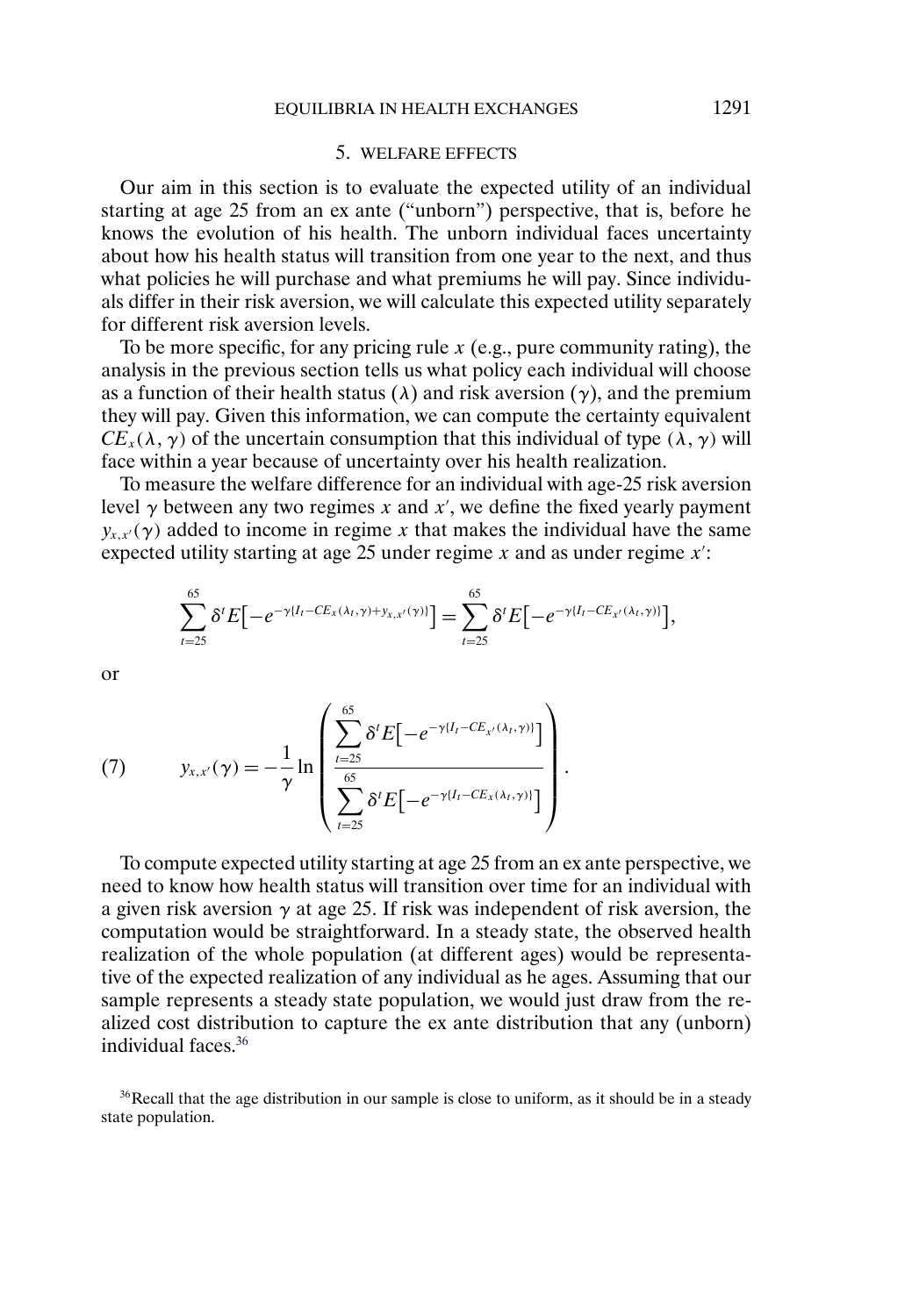## 5. WELFARE EFFECTS

Our aim in this section is to evaluate the expected utility of an individual starting at age 25 from an ex ante ("unborn") perspective, that is, before he knows the evolution of his health. The unborn individual faces uncertainty about how his health status will transition from one year to the next, and thus what policies he will purchase and what premiums he will pay. Since individuals differ in their risk aversion, we will calculate this expected utility separately for different risk aversion levels.

To be more specific, for any pricing rule $x$ (e.g., pure community rating), the analysis in the previous section tells us what policy each individual will choose as a function of their health status ($\lambda$) and risk aversion ($\gamma$), and the premium they will pay. Given this information, we can compute the certainty equivalent $CE_x(\lambda, \gamma)$ of the uncertain consumption that this individual of type $(\lambda, \gamma)$ will face within a year because of uncertainty over his health realization.

To measure the welfare difference for an individual with age-25 risk aversion level $\gamma$ between any two regimes $x$ and $x'$, we define the fixed yearly payment $y_{x,x'}(\gamma)$ added to income in regime $x$ that makes the individual have the same expected utility starting at age 25 under regime $x$ and as under regime $x'$:

$$\sum_{t=25}^{65} \delta^t E\big[-e^{-\gamma\{I_t - CE_x(\lambda_t, \gamma) + y_{x,x'}(\gamma)\}}\big] = \sum_{t=25}^{65} \delta^t E\big[-e^{-\gamma\{I_t - CE_{x'}(\lambda_t, \gamma)\}}\big],$$

or

$$y_{x,x'}(\gamma) = -\frac{1}{\gamma} \ln \left( \frac{\sum_{t=25}^{65} \delta^t E\big[-e^{-\gamma\{I_t - CE_{x'}(\lambda_t, \gamma)\}}\big]}{\sum_{t=25}^{65} \delta^t E\big[-e^{-\gamma\{I_t - CE_x(\lambda_t, \gamma)\}}\big]} \right). \tag{7}$$

To compute expected utility starting at age 25 from an ex ante perspective, we need to know how health status will transition over time for an individual with a given risk aversion $\gamma$ at age 25. If risk was independent of risk aversion, the computation would be straightforward. In a steady state, the observed health realization of the whole population (at different ages) would be representative of the expected realization of any individual as he ages. Assuming that our sample represents a steady state population, we would just draw from the realized cost distribution to capture the ex ante distribution that any (unborn) individual faces.[36]

[36] Recall that the age distribution in our sample is close to uniform, as it should be in a steady state population.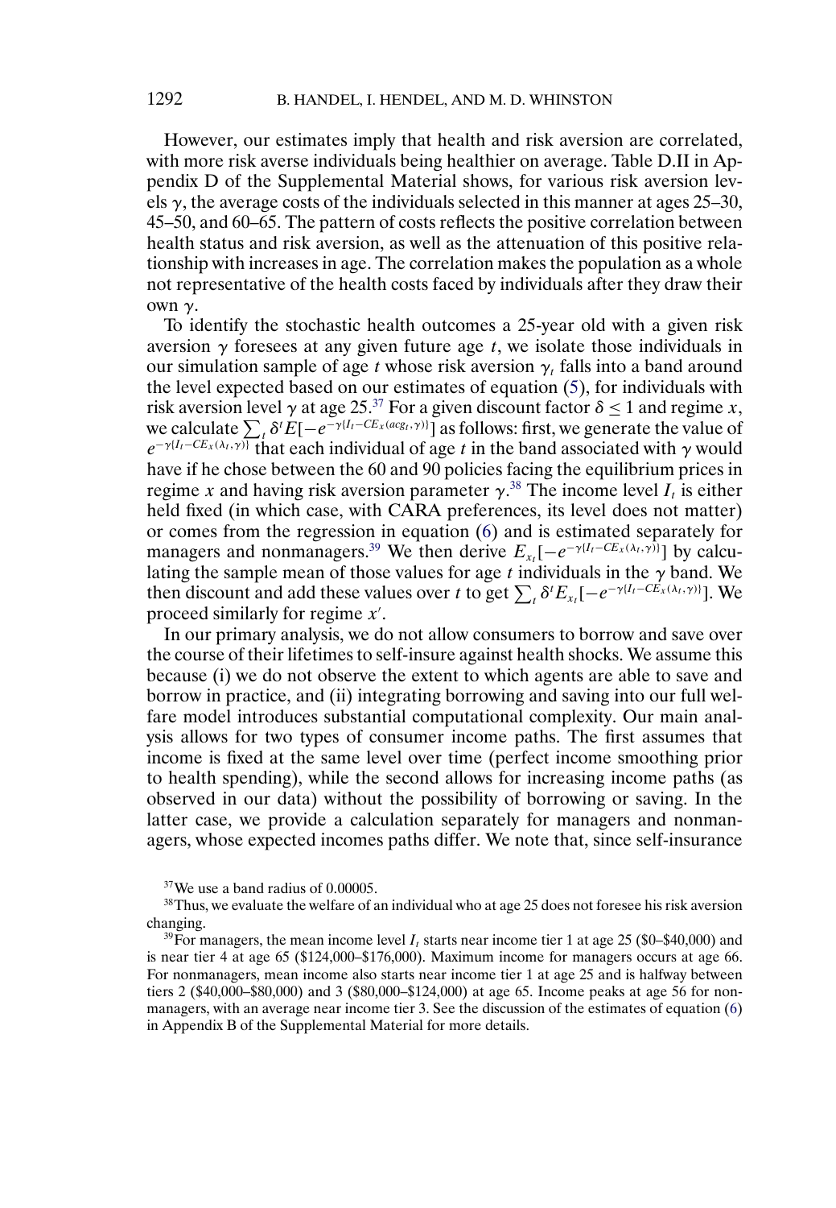However, our estimates imply that health and risk aversion are correlated, with more risk averse individuals being healthier on average. Table D.II in Appendix D of the Supplemental Material shows, for various risk aversion levels $\gamma$, the average costs of the individuals selected in this manner at ages 25–30, 45–50, and 60–65. The pattern of costs reflects the positive correlation between health status and risk aversion, as well as the attenuation of this positive relationship with increases in age. The correlation makes the population as a whole not representative of the health costs faced by individuals after they draw their own $\gamma$.

To identify the stochastic health outcomes a 25-year old with a given risk aversion $\gamma$ foresees at any given future age $t$, we isolate those individuals in our simulation sample of age $t$ whose risk aversion $\gamma_t$ falls into a band around the level expected based on our estimates of equation (5), for individuals with risk aversion level $\gamma$ at age 25.[37] For a given discount factor $\delta \leq 1$ and regime $x$, we calculate $\sum_t \delta^t E[-e^{-\gamma\{I_t - CE_x(acg_t, \gamma)\}}]$ as follows: first, we generate the value of $e^{-\gamma\{I_t - CE_x(\lambda_t, \gamma)\}}$ that each individual of age $t$ in the band associated with $\gamma$ would have if he chose between the 60 and 90 policies facing the equilibrium prices in regime $x$ and having risk aversion parameter $\gamma$.[38] The income level $I_t$ is either held fixed (in which case, with CARA preferences, its level does not matter) or comes from the regression in equation (6) and is estimated separately for managers and nonmanagers.[39] We then derive $E_{x_t}[-e^{-\gamma\{I_t - CE_x(\lambda_t, \gamma)\}}]$ by calculating the sample mean of those values for age $t$ individuals in the $\gamma$ band. We then discount and add these values over $t$ to get $\sum_t \delta^t E_{x_t}[-e^{-\gamma\{I_t - CE_x(\lambda_t, \gamma)\}}]$. We proceed similarly for regime $x'$.

In our primary analysis, we do not allow consumers to borrow and save over the course of their lifetimes to self-insure against health shocks. We assume this because (i) we do not observe the extent to which agents are able to save and borrow in practice, and (ii) integrating borrowing and saving into our full welfare model introduces substantial computational complexity. Our main analysis allows for two types of consumer income paths. The first assumes that income is fixed at the same level over time (perfect income smoothing prior to health spending), while the second allows for increasing income paths (as observed in our data) without the possibility of borrowing or saving. In the latter case, we provide a calculation separately for managers and nonmanagers, whose expected incomes paths differ. We note that, since self-insurance

[37] We use a band radius of 0.00005.

[38] Thus, we evaluate the welfare of an individual who at age 25 does not foresee his risk aversion changing.

[39] For managers, the mean income level $I_t$ starts near income tier 1 at age 25 (\$0–\$40,000) and is near tier 4 at age 65 (\$124,000–\$176,000). Maximum income for managers occurs at age 66. For nonmanagers, mean income also starts near income tier 1 at age 25 and is halfway between tiers 2 (\$40,000–\$80,000) and 3 (\$80,000–\$124,000) at age 65. Income peaks at age 56 for nonmanagers, with an average near income tier 3. See the discussion of the estimates of equation (6) in Appendix B of the Supplemental Material for more details.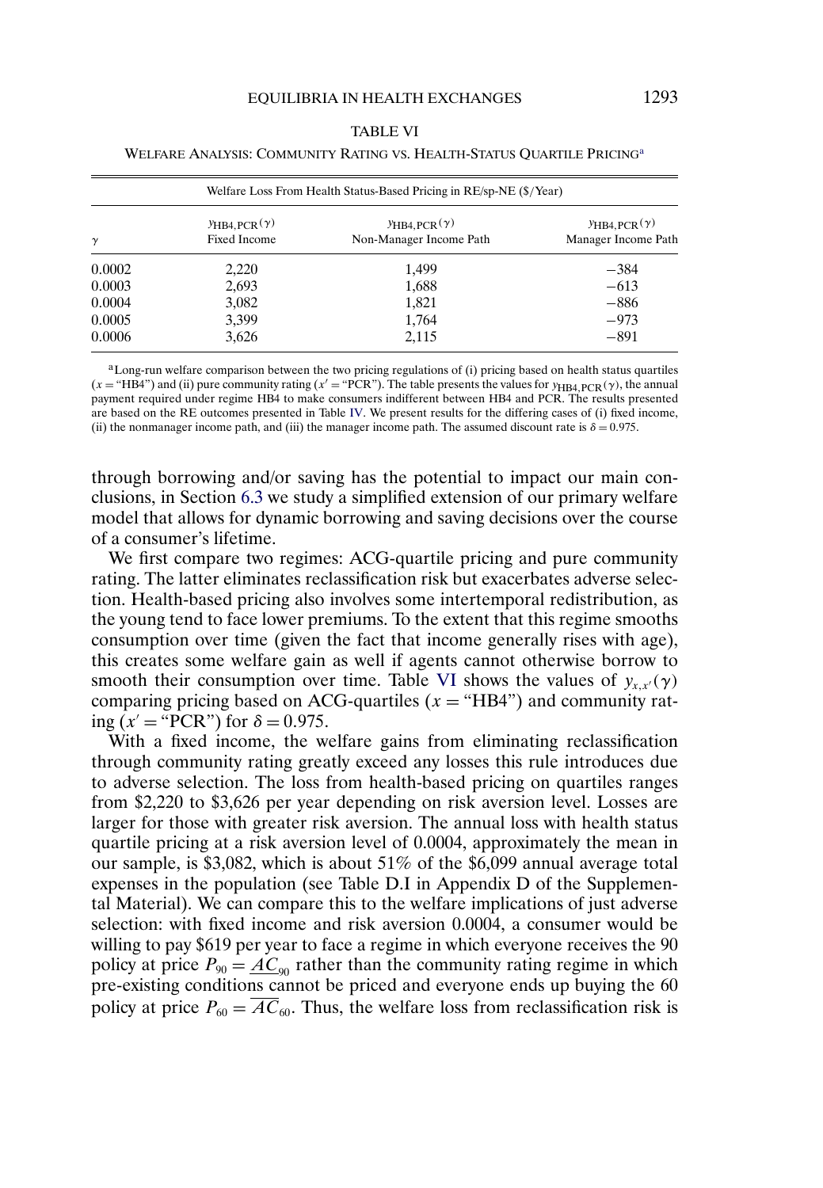TABLE VI

WELFARE ANALYSIS: COMMUNITY RATING VS. HEALTH-STATUS QUARTILE PRICING[a]

| Welfare Loss From Health Status-Based Pricing in RE/sp-NE ($/Year) | | | |
|---|---|---|---|
| $\gamma$ | $y_{\text{HB4,PCR}}(\gamma)$ Fixed Income | $y_{\text{HB4,PCR}}(\gamma)$ Non-Manager Income Path | $y_{\text{HB4,PCR}}(\gamma)$ Manager Income Path |
| 0.0002 | 2,220 | 1,499 | −384 |
| 0.0003 | 2,693 | 1,688 | −613 |
| 0.0004 | 3,082 | 1,821 | −886 |
| 0.0005 | 3,399 | 1,764 | −973 |
| 0.0006 | 3,626 | 2,115 | −891 |

[a]Long-run welfare comparison between the two pricing regulations of (i) pricing based on health status quartiles ($x =$ "HB4") and (ii) pure community rating ($x' =$ "PCR"). The table presents the values for $y_{\text{HB4,PCR}}(\gamma)$, the annual payment required under regime HB4 to make consumers indifferent between HB4 and PCR. The results presented are based on the RE outcomes presented in Table IV. We present results for the differing cases of (i) fixed income, (ii) the nonmanager income path, and (iii) the manager income path. The assumed discount rate is $\delta = 0.975$.

through borrowing and/or saving has the potential to impact our main conclusions, in Section 6.3 we study a simplified extension of our primary welfare model that allows for dynamic borrowing and saving decisions over the course of a consumer's lifetime.

We first compare two regimes: ACG-quartile pricing and pure community rating. The latter eliminates reclassification risk but exacerbates adverse selection. Health-based pricing also involves some intertemporal redistribution, as the young tend to face lower premiums. To the extent that this regime smooths consumption over time (given the fact that income generally rises with age), this creates some welfare gain as well if agents cannot otherwise borrow to smooth their consumption over time. Table VI shows the values of $y_{x,x'}(\gamma)$ comparing pricing based on ACG-quartiles ($x =$ "HB4") and community rating ($x' =$ "PCR") for $\delta = 0.975$.

With a fixed income, the welfare gains from eliminating reclassification through community rating greatly exceed any losses this rule introduces due to adverse selection. The loss from health-based pricing on quartiles ranges from $2,220 to $3,626 per year depending on risk aversion level. Losses are larger for those with greater risk aversion. The annual loss with health status quartile pricing at a risk aversion level of 0.0004, approximately the mean in our sample, is $3,082, which is about 51% of the $6,099 annual average total expenses in the population (see Table D.I in Appendix D of the Supplemental Material). We can compare this to the welfare implications of just adverse selection: with fixed income and risk aversion 0.0004, a consumer would be willing to pay $619 per year to face a regime in which everyone receives the 90 policy at price $P_{90} = \underline{AC}_{90}$ rather than the community rating regime in which pre-existing conditions cannot be priced and everyone ends up buying the 60 policy at price $P_{60} = \overline{AC}_{60}$. Thus, the welfare loss from reclassification risk is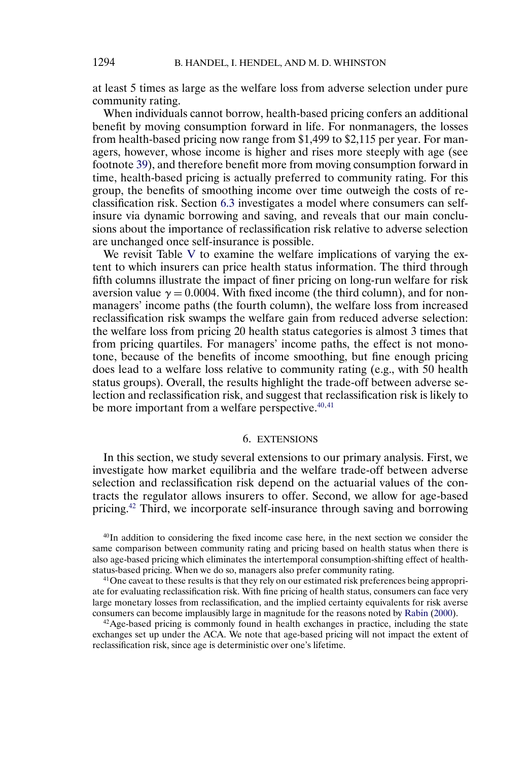at least 5 times as large as the welfare loss from adverse selection under pure community rating.

When individuals cannot borrow, health-based pricing confers an additional benefit by moving consumption forward in life. For nonmanagers, the losses from health-based pricing now range from \$1,499 to \$2,115 per year. For managers, however, whose income is higher and rises more steeply with age (see footnote 39), and therefore benefit more from moving consumption forward in time, health-based pricing is actually preferred to community rating. For this group, the benefits of smoothing income over time outweigh the costs of reclassification risk. Section 6.3 investigates a model where consumers can self-insure via dynamic borrowing and saving, and reveals that our main conclusions about the importance of reclassification risk relative to adverse selection are unchanged once self-insurance is possible.

We revisit Table V to examine the welfare implications of varying the extent to which insurers can price health status information. The third through fifth columns illustrate the impact of finer pricing on long-run welfare for risk aversion value $\gamma = 0.0004$. With fixed income (the third column), and for nonmanagers' income paths (the fourth column), the welfare loss from increased reclassification risk swamps the welfare gain from reduced adverse selection: the welfare loss from pricing 20 health status categories is almost 3 times that from pricing quartiles. For managers' income paths, the effect is not monotone, because of the benefits of income smoothing, but fine enough pricing does lead to a welfare loss relative to community rating (e.g., with 50 health status groups). Overall, the results highlight the trade-off between adverse selection and reclassification risk, and suggest that reclassification risk is likely to be more important from a welfare perspective.[40,41]

## 6. EXTENSIONS

In this section, we study several extensions to our primary analysis. First, we investigate how market equilibria and the welfare trade-off between adverse selection and reclassification risk depend on the actuarial values of the contracts the regulator allows insurers to offer. Second, we allow for age-based pricing.[42] Third, we incorporate self-insurance through saving and borrowing

[40] In addition to considering the fixed income case here, in the next section we consider the same comparison between community rating and pricing based on health status when there is also age-based pricing which eliminates the intertemporal consumption-shifting effect of health-status-based pricing. When we do so, managers also prefer community rating.

[41] One caveat to these results is that they rely on our estimated risk preferences being appropriate for evaluating reclassification risk. With fine pricing of health status, consumers can face very large monetary losses from reclassification, and the implied certainty equivalents for risk averse consumers can become implausibly large in magnitude for the reasons noted by Rabin (2000).

[42] Age-based pricing is commonly found in health exchanges in practice, including the state exchanges set up under the ACA. We note that age-based pricing will not impact the extent of reclassification risk, since age is deterministic over one's lifetime.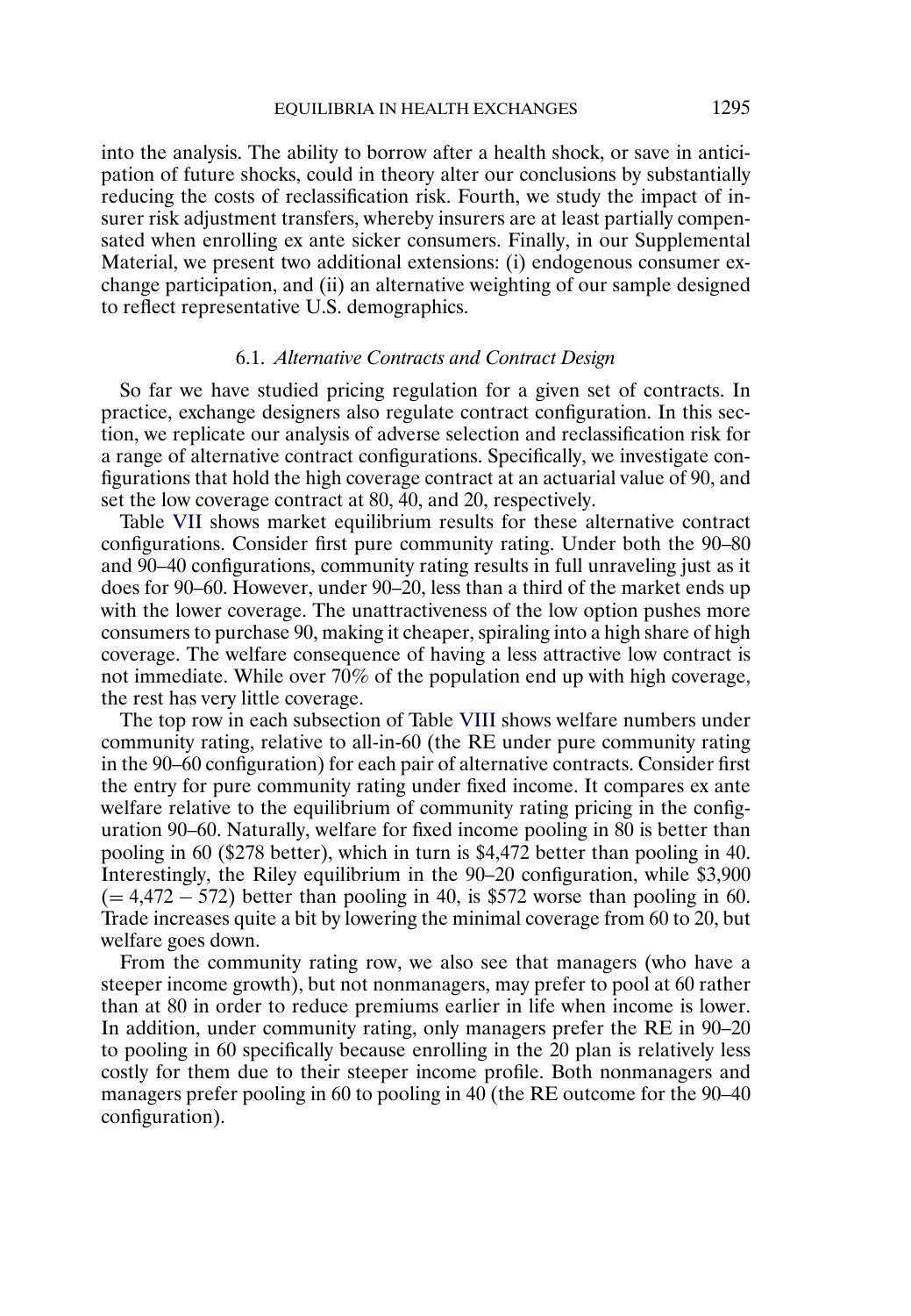into the analysis. The ability to borrow after a health shock, or save in anticipation of future shocks, could in theory alter our conclusions by substantially reducing the costs of reclassification risk. Fourth, we study the impact of insurer risk adjustment transfers, whereby insurers are at least partially compensated when enrolling ex ante sicker consumers. Finally, in our Supplemental Material, we present two additional extensions: (i) endogenous consumer exchange participation, and (ii) an alternative weighting of our sample designed to reflect representative U.S. demographics.

### 6.1. *Alternative Contracts and Contract Design*

So far we have studied pricing regulation for a given set of contracts. In practice, exchange designers also regulate contract configuration. In this section, we replicate our analysis of adverse selection and reclassification risk for a range of alternative contract configurations. Specifically, we investigate configurations that hold the high coverage contract at an actuarial value of 90, and set the low coverage contract at 80, 40, and 20, respectively.

Table VII shows market equilibrium results for these alternative contract configurations. Consider first pure community rating. Under both the 90–80 and 90–40 configurations, community rating results in full unraveling just as it does for 90–60. However, under 90–20, less than a third of the market ends up with the lower coverage. The unattractiveness of the low option pushes more consumers to purchase 90, making it cheaper, spiraling into a high share of high coverage. The welfare consequence of having a less attractive low contract is not immediate. While over 70% of the population end up with high coverage, the rest has very little coverage.

The top row in each subsection of Table VIII shows welfare numbers under community rating, relative to all-in-60 (the RE under pure community rating in the 90–60 configuration) for each pair of alternative contracts. Consider first the entry for pure community rating under fixed income. It compares ex ante welfare relative to the equilibrium of community rating pricing in the configuration 90–60. Naturally, welfare for fixed income pooling in 80 is better than pooling in 60 ($278 better), which in turn is $4,472 better than pooling in 40. Interestingly, the Riley equilibrium in the 90–20 configuration, while $3,900 (= 4,472 − 572) better than pooling in 40, is $572 worse than pooling in 60. Trade increases quite a bit by lowering the minimal coverage from 60 to 20, but welfare goes down.

From the community rating row, we also see that managers (who have a steeper income growth), but not nonmanagers, may prefer to pool at 60 rather than at 80 in order to reduce premiums earlier in life when income is lower. In addition, under community rating, only managers prefer the RE in 90–20 to pooling in 60 specifically because enrolling in the 20 plan is relatively less costly for them due to their steeper income profile. Both nonmanagers and managers prefer pooling in 60 to pooling in 40 (the RE outcome for the 90–40 configuration).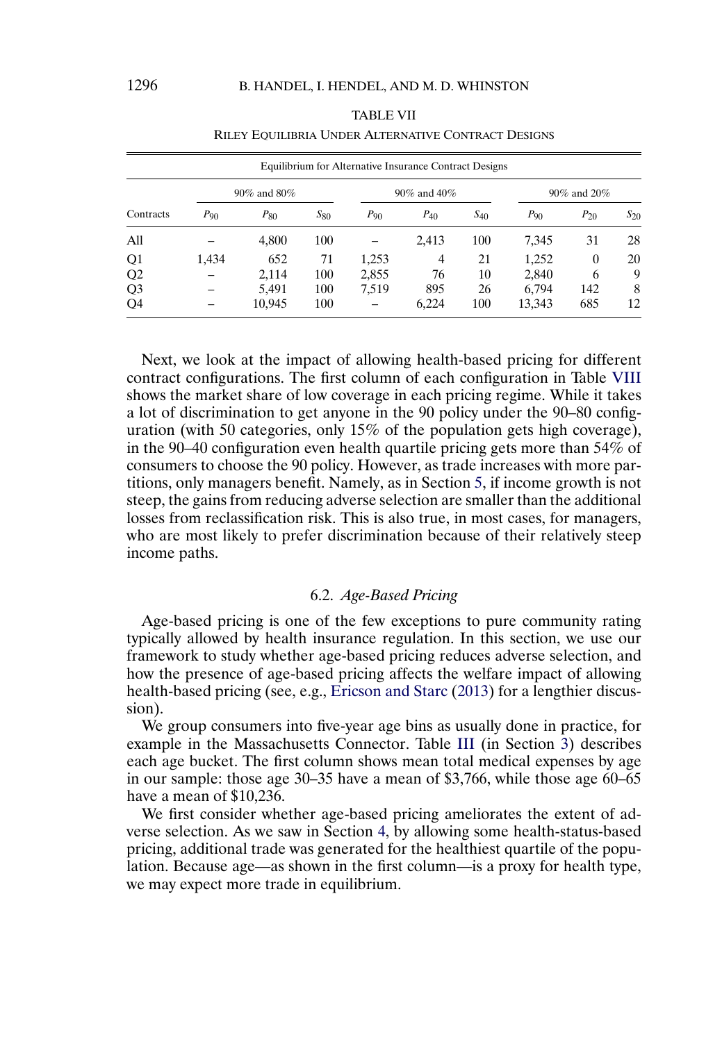TABLE VII

RILEY EQUILIBRIA UNDER ALTERNATIVE CONTRACT DESIGNS

| Equilibrium for Alternative Insurance Contract Designs | | | | | | | | | |
|---|---|---|---|---|---|---|---|---|---|
| | 90% and 80% | | | 90% and 40% | | | 90% and 20% | | |
| Contracts | $P_{90}$ | $P_{80}$ | $S_{80}$ | $P_{90}$ | $P_{40}$ | $S_{40}$ | $P_{90}$ | $P_{20}$ | $S_{20}$ |
| All | – | 4,800 | 100 | – | 2,413 | 100 | 7,345 | 31 | 28 |
| Q1 | 1,434 | 652 | 71 | 1,253 | 4 | 21 | 1,252 | 0 | 20 |
| Q2 | – | 2,114 | 100 | 2,855 | 76 | 10 | 2,840 | 6 | 9 |
| Q3 | – | 5,491 | 100 | 7,519 | 895 | 26 | 6,794 | 142 | 8 |
| Q4 | – | 10,945 | 100 | – | 6,224 | 100 | 13,343 | 685 | 12 |

Next, we look at the impact of allowing health-based pricing for different contract configurations. The first column of each configuration in Table VIII shows the market share of low coverage in each pricing regime. While it takes a lot of discrimination to get anyone in the 90 policy under the 90–80 configuration (with 50 categories, only 15% of the population gets high coverage), in the 90–40 configuration even health quartile pricing gets more than 54% of consumers to choose the 90 policy. However, as trade increases with more partitions, only managers benefit. Namely, as in Section 5, if income growth is not steep, the gains from reducing adverse selection are smaller than the additional losses from reclassification risk. This is also true, in most cases, for managers, who are most likely to prefer discrimination because of their relatively steep income paths.

### 6.2. *Age-Based Pricing*

Age-based pricing is one of the few exceptions to pure community rating typically allowed by health insurance regulation. In this section, we use our framework to study whether age-based pricing reduces adverse selection, and how the presence of age-based pricing affects the welfare impact of allowing health-based pricing (see, e.g., Ericson and Starc (2013) for a lengthier discussion).

We group consumers into five-year age bins as usually done in practice, for example in the Massachusetts Connector. Table III (in Section 3) describes each age bucket. The first column shows mean total medical expenses by age in our sample: those age 30–35 have a mean of $3,766, while those age 60–65 have a mean of $10,236.

We first consider whether age-based pricing ameliorates the extent of adverse selection. As we saw in Section 4, by allowing some health-status-based pricing, additional trade was generated for the healthiest quartile of the population. Because age—as shown in the first column—is a proxy for health type, we may expect more trade in equilibrium.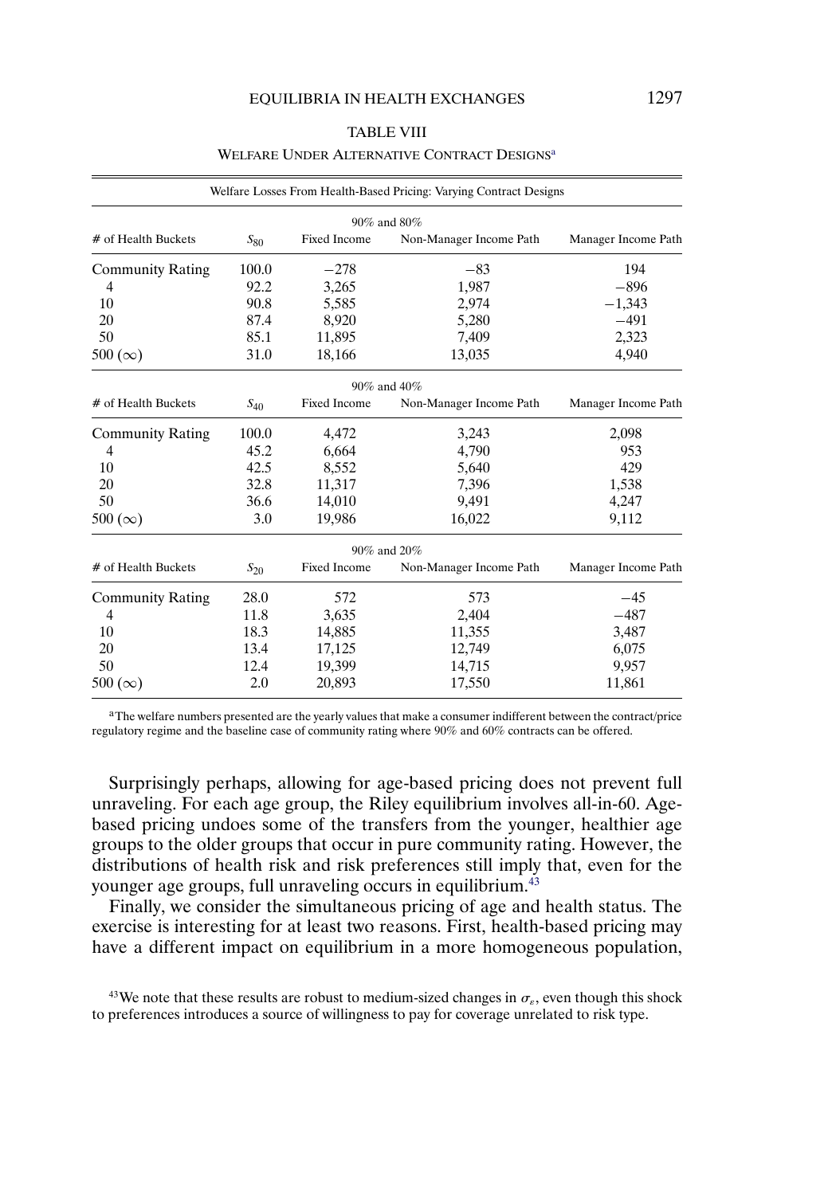TABLE VIII

WELFARE UNDER ALTERNATIVE CONTRACT DESIGNS[a]

| Welfare Losses From Health-Based Pricing: Varying Contract Designs | | | | |
|---|---|---|---|---|
| | | 90% and 80% | | |
| # of Health Buckets | $S_{80}$ | Fixed Income | Non-Manager Income Path | Manager Income Path |
| Community Rating | 100.0 | −278 | −83 | 194 |
| 4 | 92.2 | 3,265 | 1,987 | −896 |
| 10 | 90.8 | 5,585 | 2,974 | −1,343 |
| 20 | 87.4 | 8,920 | 5,280 | −491 |
| 50 | 85.1 | 11,895 | 7,409 | 2,323 |
| 500 ($\infty$) | 31.0 | 18,166 | 13,035 | 4,940 |
| | | 90% and 40% | | |
| # of Health Buckets | $S_{40}$ | Fixed Income | Non-Manager Income Path | Manager Income Path |
| Community Rating | 100.0 | 4,472 | 3,243 | 2,098 |
| 4 | 45.2 | 6,664 | 4,790 | 953 |
| 10 | 42.5 | 8,552 | 5,640 | 429 |
| 20 | 32.8 | 11,317 | 7,396 | 1,538 |
| 50 | 36.6 | 14,010 | 9,491 | 4,247 |
| 500 ($\infty$) | 3.0 | 19,986 | 16,022 | 9,112 |
| | | 90% and 20% | | |
| # of Health Buckets | $S_{20}$ | Fixed Income | Non-Manager Income Path | Manager Income Path |
| Community Rating | 28.0 | 572 | 573 | −45 |
| 4 | 11.8 | 3,635 | 2,404 | −487 |
| 10 | 18.3 | 14,885 | 11,355 | 3,487 |
| 20 | 13.4 | 17,125 | 12,749 | 6,075 |
| 50 | 12.4 | 19,399 | 14,715 | 9,957 |
| 500 ($\infty$) | 2.0 | 20,893 | 17,550 | 11,861 |

[a]The welfare numbers presented are the yearly values that make a consumer indifferent between the contract/price regulatory regime and the baseline case of community rating where 90% and 60% contracts can be offered.

Surprisingly perhaps, allowing for age-based pricing does not prevent full unraveling. For each age group, the Riley equilibrium involves all-in-60. Age-based pricing undoes some of the transfers from the younger, healthier age groups to the older groups that occur in pure community rating. However, the distributions of health risk and risk preferences still imply that, even for the younger age groups, full unraveling occurs in equilibrium.[43]

Finally, we consider the simultaneous pricing of age and health status. The exercise is interesting for at least two reasons. First, health-based pricing may have a different impact on equilibrium in a more homogeneous population,

[43]We note that these results are robust to medium-sized changes in $\sigma_\varepsilon$, even though this shock to preferences introduces a source of willingness to pay for coverage unrelated to risk type.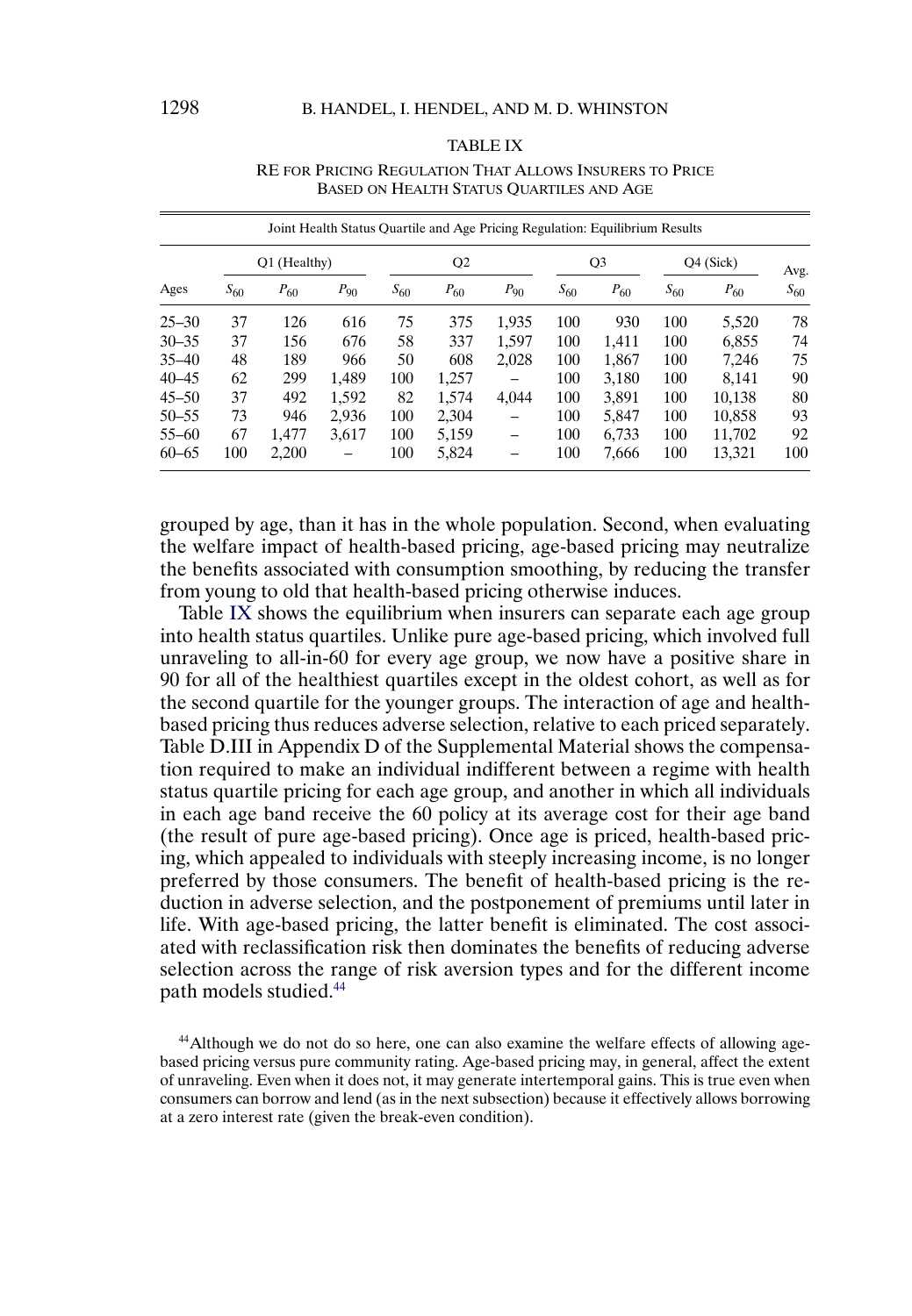TABLE IX

RE FOR PRICING REGULATION THAT ALLOWS INSURERS TO PRICE BASED ON HEALTH STATUS QUARTILES AND AGE

| Joint Health Status Quartile and Age Pricing Regulation: Equilibrium Results | | | | | | | | | | | |
|---|---|---|---|---|---|---|---|---|---|---|---|
| | Q1 (Healthy) | | | Q2 | | | Q3 | | Q4 (Sick) | | Avg. |
| Ages | $S_{60}$ | $P_{60}$ | $P_{90}$ | $S_{60}$ | $P_{60}$ | $P_{90}$ | $S_{60}$ | $P_{60}$ | $S_{60}$ | $P_{60}$ | $S_{60}$ |
| 25–30 | 37 | 126 | 616 | 75 | 375 | 1,935 | 100 | 930 | 100 | 5,520 | 78 |
| 30–35 | 37 | 156 | 676 | 58 | 337 | 1,597 | 100 | 1,411 | 100 | 6,855 | 74 |
| 35–40 | 48 | 189 | 966 | 50 | 608 | 2,028 | 100 | 1,867 | 100 | 7,246 | 75 |
| 40–45 | 62 | 299 | 1,489 | 100 | 1,257 | – | 100 | 3,180 | 100 | 8,141 | 90 |
| 45–50 | 37 | 492 | 1,592 | 82 | 1,574 | 4,044 | 100 | 3,891 | 100 | 10,138 | 80 |
| 50–55 | 73 | 946 | 2,936 | 100 | 2,304 | – | 100 | 5,847 | 100 | 10,858 | 93 |
| 55–60 | 67 | 1,477 | 3,617 | 100 | 5,159 | – | 100 | 6,733 | 100 | 11,702 | 92 |
| 60–65 | 100 | 2,200 | – | 100 | 5,824 | – | 100 | 7,666 | 100 | 13,321 | 100 |

grouped by age, than it has in the whole population. Second, when evaluating the welfare impact of health-based pricing, age-based pricing may neutralize the benefits associated with consumption smoothing, by reducing the transfer from young to old that health-based pricing otherwise induces.

Table IX shows the equilibrium when insurers can separate each age group into health status quartiles. Unlike pure age-based pricing, which involved full unraveling to all-in-60 for every age group, we now have a positive share in 90 for all of the healthiest quartiles except in the oldest cohort, as well as for the second quartile for the younger groups. The interaction of age and health-based pricing thus reduces adverse selection, relative to each priced separately. Table D.III in Appendix D of the Supplemental Material shows the compensation required to make an individual indifferent between a regime with health status quartile pricing for each age group, and another in which all individuals in each age band receive the 60 policy at its average cost for their age band (the result of pure age-based pricing). Once age is priced, health-based pricing, which appealed to individuals with steeply increasing income, is no longer preferred by those consumers. The benefit of health-based pricing is the reduction in adverse selection, and the postponement of premiums until later in life. With age-based pricing, the latter benefit is eliminated. The cost associated with reclassification risk then dominates the benefits of reducing adverse selection across the range of risk aversion types and for the different income path models studied.[44]

[44]Although we do not do so here, one can also examine the welfare effects of allowing age-based pricing versus pure community rating. Age-based pricing may, in general, affect the extent of unraveling. Even when it does not, it may generate intertemporal gains. This is true even when consumers can borrow and lend (as in the next subsection) because it effectively allows borrowing at a zero interest rate (given the break-even condition).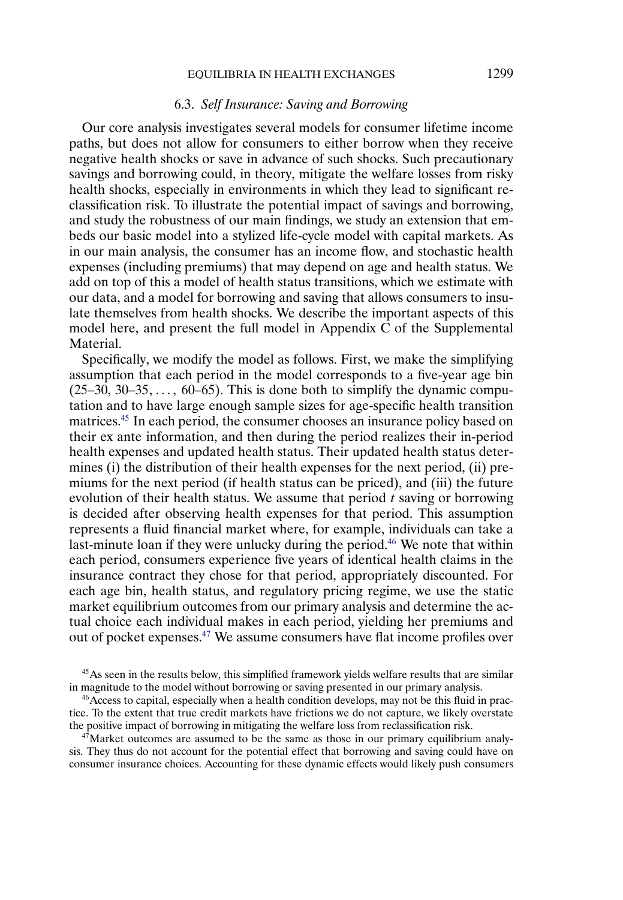### 6.3. *Self Insurance: Saving and Borrowing*

Our core analysis investigates several models for consumer lifetime income paths, but does not allow for consumers to either borrow when they receive negative health shocks or save in advance of such shocks. Such precautionary savings and borrowing could, in theory, mitigate the welfare losses from risky health shocks, especially in environments in which they lead to significant reclassification risk. To illustrate the potential impact of savings and borrowing, and study the robustness of our main findings, we study an extension that embeds our basic model into a stylized life-cycle model with capital markets. As in our main analysis, the consumer has an income flow, and stochastic health expenses (including premiums) that may depend on age and health status. We add on top of this a model of health status transitions, which we estimate with our data, and a model for borrowing and saving that allows consumers to insulate themselves from health shocks. We describe the important aspects of this model here, and present the full model in Appendix C of the Supplemental Material.

Specifically, we modify the model as follows. First, we make the simplifying assumption that each period in the model corresponds to a five-year age bin (25–30, 30–35, ..., 60–65). This is done both to simplify the dynamic computation and to have large enough sample sizes for age-specific health transition matrices.[45] In each period, the consumer chooses an insurance policy based on their ex ante information, and then during the period realizes their in-period health expenses and updated health status. Their updated health status determines (i) the distribution of their health expenses for the next period, (ii) premiums for the next period (if health status can be priced), and (iii) the future evolution of their health status. We assume that period $t$ saving or borrowing is decided after observing health expenses for that period. This assumption represents a fluid financial market where, for example, individuals can take a last-minute loan if they were unlucky during the period.[46] We note that within each period, consumers experience five years of identical health claims in the insurance contract they chose for that period, appropriately discounted. For each age bin, health status, and regulatory pricing regime, we use the static market equilibrium outcomes from our primary analysis and determine the actual choice each individual makes in each period, yielding her premiums and out of pocket expenses.[47] We assume consumers have flat income profiles over

[45] As seen in the results below, this simplified framework yields welfare results that are similar in magnitude to the model without borrowing or saving presented in our primary analysis.

[46] Access to capital, especially when a health condition develops, may not be this fluid in practice. To the extent that true credit markets have frictions we do not capture, we likely overstate the positive impact of borrowing in mitigating the welfare loss from reclassification risk.

[47] Market outcomes are assumed to be the same as those in our primary equilibrium analysis. They thus do not account for the potential effect that borrowing and saving could have on consumer insurance choices. Accounting for these dynamic effects would likely push consumers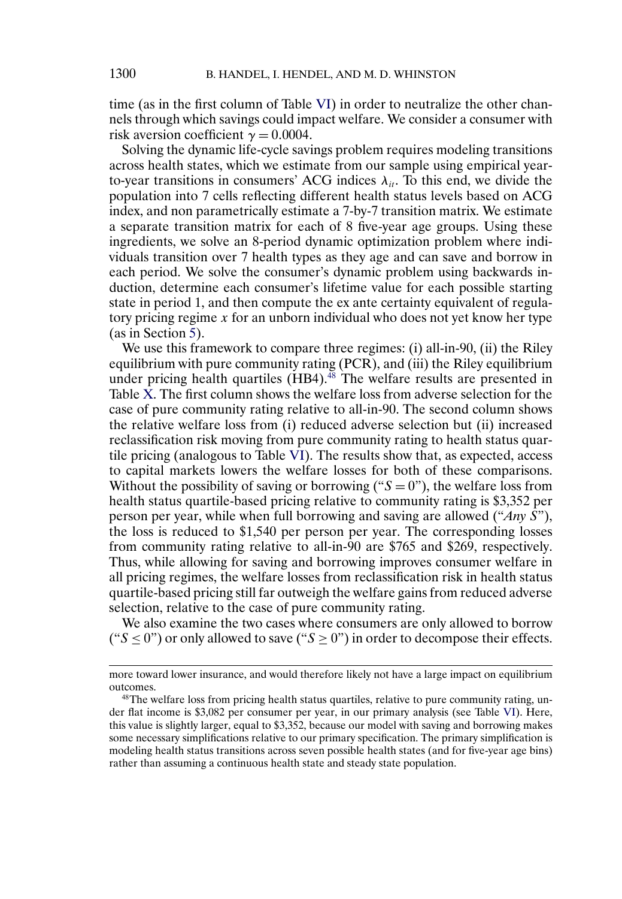time (as in the first column of Table VI) in order to neutralize the other channels through which savings could impact welfare. We consider a consumer with risk aversion coefficient $\gamma = 0.0004$.

Solving the dynamic life-cycle savings problem requires modeling transitions across health states, which we estimate from our sample using empirical year-to-year transitions in consumers' ACG indices $\lambda_{it}$. To this end, we divide the population into 7 cells reflecting different health status levels based on ACG index, and non parametrically estimate a 7-by-7 transition matrix. We estimate a separate transition matrix for each of 8 five-year age groups. Using these ingredients, we solve an 8-period dynamic optimization problem where individuals transition over 7 health types as they age and can save and borrow in each period. We solve the consumer's dynamic problem using backwards induction, determine each consumer's lifetime value for each possible starting state in period 1, and then compute the ex ante certainty equivalent of regulatory pricing regime $x$ for an unborn individual who does not yet know her type (as in Section 5).

We use this framework to compare three regimes: (i) all-in-90, (ii) the Riley equilibrium with pure community rating (PCR), and (iii) the Riley equilibrium under pricing health quartiles (HB4).[48] The welfare results are presented in Table X. The first column shows the welfare loss from adverse selection for the case of pure community rating relative to all-in-90. The second column shows the relative welfare loss from (i) reduced adverse selection but (ii) increased reclassification risk moving from pure community rating to health status quartile pricing (analogous to Table VI). The results show that, as expected, access to capital markets lowers the welfare losses for both of these comparisons. Without the possibility of saving or borrowing ("$S = 0$"), the welfare loss from health status quartile-based pricing relative to community rating is \$3,352 per person per year, while when full borrowing and saving are allowed ("*Any S*"), the loss is reduced to \$1,540 per person per year. The corresponding losses from community rating relative to all-in-90 are \$765 and \$269, respectively. Thus, while allowing for saving and borrowing improves consumer welfare in all pricing regimes, the welfare losses from reclassification risk in health status quartile-based pricing still far outweigh the welfare gains from reduced adverse selection, relative to the case of pure community rating.

We also examine the two cases where consumers are only allowed to borrow ("$S \leq 0$") or only allowed to save ("$S \geq 0$") in order to decompose their effects.

---

more toward lower insurance, and would therefore likely not have a large impact on equilibrium outcomes.

[48] The welfare loss from pricing health status quartiles, relative to pure community rating, under flat income is \$3,082 per consumer per year, in our primary analysis (see Table VI). Here, this value is slightly larger, equal to \$3,352, because our model with saving and borrowing makes some necessary simplifications relative to our primary specification. The primary simplification is modeling health status transitions across seven possible health states (and for five-year age bins) rather than assuming a continuous health state and steady state population.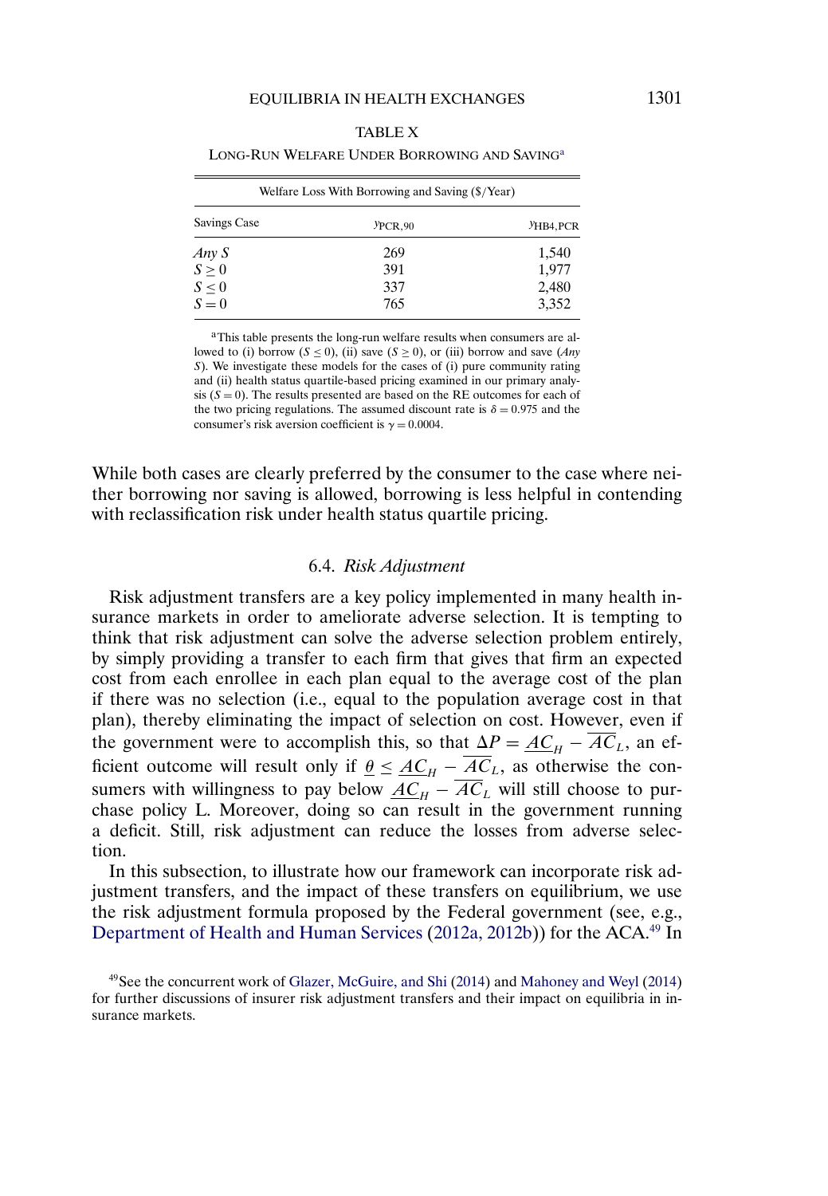TABLE X

LONG-RUN WELFARE UNDER BORROWING AND SAVING[a]

| Welfare Loss With Borrowing and Saving ($/Year) | | |
|---|---|---|
| Savings Case | $y_{\text{PCR},90}$ | $y_{\text{HB4,PCR}}$ |
| *Any S* | 269 | 1,540 |
| $S \geq 0$ | 391 | 1,977 |
| $S \leq 0$ | 337 | 2,480 |
| $S = 0$ | 765 | 3,352 |

[a]This table presents the long-run welfare results when consumers are allowed to (i) borrow ($S \leq 0$), (ii) save ($S \geq 0$), or (iii) borrow and save (*Any S*). We investigate these models for the cases of (i) pure community rating and (ii) health status quartile-based pricing examined in our primary analysis ($S = 0$). The results presented are based on the RE outcomes for each of the two pricing regulations. The assumed discount rate is $\delta = 0.975$ and the consumer's risk aversion coefficient is $\gamma = 0.0004$.

While both cases are clearly preferred by the consumer to the case where neither borrowing nor saving is allowed, borrowing is less helpful in contending with reclassification risk under health status quartile pricing.

### 6.4. *Risk Adjustment*

Risk adjustment transfers are a key policy implemented in many health insurance markets in order to ameliorate adverse selection. It is tempting to think that risk adjustment can solve the adverse selection problem entirely, by simply providing a transfer to each firm that gives that firm an expected cost from each enrollee in each plan equal to the average cost of the plan if there was no selection (i.e., equal to the population average cost in that plan), thereby eliminating the impact of selection on cost. However, even if the government were to accomplish this, so that $\Delta P = \underline{AC}_H - \overline{AC}_L$, an efficient outcome will result only if $\underline{\theta} \leq \underline{AC}_H - \overline{AC}_L$, as otherwise the consumers with willingness to pay below $\underline{AC}_H - \overline{AC}_L$ will still choose to purchase policy L. Moreover, doing so can result in the government running a deficit. Still, risk adjustment can reduce the losses from adverse selection.

In this subsection, to illustrate how our framework can incorporate risk adjustment transfers, and the impact of these transfers on equilibrium, we use the risk adjustment formula proposed by the Federal government (see, e.g., Department of Health and Human Services (2012a, 2012b)) for the ACA.[49] In

[49]See the concurrent work of Glazer, McGuire, and Shi (2014) and Mahoney and Weyl (2014) for further discussions of insurer risk adjustment transfers and their impact on equilibria in insurance markets.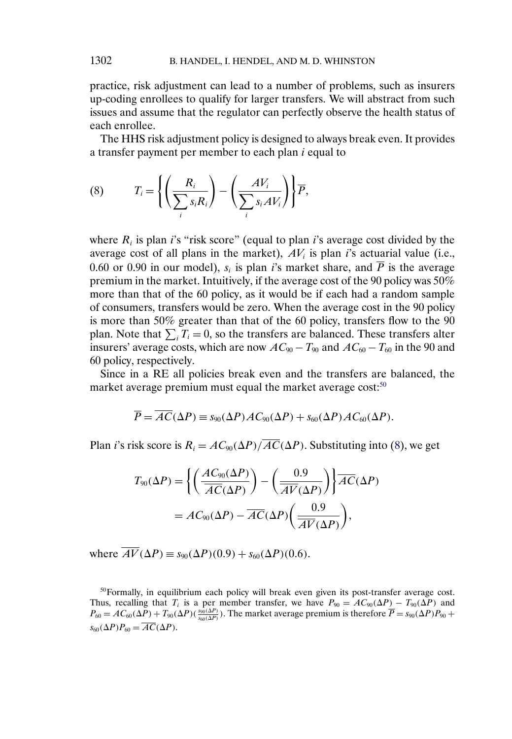practice, risk adjustment can lead to a number of problems, such as insurers up-coding enrollees to qualify for larger transfers. We will abstract from such issues and assume that the regulator can perfectly observe the health status of each enrollee.

The HHS risk adjustment policy is designed to always break even. It provides a transfer payment per member to each plan $i$ equal to

$$T_i = \left\{ \left( \frac{R_i}{\sum_i s_i R_i} \right) - \left( \frac{AV_i}{\sum_i s_i AV_i} \right) \right\} \overline{P}, \tag{8}$$

where $R_i$ is plan $i$'s "risk score" (equal to plan $i$'s average cost divided by the average cost of all plans in the market), $AV_i$ is plan $i$'s actuarial value (i.e., 0.60 or 0.90 in our model), $s_i$ is plan $i$'s market share, and $\overline{P}$ is the average premium in the market. Intuitively, if the average cost of the 90 policy was 50% more than that of the 60 policy, as it would be if each had a random sample of consumers, transfers would be zero. When the average cost in the 90 policy is more than 50% greater than that of the 60 policy, transfers flow to the 90 plan. Note that $\sum_i T_i = 0$, so the transfers are balanced. These transfers alter insurers' average costs, which are now $AC_{90} - T_{90}$ and $AC_{60} - T_{60}$ in the 90 and 60 policy, respectively.

Since in a RE all policies break even and the transfers are balanced, the market average premium must equal the market average cost:[50]

$$\overline{P} = \overline{AC}(\Delta P) \equiv s_{90}(\Delta P) AC_{90}(\Delta P) + s_{60}(\Delta P) AC_{60}(\Delta P).$$

Plan $i$'s risk score is $R_i = AC_{90}(\Delta P)/\overline{AC}(\Delta P)$. Substituting into (8), we get

$$\begin{aligned} T_{90}(\Delta P) &= \left\{ \left( \frac{AC_{90}(\Delta P)}{\overline{AC}(\Delta P)} \right) - \left( \frac{0.9}{\overline{AV}(\Delta P)} \right) \right\} \overline{AC}(\Delta P) \\ &= AC_{90}(\Delta P) - \overline{AC}(\Delta P) \left( \frac{0.9}{\overline{AV}(\Delta P)} \right), \end{aligned}$$

where $\overline{AV}(\Delta P) \equiv s_{90}(\Delta P)(0.9) + s_{60}(\Delta P)(0.6)$.

[50] Formally, in equilibrium each policy will break even given its post-transfer average cost. Thus, recalling that $T_i$ is a per member transfer, we have $P_{90} = AC_{90}(\Delta P) - T_{90}(\Delta P)$ and $P_{60} = AC_{60}(\Delta P) + T_{90}(\Delta P)(\frac{s_{90}(\Delta P)}{s_{60}(\Delta P)})$. The market average premium is therefore $\overline{P} = s_{90}(\Delta P) P_{90} + s_{60}(\Delta P) P_{60} = \overline{AC}(\Delta P)$.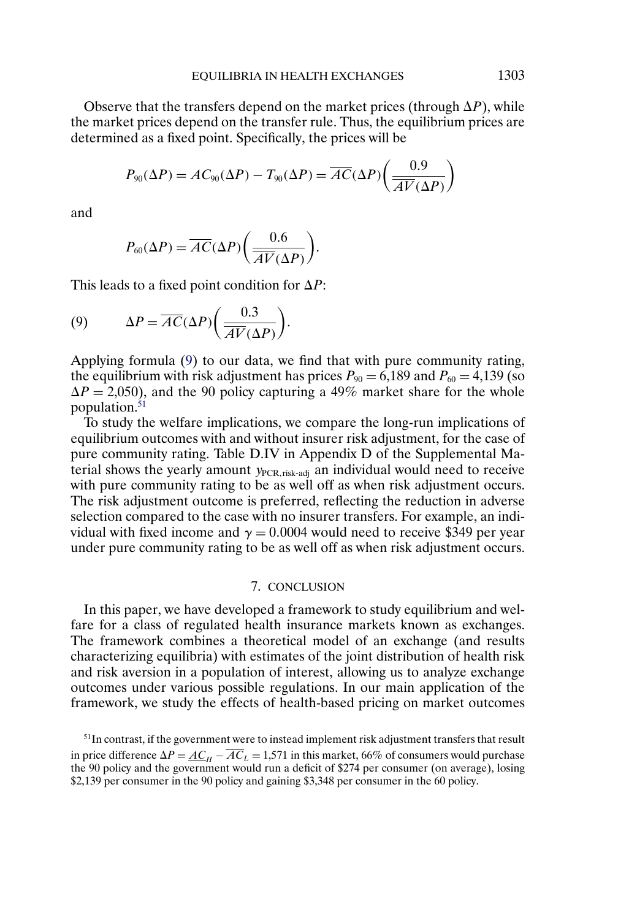Observe that the transfers depend on the market prices (through $\Delta P$), while the market prices depend on the transfer rule. Thus, the equilibrium prices are determined as a fixed point. Specifically, the prices will be

$$P_{90}(\Delta P) = AC_{90}(\Delta P) - T_{90}(\Delta P) = \overline{AC}(\Delta P)\left(\frac{0.9}{\overline{AV}(\Delta P)}\right)$$

and

$$P_{60}(\Delta P) = \overline{AC}(\Delta P)\left(\frac{0.6}{\overline{AV}(\Delta P)}\right).$$

This leads to a fixed point condition for $\Delta P$:

$$\Delta P = \overline{AC}(\Delta P)\left(\frac{0.3}{\overline{AV}(\Delta P)}\right). \tag{9}$$

Applying formula (9) to our data, we find that with pure community rating, the equilibrium with risk adjustment has prices $P_{90} = 6{,}189$ and $P_{60} = 4{,}139$ (so $\Delta P = 2{,}050$), and the 90 policy capturing a 49% market share for the whole population.[51]

To study the welfare implications, we compare the long-run implications of equilibrium outcomes with and without insurer risk adjustment, for the case of pure community rating. Table D.IV in Appendix D of the Supplemental Material shows the yearly amount $y_{\text{PCR,risk-adj}}$ an individual would need to receive with pure community rating to be as well off as when risk adjustment occurs. The risk adjustment outcome is preferred, reflecting the reduction in adverse selection compared to the case with no insurer transfers. For example, an individual with fixed income and $\gamma = 0.0004$ would need to receive \$349 per year under pure community rating to be as well off as when risk adjustment occurs.

## 7. CONCLUSION

In this paper, we have developed a framework to study equilibrium and welfare for a class of regulated health insurance markets known as exchanges. The framework combines a theoretical model of an exchange (and results characterizing equilibria) with estimates of the joint distribution of health risk and risk aversion in a population of interest, allowing us to analyze exchange outcomes under various possible regulations. In our main application of the framework, we study the effects of health-based pricing on market outcomes

[51] In contrast, if the government were to instead implement risk adjustment transfers that result in price difference $\Delta P = \underline{AC}_H - \overline{AC}_L = 1{,}571$ in this market, 66% of consumers would purchase the 90 policy and the government would run a deficit of \$274 per consumer (on average), losing \$2,139 per consumer in the 90 policy and gaining \$3,348 per consumer in the 60 policy.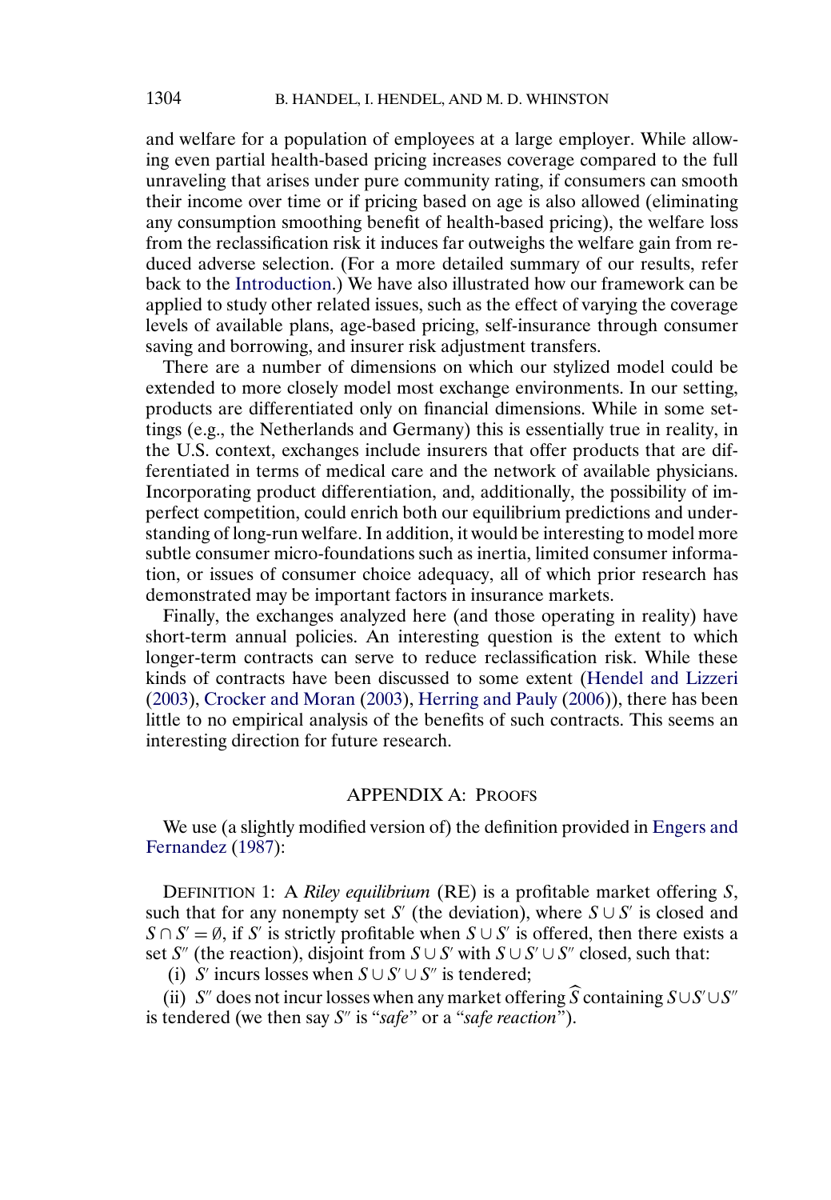and welfare for a population of employees at a large employer. While allowing even partial health-based pricing increases coverage compared to the full unraveling that arises under pure community rating, if consumers can smooth their income over time or if pricing based on age is also allowed (eliminating any consumption smoothing benefit of health-based pricing), the welfare loss from the reclassification risk it induces far outweighs the welfare gain from reduced adverse selection. (For a more detailed summary of our results, refer back to the Introduction.) We have also illustrated how our framework can be applied to study other related issues, such as the effect of varying the coverage levels of available plans, age-based pricing, self-insurance through consumer saving and borrowing, and insurer risk adjustment transfers.

There are a number of dimensions on which our stylized model could be extended to more closely model most exchange environments. In our setting, products are differentiated only on financial dimensions. While in some settings (e.g., the Netherlands and Germany) this is essentially true in reality, in the U.S. context, exchanges include insurers that offer products that are differentiated in terms of medical care and the network of available physicians. Incorporating product differentiation, and, additionally, the possibility of imperfect competition, could enrich both our equilibrium predictions and understanding of long-run welfare. In addition, it would be interesting to model more subtle consumer micro-foundations such as inertia, limited consumer information, or issues of consumer choice adequacy, all of which prior research has demonstrated may be important factors in insurance markets.

Finally, the exchanges analyzed here (and those operating in reality) have short-term annual policies. An interesting question is the extent to which longer-term contracts can serve to reduce reclassification risk. While these kinds of contracts have been discussed to some extent (Hendel and Lizzeri (2003), Crocker and Moran (2003), Herring and Pauly (2006)), there has been little to no empirical analysis of the benefits of such contracts. This seems an interesting direction for future research.

## APPENDIX A: PROOFS

We use (a slightly modified version of) the definition provided in Engers and Fernandez (1987):

DEFINITION 1: A *Riley equilibrium* (RE) is a profitable market offering $S$, such that for any nonempty set $S'$ (the deviation), where $S \cup S'$ is closed and $S \cap S' = \emptyset$, if $S'$ is strictly profitable when $S \cup S'$ is offered, then there exists a set $S''$ (the reaction), disjoint from $S \cup S'$ with $S \cup S' \cup S''$ closed, such that:

(i) $S'$ incurs losses when $S \cup S' \cup S''$ is tendered;

(ii) $S''$ does not incur losses when any market offering $\widehat{S}$ containing $S \cup S' \cup S''$ is tendered (we then say $S''$ is "*safe*" or a "*safe reaction*").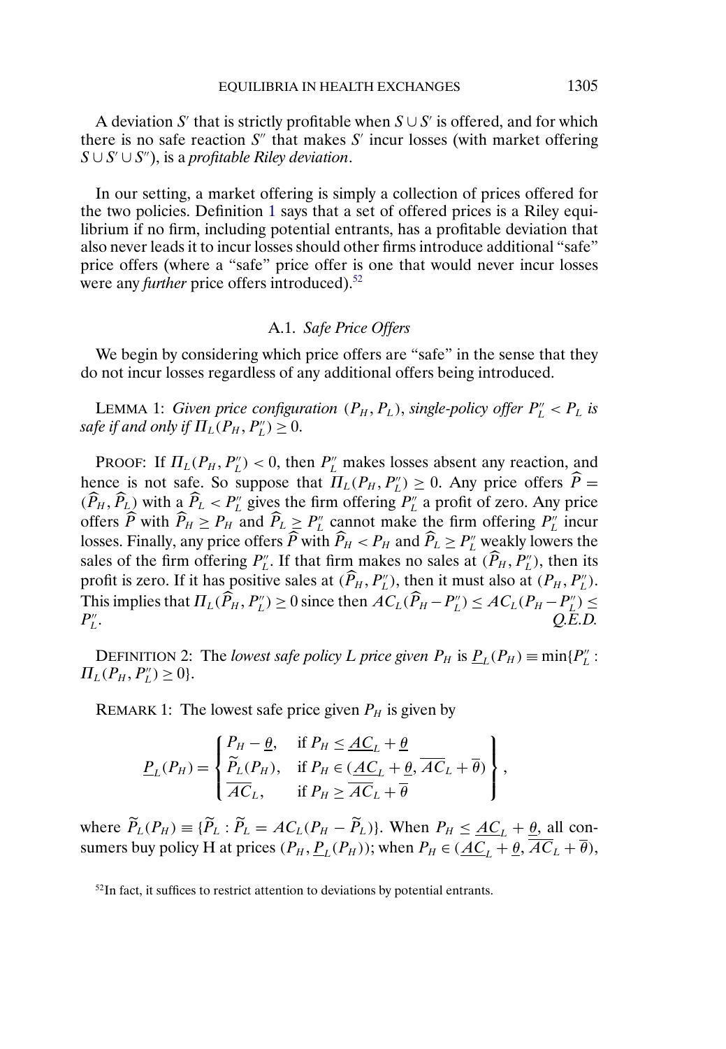A deviation $S'$ that is strictly profitable when $S \cup S'$ is offered, and for which there is no safe reaction $S''$ that makes $S'$ incur losses (with market offering $S \cup S' \cup S''$), is a *profitable Riley deviation*.

In our setting, a market offering is simply a collection of prices offered for the two policies. Definition 1 says that a set of offered prices is a Riley equilibrium if no firm, including potential entrants, has a profitable deviation that also never leads it to incur losses should other firms introduce additional "safe" price offers (where a "safe" price offer is one that would never incur losses were any *further* price offers introduced).[52]

### A.1. *Safe Price Offers*

We begin by considering which price offers are "safe" in the sense that they do not incur losses regardless of any additional offers being introduced.

LEMMA 1: *Given price configuration $(P_H, P_L)$, single-policy offer $P_L'' < P_L$ is safe if and only if $\Pi_L(P_H, P_L'') \geq 0$.*

PROOF: If $\Pi_L(P_H, P_L'') < 0$, then $P_L''$ makes losses absent any reaction, and hence is not safe. So suppose that $\Pi_L(P_H, P_L'') \geq 0$. Any price offers $\widehat{P} = (\widehat{P}_H, \widehat{P}_L)$ with a $\widehat{P}_L < P_L''$ gives the firm offering $P_L''$ a profit of zero. Any price offers $\widehat{P}$ with $\widehat{P}_H \geq P_H$ and $\widehat{P}_L \geq P_L''$ cannot make the firm offering $P_L''$ incur losses. Finally, any price offers $\widehat{P}$ with $\widehat{P}_H < P_H$ and $\widehat{P}_L \geq P_L''$ weakly lowers the sales of the firm offering $P_L''$. If that firm makes no sales at $(\widehat{P}_H, P_L'')$, then its profit is zero. If it has positive sales at $(\widehat{P}_H, P_L'')$, then it must also at $(P_H, P_L'')$. This implies that $\Pi_L(\widehat{P}_H, P_L'') \geq 0$ since then $AC_L(\widehat{P}_H - P_L'') \leq AC_L(P_H - P_L'') \leq P_L''$. *Q.E.D.*

DEFINITION 2: The *lowest safe policy L price given $P_H$* is $\underline{P}_L(P_H) \equiv \min\{P_L'' : \Pi_L(P_H, P_L'') \geq 0\}$.

REMARK 1: The lowest safe price given $P_H$ is given by

$$\underline{P}_L(P_H) = \left\{ \begin{array}{ll} P_H - \underline{\theta}, & \text{if } P_H \leq \underline{AC}_L + \underline{\theta} \\ \widetilde{P}_L(P_H), & \text{if } P_H \in (\underline{AC}_L + \underline{\theta}, \overline{AC}_L + \overline{\theta}) \\ \overline{AC}_L, & \text{if } P_H \geq \overline{AC}_L + \overline{\theta} \end{array} \right\},$$

where $\widetilde{P}_L(P_H) \equiv \{\widetilde{P}_L : \widetilde{P}_L = AC_L(P_H - \widetilde{P}_L)\}$. When $P_H \leq \underline{AC}_L + \underline{\theta}$, all consumers buy policy H at prices $(P_H, \underline{P}_L(P_H))$; when $P_H \in (\underline{AC}_L + \underline{\theta}, \overline{AC}_L + \overline{\theta})$,

[52] In fact, it suffices to restrict attention to deviations by potential entrants.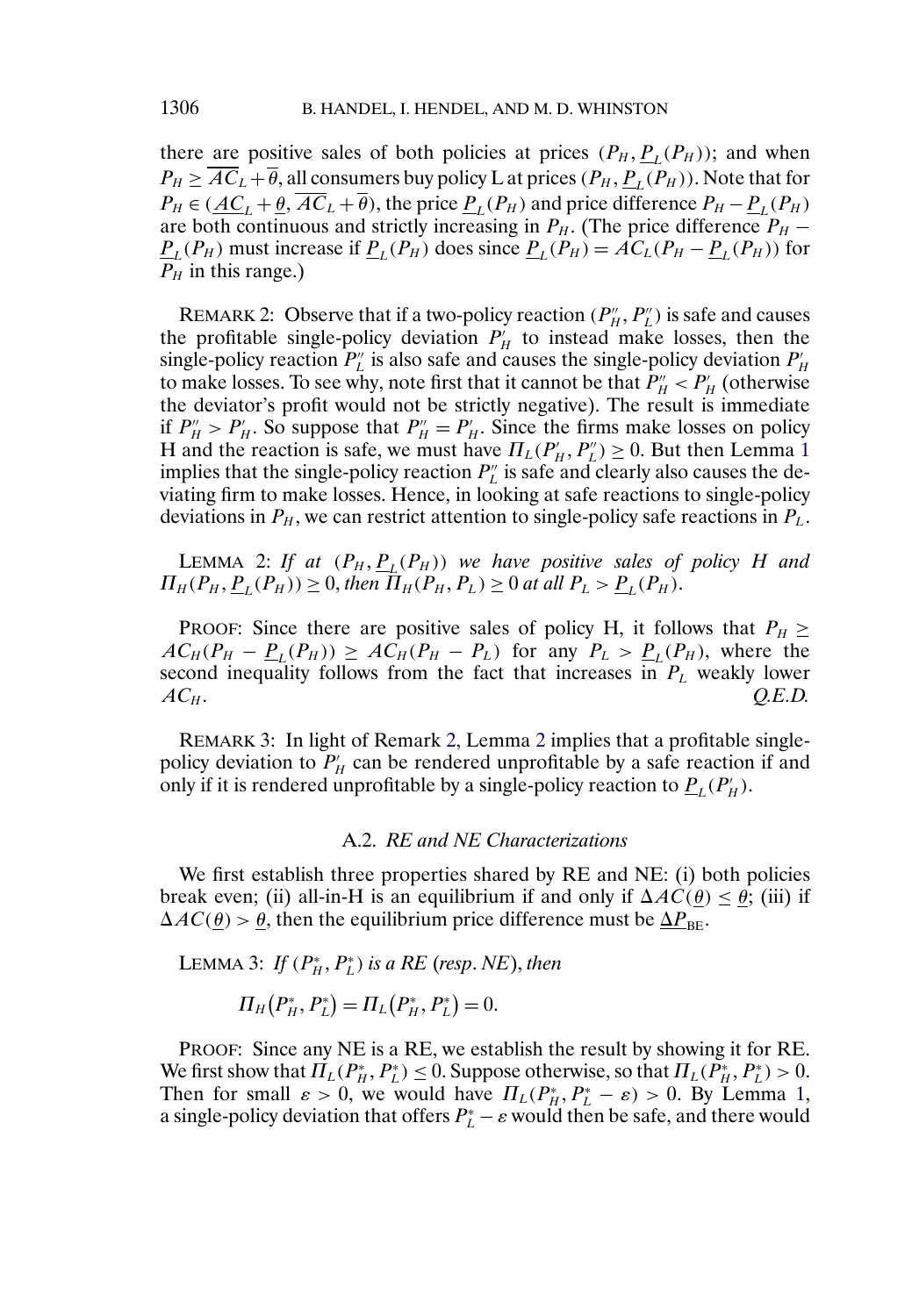there are positive sales of both policies at prices $(P_H, \underline{P}_L(P_H))$; and when $P_H \geq \overline{AC}_L + \overline{\theta}$, all consumers buy policy L at prices $(P_H, \underline{P}_L(P_H))$. Note that for $P_H \in (\underline{AC}_L + \underline{\theta}, \overline{AC}_L + \overline{\theta})$, the price $\underline{P}_L(P_H)$ and price difference $P_H - \underline{P}_L(P_H)$ are both continuous and strictly increasing in $P_H$. (The price difference $P_H - \underline{P}_L(P_H)$ must increase if $\underline{P}_L(P_H)$ does since $\underline{P}_L(P_H) = AC_L(P_H - \underline{P}_L(P_H))$ for $P_H$ in this range.)

REMARK 2: Observe that if a two-policy reaction $(P_H'', P_L'')$ is safe and causes the profitable single-policy deviation $P_H'$ to instead make losses, then the single-policy reaction $P_L''$ is also safe and causes the single-policy deviation $P_H'$ to make losses. To see why, note first that it cannot be that $P_H'' < P_H'$ (otherwise the deviator's profit would not be strictly negative). The result is immediate if $P_H'' > P_H'$. So suppose that $P_H'' = P_H'$. Since the firms make losses on policy H and the reaction is safe, we must have $\Pi_L(P_H', P_L'') \geq 0$. But then Lemma 1 implies that the single-policy reaction $P_L''$ is safe and clearly also causes the deviating firm to make losses. Hence, in looking at safe reactions to single-policy deviations in $P_H$, we can restrict attention to single-policy safe reactions in $P_L$.

LEMMA 2: *If at* $(P_H, \underline{P}_L(P_H))$ *we have positive sales of policy H and* $\Pi_H(P_H, \underline{P}_L(P_H)) \geq 0$, *then* $\Pi_H(P_H, P_L) \geq 0$ *at all* $P_L > \underline{P}_L(P_H)$.

PROOF: Since there are positive sales of policy H, it follows that $P_H \geq AC_H(P_H - \underline{P}_L(P_H)) \geq AC_H(P_H - P_L)$ for any $P_L > \underline{P}_L(P_H)$, where the second inequality follows from the fact that increases in $P_L$ weakly lower $AC_H$. *Q.E.D.*

REMARK 3: In light of Remark 2, Lemma 2 implies that a profitable single-policy deviation to $P_H'$ can be rendered unprofitable by a safe reaction if and only if it is rendered unprofitable by a single-policy reaction to $\underline{P}_L(P_H')$.

### A.2. *RE and NE Characterizations*

We first establish three properties shared by RE and NE: (i) both policies break even; (ii) all-in-H is an equilibrium if and only if $\Delta AC(\underline{\theta}) \leq \underline{\theta}$; (iii) if $\Delta AC(\underline{\theta}) > \underline{\theta}$, then the equilibrium price difference must be $\underline{\Delta P}_{\text{BE}}$.

LEMMA 3: *If* $(P_H^*, P_L^*)$ *is a RE* (*resp. NE*), *then*

$$\Pi_H(P_H^*, P_L^*) = \Pi_L(P_H^*, P_L^*) = 0.$$

PROOF: Since any NE is a RE, we establish the result by showing it for RE. We first show that $\Pi_L(P_H^*, P_L^*) \leq 0$. Suppose otherwise, so that $\Pi_L(P_H^*, P_L^*) > 0$. Then for small $\varepsilon > 0$, we would have $\Pi_L(P_H^*, P_L^* - \varepsilon) > 0$. By Lemma 1, a single-policy deviation that offers $P_L^* - \varepsilon$ would then be safe, and there would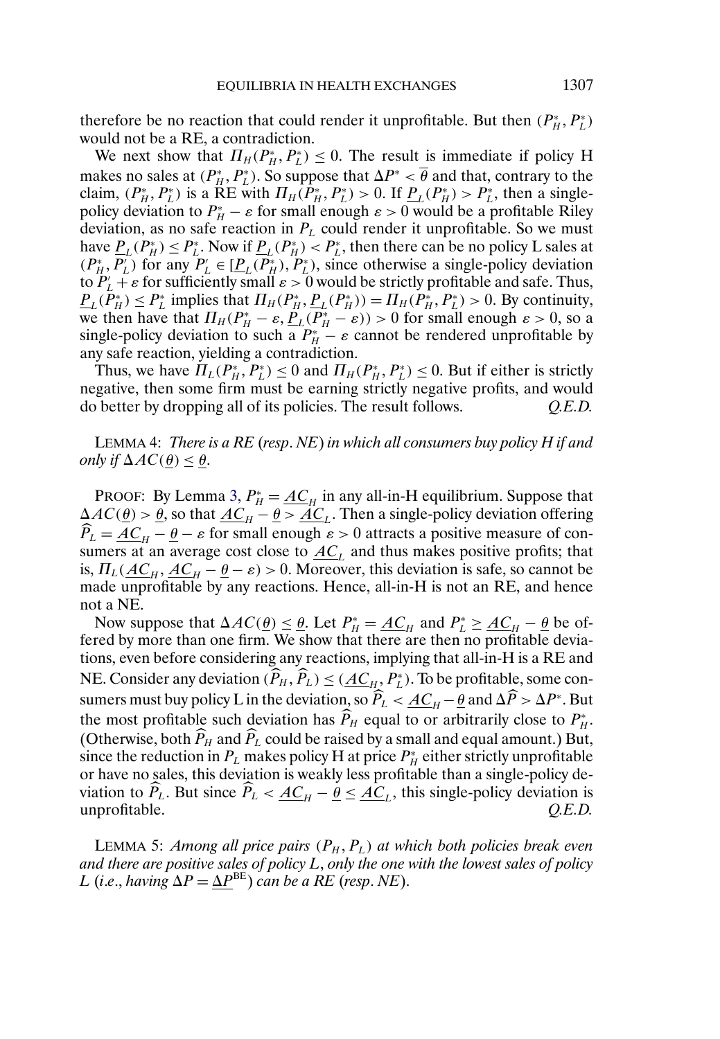therefore be no reaction that could render it unprofitable. But then $(P_H^*, P_L^*)$ would not be a RE, a contradiction.

We next show that $\Pi_H(P_H^*, P_L^*) \leq 0$. The result is immediate if policy H makes no sales at $(P_H^*, P_L^*)$. So suppose that $\Delta P^* < \overline{\theta}$ and that, contrary to the claim, $(P_H^*, P_L^*)$ is a RE with $\Pi_H(P_H^*, P_L^*) > 0$. If $\underline{P}_L(P_H^*) > P_L^*$, then a single-policy deviation to $P_H^* - \varepsilon$ for small enough $\varepsilon > 0$ would be a profitable Riley deviation, as no safe reaction in $P_L$ could render it unprofitable. So we must have $\underline{P}_L(P_H^*) \leq P_L^*$. Now if $\underline{P}_L(P_H^*) < P_L^*$, then there can be no policy L sales at $(P_H^*, P_L')$ for any $P_L' \in [\underline{P}_L(P_H^*), P_L^*)$, since otherwise a single-policy deviation to $P_L' + \varepsilon$ for sufficiently small $\varepsilon > 0$ would be strictly profitable and safe. Thus, $\underline{P}_L(P_H^*) \leq P_L^*$ implies that $\Pi_H(P_H^*, \underline{P}_L(P_H^*)) = \Pi_H(P_H^*, P_L^*) > 0$. By continuity, we then have that $\Pi_H(P_H^* - \varepsilon, \underline{P}_L(P_H^* - \varepsilon)) > 0$ for small enough $\varepsilon > 0$, so a single-policy deviation to such a $P_H^* - \varepsilon$ cannot be rendered unprofitable by any safe reaction, yielding a contradiction.

Thus, we have $\Pi_L(P_H^*, P_L^*) \leq 0$ and $\Pi_H(P_H^*, P_L^*) \leq 0$. But if either is strictly negative, then some firm must be earning strictly negative profits, and would do better by dropping all of its policies. The result follows. *Q.E.D.*

LEMMA 4: *There is a RE* (*resp*. *NE*) *in which all consumers buy policy H if and only if* $\Delta AC(\underline{\theta}) \leq \underline{\theta}$.

PROOF: By Lemma 3, $P_H^* = \underline{AC}_H$ in any all-in-H equilibrium. Suppose that $\Delta AC(\underline{\theta}) > \underline{\theta}$, so that $\underline{AC}_H - \underline{\theta} > \underline{AC}_L$. Then a single-policy deviation offering $\widehat{P}_L = \underline{AC}_H - \underline{\theta} - \varepsilon$ for small enough $\varepsilon > 0$ attracts a positive measure of consumers at an average cost close to $\underline{AC}_L$ and thus makes positive profits; that is, $\Pi_L(\underline{AC}_H, \underline{AC}_H - \underline{\theta} - \varepsilon) > 0$. Moreover, this deviation is safe, so cannot be made unprofitable by any reactions. Hence, all-in-H is not an RE, and hence not a NE.

Now suppose that $\Delta AC(\underline{\theta}) \leq \underline{\theta}$. Let $P_H^* = \underline{AC}_H$ and $P_L^* \geq \underline{AC}_H - \underline{\theta}$ be offered by more than one firm. We show that there are then no profitable deviations, even before considering any reactions, implying that all-in-H is a RE and NE. Consider any deviation $(\widehat{P}_H, \widehat{P}_L) \leq (\underline{AC}_H, P_L^*)$. To be profitable, some consumers must buy policy L in the deviation, so $\widehat{P}_L < \underline{AC}_H - \underline{\theta}$ and $\Delta\widehat{P} > \Delta P^*$. But the most profitable such deviation has $\widehat{P}_H$ equal to or arbitrarily close to $P_H^*$. (Otherwise, both $\widehat{P}_H$ and $\widehat{P}_L$ could be raised by a small and equal amount.) But, since the reduction in $P_L$ makes policy H at price $P_H^*$ either strictly unprofitable or have no sales, this deviation is weakly less profitable than a single-policy deviation to $\widehat{P}_L$. But since $\widehat{P}_L < \underline{AC}_H - \underline{\theta} \leq \underline{AC}_L$, this single-policy deviation is unprofitable. *Q.E.D.*

LEMMA 5: *Among all price pairs* $(P_H, P_L)$ *at which both policies break even and there are positive sales of policy L*, *only the one with the lowest sales of policy L* (*i.e.*, *having* $\Delta P = \underline{\Delta P}^{\mathrm{BE}}$) *can be a RE* (*resp*. *NE*).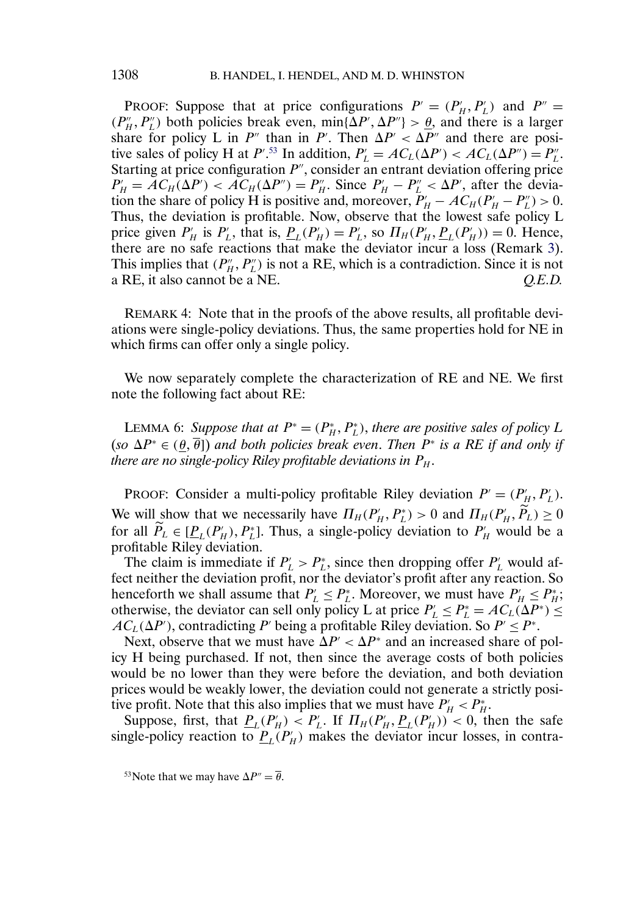PROOF: Suppose that at price configurations $P' = (P'_H, P'_L)$ and $P'' = (P''_H, P''_L)$ both policies break even, $\min\{\Delta P', \Delta P''\} > \underline{\theta}$, and there is a larger share for policy L in $P''$ than in $P'$. Then $\Delta P' < \Delta P''$ and there are positive sales of policy H at $P'$.[53] In addition, $P'_L = AC_L(\Delta P') < AC_L(\Delta P'') = P''_L$. Starting at price configuration $P''$, consider an entrant deviation offering price $P'_H = AC_H(\Delta P') < AC_H(\Delta P'') = P''_H$. Since $P'_H - P''_L < \Delta P'$, after the deviation the share of policy H is positive and, moreover, $P'_H - AC_H(P'_H - P''_L) > 0$. Thus, the deviation is profitable. Now, observe that the lowest safe policy L price given $P'_H$ is $P'_L$, that is, $\underline{P}_L(P'_H) = P'_L$, so $\Pi_H(P'_H, \underline{P}_L(P'_H)) = 0$. Hence, there are no safe reactions that make the deviator incur a loss (Remark 3). This implies that $(P''_H, P''_L)$ is not a RE, which is a contradiction. Since it is not a RE, it also cannot be a NE. *Q.E.D.*

REMARK 4: Note that in the proofs of the above results, all profitable deviations were single-policy deviations. Thus, the same properties hold for NE in which firms can offer only a single policy.

We now separately complete the characterization of RE and NE. We first note the following fact about RE:

LEMMA 6: *Suppose that at $P^* = (P^*_H, P^*_L)$, there are positive sales of policy L (so $\Delta P^* \in (\underline{\theta}, \overline{\theta}]$) and both policies break even. Then $P^*$ is a RE if and only if there are no single-policy Riley profitable deviations in $P_H$.*

PROOF: Consider a multi-policy profitable Riley deviation $P' = (P'_H, P'_L)$. We will show that we necessarily have $\Pi_H(P'_H, P^*_L) > 0$ and $\Pi_H(P'_H, \widetilde{P}_L) \geq 0$ for all $\widetilde{P}_L \in [\underline{P}_L(P'_H), P^*_L]$. Thus, a single-policy deviation to $P'_H$ would be a profitable Riley deviation.

The claim is immediate if $P'_L > P^*_L$, since then dropping offer $P'_L$ would affect neither the deviation profit, nor the deviator's profit after any reaction. So henceforth we shall assume that $P'_L \leq P^*_L$. Moreover, we must have $P'_H \leq P^*_H$; otherwise, the deviator can sell only policy L at price $P'_L \leq P^*_L = AC_L(\Delta P^*) \leq AC_L(\Delta P')$, contradicting $P'$ being a profitable Riley deviation. So $P' \leq P^*$.

Next, observe that we must have $\Delta P' < \Delta P^*$ and an increased share of policy H being purchased. If not, then since the average costs of both policies would be no lower than they were before the deviation, and both deviation prices would be weakly lower, the deviation could not generate a strictly positive profit. Note that this also implies that we must have $P'_H < P^*_H$.

Suppose, first, that $\underline{P}_L(P'_H) < P'_L$. If $\Pi_H(P'_H, \underline{P}_L(P'_H)) < 0$, then the safe single-policy reaction to $\underline{P}_L(P'_H)$ makes the deviator incur losses, in contra-

[53] Note that we may have $\Delta P'' = \overline{\theta}$.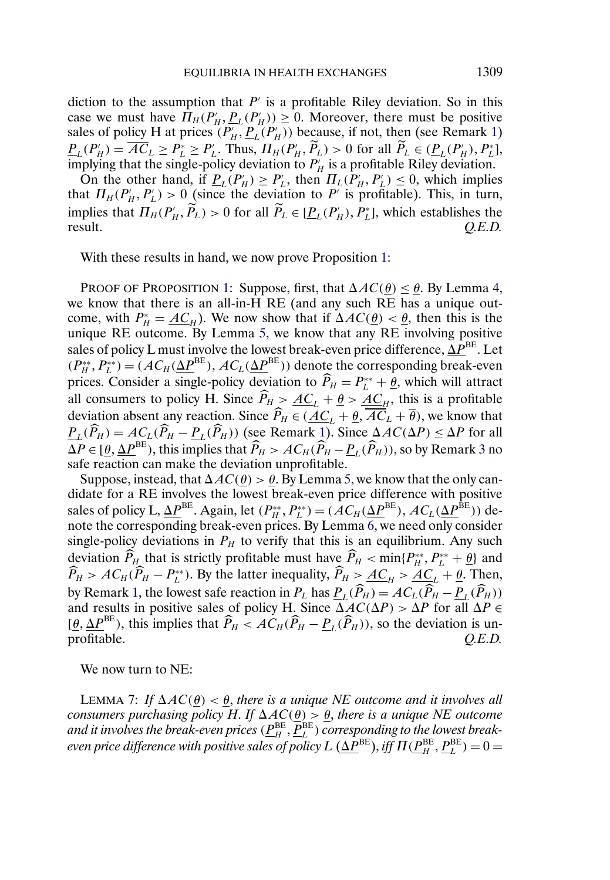diction to the assumption that $P'$ is a profitable Riley deviation. So in this case we must have $\Pi_H(P'_H, \underline{P}_L(P'_H)) \geq 0$. Moreover, there must be positive sales of policy H at prices $(P'_H, \underline{P}_L(P'_H))$ because, if not, then (see Remark 1) $\underline{P}_L(P'_H) = \overline{AC}_L \geq P^*_L \geq P'_L$. Thus, $\Pi_H(P'_H, \widetilde{P}_L) > 0$ for all $\widetilde{P}_L \in (\underline{P}_L(P'_H), P^*_L]$, implying that the single-policy deviation to $P'_H$ is a profitable Riley deviation.

On the other hand, if $\underline{P}_L(P'_H) \geq P'_L$, then $\Pi_L(P'_H, P'_L) \leq 0$, which implies that $\Pi_H(P'_H, P'_L) > 0$ (since the deviation to $P'$ is profitable). This, in turn, implies that $\Pi_H(P'_H, \widetilde{P}_L) > 0$ for all $\widetilde{P}_L \in [\underline{P}_L(P'_H), P^*_L]$, which establishes the result. *Q.E.D.*

With these results in hand, we now prove Proposition 1:

PROOF OF PROPOSITION 1: Suppose, first, that $\Delta AC(\underline{\theta}) \leq \underline{\theta}$. By Lemma 4, we know that there is an all-in-H RE (and any such RE has a unique outcome, with $P^*_H = \underline{AC}_H$). We now show that if $\Delta AC(\underline{\theta}) < \underline{\theta}$, then this is the unique RE outcome. By Lemma 5, we know that any RE involving positive sales of policy L must involve the lowest break-even price difference, $\underline{\Delta P}^{\text{BE}}$. Let $(P^{**}_H, P^{**}_L) = (AC_H(\underline{\Delta P}^{\text{BE}}), AC_L(\underline{\Delta P}^{\text{BE}}))$ denote the corresponding break-even prices. Consider a single-policy deviation to $\widehat{P}_H = P^{**}_L + \underline{\theta}$, which will attract all consumers to policy H. Since $\widehat{P}_H > \underline{AC}_L + \underline{\theta} > \underline{AC}_H$, this is a profitable deviation absent any reaction. Since $\widehat{P}_H \in (\underline{AC}_L + \underline{\theta}, \overline{AC}_L + \overline{\theta})$, we know that $\underline{P}_L(\widehat{P}_H) = AC_L(\widehat{P}_H - \underline{P}_L(\widehat{P}_H))$ (see Remark 1). Since $\Delta AC(\Delta P) \leq \Delta P$ for all $\Delta P \in [\underline{\theta}, \underline{\Delta P}^{\text{BE}})$, this implies that $\widehat{P}_H > AC_H(\widehat{P}_H - \underline{P}_L(\widehat{P}_H))$, so by Remark 3 no safe reaction can make the deviation unprofitable.

Suppose, instead, that $\Delta AC(\underline{\theta}) > \underline{\theta}$. By Lemma 5, we know that the only candidate for a RE involves the lowest break-even price difference with positive sales of policy L, $\underline{\Delta P}^{\text{BE}}$. Again, let $(P^{**}_H, P^{**}_L) = (AC_H(\underline{\Delta P}^{\text{BE}}), AC_L(\underline{\Delta P}^{\text{BE}}))$ denote the corresponding break-even prices. By Lemma 6, we need only consider single-policy deviations in $P_H$ to verify that this is an equilibrium. Any such deviation $\widehat{P}_H$ that is strictly profitable must have $\widehat{P}_H < \min\{P^{**}_H, P^{**}_L + \underline{\theta}\}$ and $\widehat{P}_H > AC_H(\widehat{P}_H - P^{**}_L)$. By the latter inequality, $\widehat{P}_H > \underline{AC}_H > \underline{AC}_L + \underline{\theta}$. Then, by Remark 1, the lowest safe reaction in $P_L$ has $\underline{P}_L(\widehat{P}_H) = AC_L(\widehat{P}_H - \underline{P}_L(\widehat{P}_H))$ and results in positive sales of policy H. Since $\Delta AC(\Delta P) > \Delta P$ for all $\Delta P \in [\underline{\theta}, \underline{\Delta P}^{\text{BE}})$, this implies that $\widehat{P}_H < AC_H(\widehat{P}_H - \underline{P}_L(\widehat{P}_H))$, so the deviation is unprofitable. *Q.E.D.*

We now turn to NE:

LEMMA 7: *If $\Delta AC(\underline{\theta}) < \underline{\theta}$, there is a unique NE outcome and it involves all consumers purchasing policy H. If $\Delta AC(\underline{\theta}) > \underline{\theta}$, there is a unique NE outcome and it involves the break-even prices $(\underline{P}^{\text{BE}}_H, \underline{P}^{\text{BE}}_L)$ corresponding to the lowest break-even price difference with positive sales of policy L $(\underline{\Delta P}^{\text{BE}})$, iff $\Pi(\underline{P}^{\text{BE}}_H, \underline{P}^{\text{BE}}_L) = 0 =$*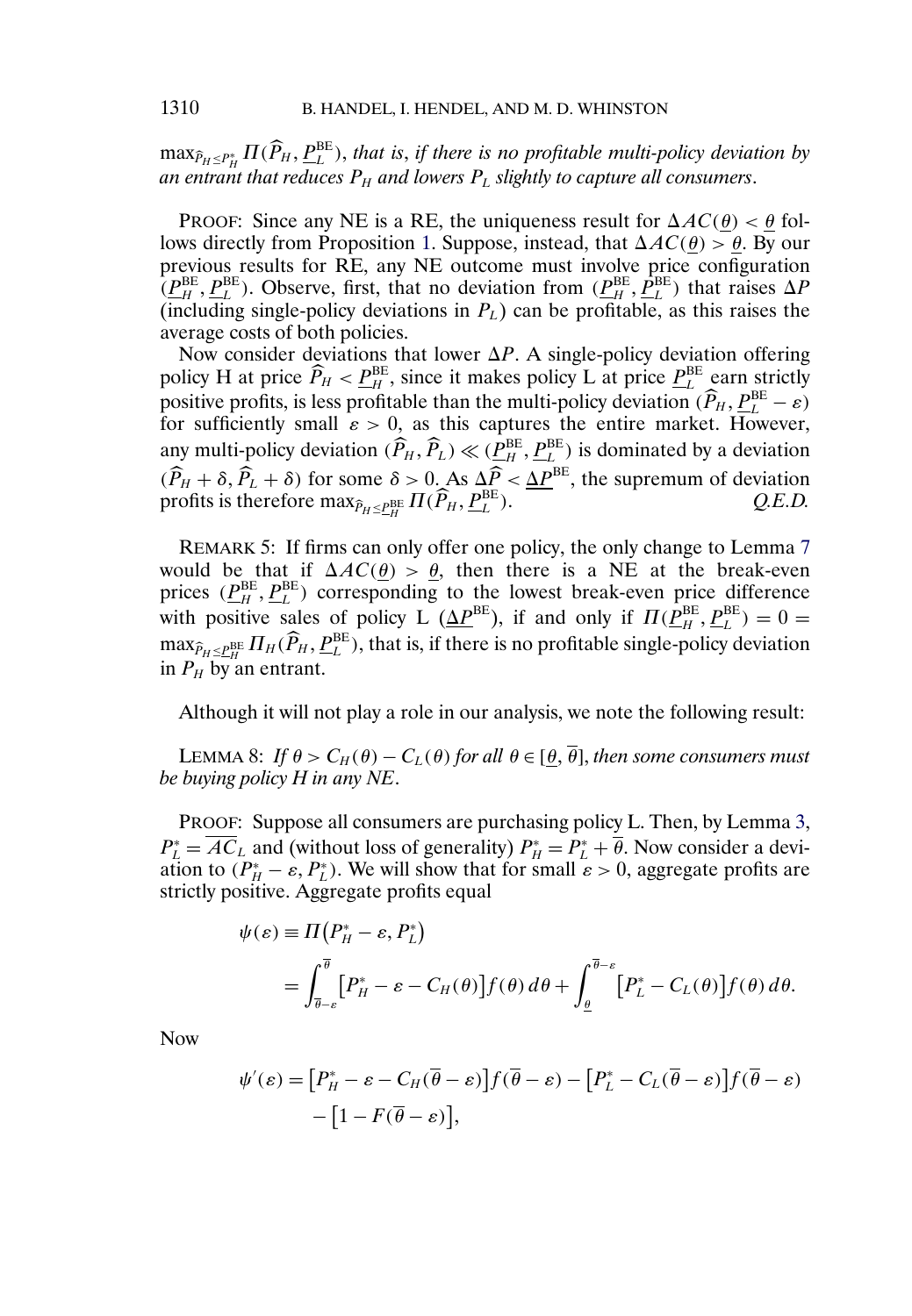$\max_{\widehat{P}_H \leq P_H^*} \Pi(\widehat{P}_H, \underline{P}_L^{\text{BE}})$, *that is, if there is no profitable multi-policy deviation by an entrant that reduces $P_H$ and lowers $P_L$ slightly to capture all consumers*.

PROOF: Since any NE is a RE, the uniqueness result for $\Delta AC(\underline{\theta}) < \underline{\theta}$ follows directly from Proposition 1. Suppose, instead, that $\Delta AC(\underline{\theta}) > \underline{\theta}$. By our previous results for RE, any NE outcome must involve price configuration $(\underline{P}_H^{\text{BE}}, \underline{P}_L^{\text{BE}})$. Observe, first, that no deviation from $(\underline{P}_H^{\text{BE}}, \underline{P}_L^{\text{BE}})$ that raises $\Delta P$ (including single-policy deviations in $P_L$) can be profitable, as this raises the average costs of both policies.

Now consider deviations that lower $\Delta P$. A single-policy deviation offering policy H at price $\widehat{P}_H < \underline{P}_H^{\text{BE}}$, since it makes policy L at price $\underline{P}_L^{\text{BE}}$ earn strictly positive profits, is less profitable than the multi-policy deviation $(\widehat{P}_H, \underline{P}_L^{\text{BE}} - \varepsilon)$ for sufficiently small $\varepsilon > 0$, as this captures the entire market. However, any multi-policy deviation $(\widehat{P}_H, \widehat{P}_L) \ll (\underline{P}_H^{\text{BE}}, \underline{P}_L^{\text{BE}})$ is dominated by a deviation $(\widehat{P}_H + \delta, \widehat{P}_L + \delta)$ for some $\delta > 0$. As $\Delta\widehat{P} < \underline{\Delta P}^{\text{BE}}$, the supremum of deviation profits is therefore $\max_{\widehat{P}_H \leq \underline{P}_H^{\text{BE}}} \Pi(\widehat{P}_H, \underline{P}_L^{\text{BE}})$. *Q.E.D.*

REMARK 5: If firms can only offer one policy, the only change to Lemma 7 would be that if $\Delta AC(\underline{\theta}) > \underline{\theta}$, then there is a NE at the break-even prices $(\underline{P}_H^{\text{BE}}, \underline{P}_L^{\text{BE}})$ corresponding to the lowest break-even price difference with positive sales of policy L ($\underline{\Delta P}^{\text{BE}}$), if and only if $\Pi(\underline{P}_H^{\text{BE}}, \underline{P}_L^{\text{BE}}) = 0 = \max_{\widehat{P}_H \leq \underline{P}_H^{\text{BE}}} \Pi_H(\widehat{P}_H, \underline{P}_L^{\text{BE}})$, that is, if there is no profitable single-policy deviation in $P_H$ by an entrant.

Although it will not play a role in our analysis, we note the following result:

LEMMA 8: *If $\theta > C_H(\theta) - C_L(\theta)$ for all $\theta \in [\underline{\theta}, \overline{\theta}]$, then some consumers must be buying policy H in any NE*.

PROOF: Suppose all consumers are purchasing policy L. Then, by Lemma 3, $P_L^* = \overline{AC}_L$ and (without loss of generality) $P_H^* = P_L^* + \overline{\theta}$. Now consider a deviation to $(P_H^* - \varepsilon, P_L^*)$. We will show that for small $\varepsilon > 0$, aggregate profits are strictly positive. Aggregate profits equal

$$
\begin{aligned}
\psi(\varepsilon) &\equiv \Pi\big(P_H^* - \varepsilon, P_L^*\big) \\
&= \int_{\overline{\theta}-\varepsilon}^{\overline{\theta}} \big[P_H^* - \varepsilon - C_H(\theta)\big] f(\theta)\, d\theta + \int_{\underline{\theta}}^{\overline{\theta}-\varepsilon} \big[P_L^* - C_L(\theta)\big] f(\theta)\, d\theta.
\end{aligned}
$$

Now

$$
\begin{aligned}
\psi'(\varepsilon) &= \big[P_H^* - \varepsilon - C_H(\overline{\theta} - \varepsilon)\big] f(\overline{\theta} - \varepsilon) - \big[P_L^* - C_L(\overline{\theta} - \varepsilon)\big] f(\overline{\theta} - \varepsilon) \\
&\quad - \big[1 - F(\overline{\theta} - \varepsilon)\big],
\end{aligned}
$$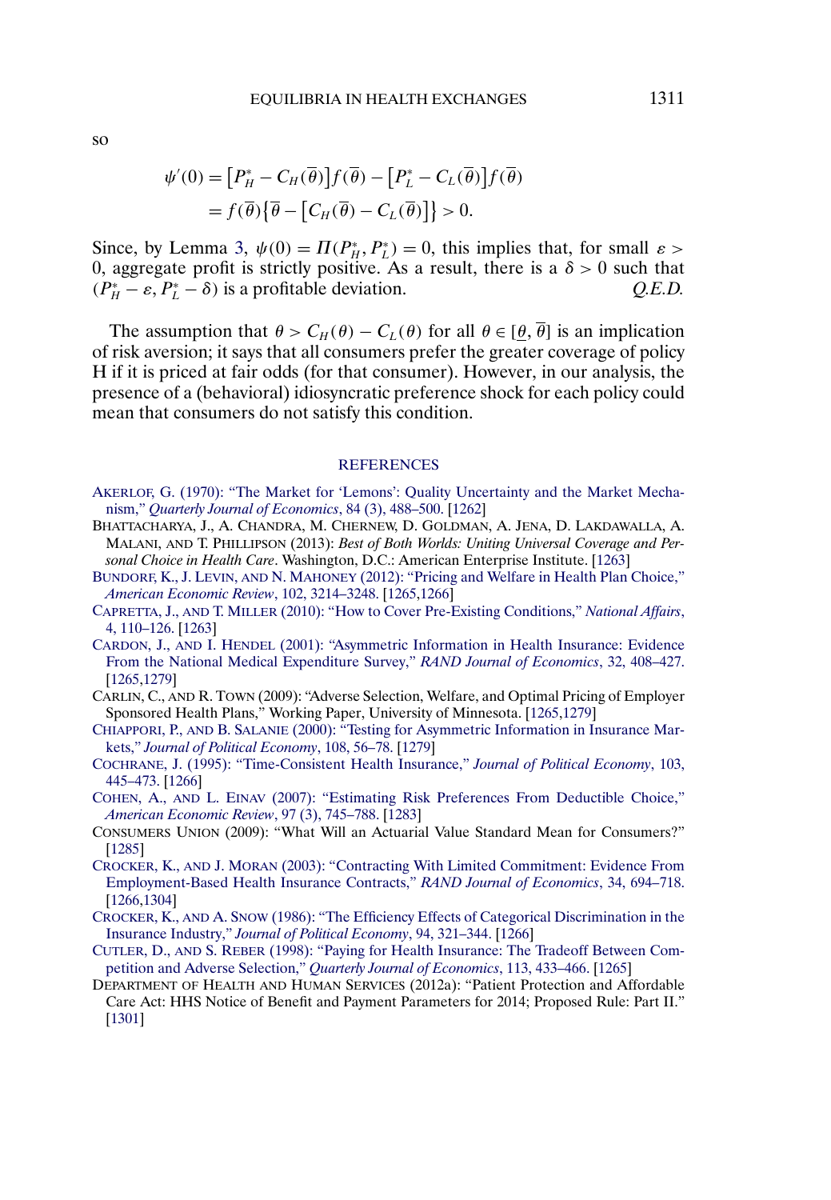so

$$\psi'(0) = \left[P_H^* - C_H(\overline{\theta})\right]f(\overline{\theta}) - \left[P_L^* - C_L(\overline{\theta})\right]f(\overline{\theta})$$
$$= f(\overline{\theta})\left\{\overline{\theta} - \left[C_H(\overline{\theta}) - C_L(\overline{\theta})\right]\right\} > 0.$$

Since, by Lemma 3, $\psi(0) = \Pi(P_H^*, P_L^*) = 0$, this implies that, for small $\varepsilon > 0$, aggregate profit is strictly positive. As a result, there is a $\delta > 0$ such that $(P_H^* - \varepsilon, P_L^* - \delta)$ is a profitable deviation. *Q.E.D.*

The assumption that $\theta > C_H(\theta) - C_L(\theta)$ for all $\theta \in [\underline{\theta}, \overline{\theta}]$ is an implication of risk aversion; it says that all consumers prefer the greater coverage of policy H if it is priced at fair odds (for that consumer). However, in our analysis, the presence of a (behavioral) idiosyncratic preference shock for each policy could mean that consumers do not satisfy this condition.

## REFERENCES

AKERLOF, G. (1970): "The Market for 'Lemons': Quality Uncertainty and the Market Mechanism," *Quarterly Journal of Economics*, 84 (3), 488–500. [1262]

BHATTACHARYA, J., A. CHANDRA, M. CHERNEW, D. GOLDMAN, A. JENA, D. LAKDAWALLA, A. MALANI, AND T. PHILLIPSON (2013): *Best of Both Worlds: Uniting Universal Coverage and Personal Choice in Health Care*. Washington, D.C.: American Enterprise Institute. [1263]

BUNDORF, K., J. LEVIN, AND N. MAHONEY (2012): "Pricing and Welfare in Health Plan Choice," *American Economic Review*, 102, 3214–3248. [1265,1266]

CAPRETTA, J., AND T. MILLER (2010): "How to Cover Pre-Existing Conditions," *National Affairs*, 4, 110–126. [1263]

CARDON, J., AND I. HENDEL (2001): "Asymmetric Information in Health Insurance: Evidence From the National Medical Expenditure Survey," *RAND Journal of Economics*, 32, 408–427. [1265,1279]

CARLIN, C., AND R. TOWN (2009): "Adverse Selection, Welfare, and Optimal Pricing of Employer Sponsored Health Plans," Working Paper, University of Minnesota. [1265,1279]

CHIAPPORI, P., AND B. SALANIE (2000): "Testing for Asymmetric Information in Insurance Markets," *Journal of Political Economy*, 108, 56–78. [1279]

COCHRANE, J. (1995): "Time-Consistent Health Insurance," *Journal of Political Economy*, 103, 445–473. [1266]

COHEN, A., AND L. EINAV (2007): "Estimating Risk Preferences From Deductible Choice," *American Economic Review*, 97 (3), 745–788. [1283]

CONSUMERS UNION (2009): "What Will an Actuarial Value Standard Mean for Consumers?" [1285]

CROCKER, K., AND J. MORAN (2003): "Contracting With Limited Commitment: Evidence From Employment-Based Health Insurance Contracts," *RAND Journal of Economics*, 34, 694–718. [1266,1304]

CROCKER, K., AND A. SNOW (1986): "The Efficiency Effects of Categorical Discrimination in the Insurance Industry," *Journal of Political Economy*, 94, 321–344. [1266]

CUTLER, D., AND S. REBER (1998): "Paying for Health Insurance: The Tradeoff Between Competition and Adverse Selection," *Quarterly Journal of Economics*, 113, 433–466. [1265]

DEPARTMENT OF HEALTH AND HUMAN SERVICES (2012a): "Patient Protection and Affordable Care Act: HHS Notice of Benefit and Payment Parameters for 2014; Proposed Rule: Part II." [1301]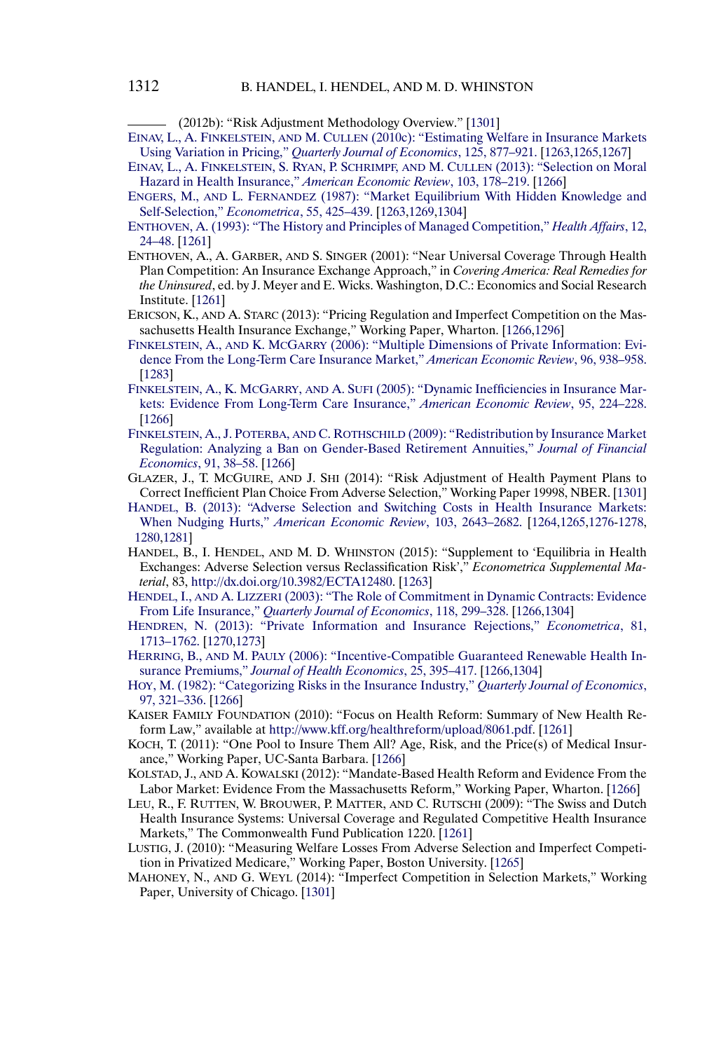——— (2012b): "Risk Adjustment Methodology Overview." [1301]

EINAV, L., A. FINKELSTEIN, AND M. CULLEN (2010c): "Estimating Welfare in Insurance Markets Using Variation in Pricing," *Quarterly Journal of Economics*, 125, 877–921. [1263,1265,1267]

EINAV, L., A. FINKELSTEIN, S. RYAN, P. SCHRIMPF, AND M. CULLEN (2013): "Selection on Moral Hazard in Health Insurance," *American Economic Review*, 103, 178–219. [1266]

ENGERS, M., AND L. FERNANDEZ (1987): "Market Equilibrium With Hidden Knowledge and Self-Selection," *Econometrica*, 55, 425–439. [1263,1269,1304]

ENTHOVEN, A. (1993): "The History and Principles of Managed Competition," *Health Affairs*, 12, 24–48. [1261]

ENTHOVEN, A., A. GARBER, AND S. SINGER (2001): "Near Universal Coverage Through Health Plan Competition: An Insurance Exchange Approach," in *Covering America: Real Remedies for the Uninsured*, ed. by J. Meyer and E. Wicks. Washington, D.C.: Economics and Social Research Institute. [1261]

ERICSON, K., AND A. STARC (2013): "Pricing Regulation and Imperfect Competition on the Massachusetts Health Insurance Exchange," Working Paper, Wharton. [1266,1296]

FINKELSTEIN, A., AND K. MCGARRY (2006): "Multiple Dimensions of Private Information: Evidence From the Long-Term Care Insurance Market," *American Economic Review*, 96, 938–958. [1283]

FINKELSTEIN, A., K. MCGARRY, AND A. SUFI (2005): "Dynamic Inefficiencies in Insurance Markets: Evidence From Long-Term Care Insurance," *American Economic Review*, 95, 224–228. [1266]

FINKELSTEIN, A., J. POTERBA, AND C. ROTHSCHILD (2009): "Redistribution by Insurance Market Regulation: Analyzing a Ban on Gender-Based Retirement Annuities," *Journal of Financial Economics*, 91, 38–58. [1266]

GLAZER, J., T. MCGUIRE, AND J. SHI (2014): "Risk Adjustment of Health Payment Plans to Correct Inefficient Plan Choice From Adverse Selection," Working Paper 19998, NBER. [1301]

HANDEL, B. (2013): "Adverse Selection and Switching Costs in Health Insurance Markets: When Nudging Hurts," *American Economic Review*, 103, 2643–2682. [1264,1265,1276-1278, 1280,1281]

HANDEL, B., I. HENDEL, AND M. D. WHINSTON (2015): "Supplement to 'Equilibria in Health Exchanges: Adverse Selection versus Reclassification Risk'," *Econometrica Supplemental Material*, 83, http://dx.doi.org/10.3982/ECTA12480. [1263]

HENDEL, I., AND A. LIZZERI (2003): "The Role of Commitment in Dynamic Contracts: Evidence From Life Insurance," *Quarterly Journal of Economics*, 118, 299–328. [1266,1304]

HENDREN, N. (2013): "Private Information and Insurance Rejections," *Econometrica*, 81, 1713–1762. [1270,1273]

HERRING, B., AND M. PAULY (2006): "Incentive-Compatible Guaranteed Renewable Health Insurance Premiums," *Journal of Health Economics*, 25, 395–417. [1266,1304]

HOY, M. (1982): "Categorizing Risks in the Insurance Industry," *Quarterly Journal of Economics*, 97, 321–336. [1266]

KAISER FAMILY FOUNDATION (2010): "Focus on Health Reform: Summary of New Health Reform Law," available at http://www.kff.org/healthreform/upload/8061.pdf. [1261]

KOCH, T. (2011): "One Pool to Insure Them All? Age, Risk, and the Price(s) of Medical Insurance," Working Paper, UC-Santa Barbara. [1266]

KOLSTAD, J., AND A. KOWALSKI (2012): "Mandate-Based Health Reform and Evidence From the Labor Market: Evidence From the Massachusetts Reform," Working Paper, Wharton. [1266]

LEU, R., F. RUTTEN, W. BROUWER, P. MATTER, AND C. RUTSCHI (2009): "The Swiss and Dutch Health Insurance Systems: Universal Coverage and Regulated Competitive Health Insurance Markets," The Commonwealth Fund Publication 1220. [1261]

LUSTIG, J. (2010): "Measuring Welfare Losses From Adverse Selection and Imperfect Competition in Privatized Medicare," Working Paper, Boston University. [1265]

MAHONEY, N., AND G. WEYL (2014): "Imperfect Competition in Selection Markets," Working Paper, University of Chicago. [1301]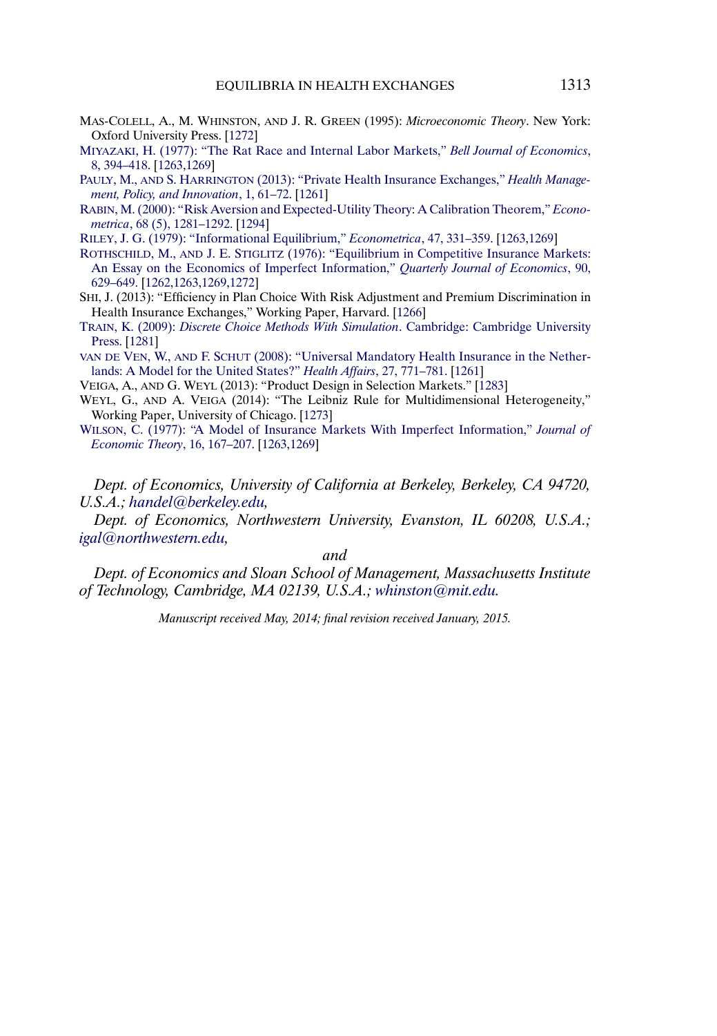MAS-COLELL, A., M. WHINSTON, AND J. R. GREEN (1995): *Microeconomic Theory*. New York: Oxford University Press. [1272]

MIYAZAKI, H. (1977): "The Rat Race and Internal Labor Markets," *Bell Journal of Economics*, 8, 394–418. [1263,1269]

PAULY, M., AND S. HARRINGTON (2013): "Private Health Insurance Exchanges," *Health Management, Policy, and Innovation*, 1, 61–72. [1261]

RABIN, M. (2000): "Risk Aversion and Expected-Utility Theory: A Calibration Theorem," *Econometrica*, 68 (5), 1281–1292. [1294]

RILEY, J. G. (1979): "Informational Equilibrium," *Econometrica*, 47, 331–359. [1263,1269]

ROTHSCHILD, M., AND J. E. STIGLITZ (1976): "Equilibrium in Competitive Insurance Markets: An Essay on the Economics of Imperfect Information," *Quarterly Journal of Economics*, 90, 629–649. [1262,1263,1269,1272]

SHI, J. (2013): "Efficiency in Plan Choice With Risk Adjustment and Premium Discrimination in Health Insurance Exchanges," Working Paper, Harvard. [1266]

TRAIN, K. (2009): *Discrete Choice Methods With Simulation*. Cambridge: Cambridge University Press. [1281]

VAN DE VEN, W., AND F. SCHUT (2008): "Universal Mandatory Health Insurance in the Netherlands: A Model for the United States?" *Health Affairs*, 27, 771–781. [1261]

VEIGA, A., AND G. WEYL (2013): "Product Design in Selection Markets." [1283]

WEYL, G., AND A. VEIGA (2014): "The Leibniz Rule for Multidimensional Heterogeneity," Working Paper, University of Chicago. [1273]

WILSON, C. (1977): "A Model of Insurance Markets With Imperfect Information," *Journal of Economic Theory*, 16, 167–207. [1263,1269]

*Dept. of Economics, University of California at Berkeley, Berkeley, CA 94720, U.S.A.; handel@berkeley.edu,*

*Dept. of Economics, Northwestern University, Evanston, IL 60208, U.S.A.; igal@northwestern.edu,*

*and*

*Dept. of Economics and Sloan School of Management, Massachusetts Institute of Technology, Cambridge, MA 02139, U.S.A.; whinston@mit.edu.*

*Manuscript received May, 2014; final revision received January, 2015.*